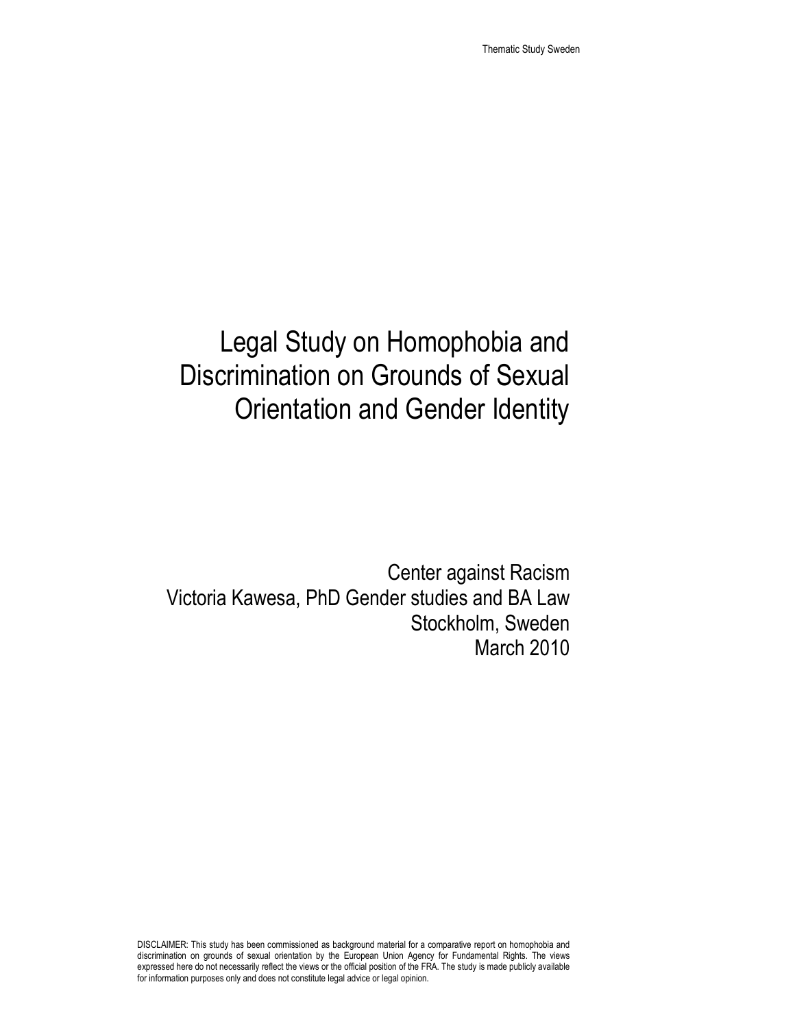# Legal Study on Homophobia and Discrimination on Grounds of Sexual Orientation and Gender Identity

Center against Racism
Victoria Kawesa, PhD Gender studies and BA Law
Stockholm, Sweden
March 2010

DISCLAIMER: This study has been commissioned as background material for a comparative report on homophobia and discrimination on grounds of sexual orientation by the European Union Agency for Fundamental Rights. The views expressed here do not necessarily reflect the views or the official position of the FRA. The study is made publicly available for information purposes only and does not constitute legal advice or legal opinion.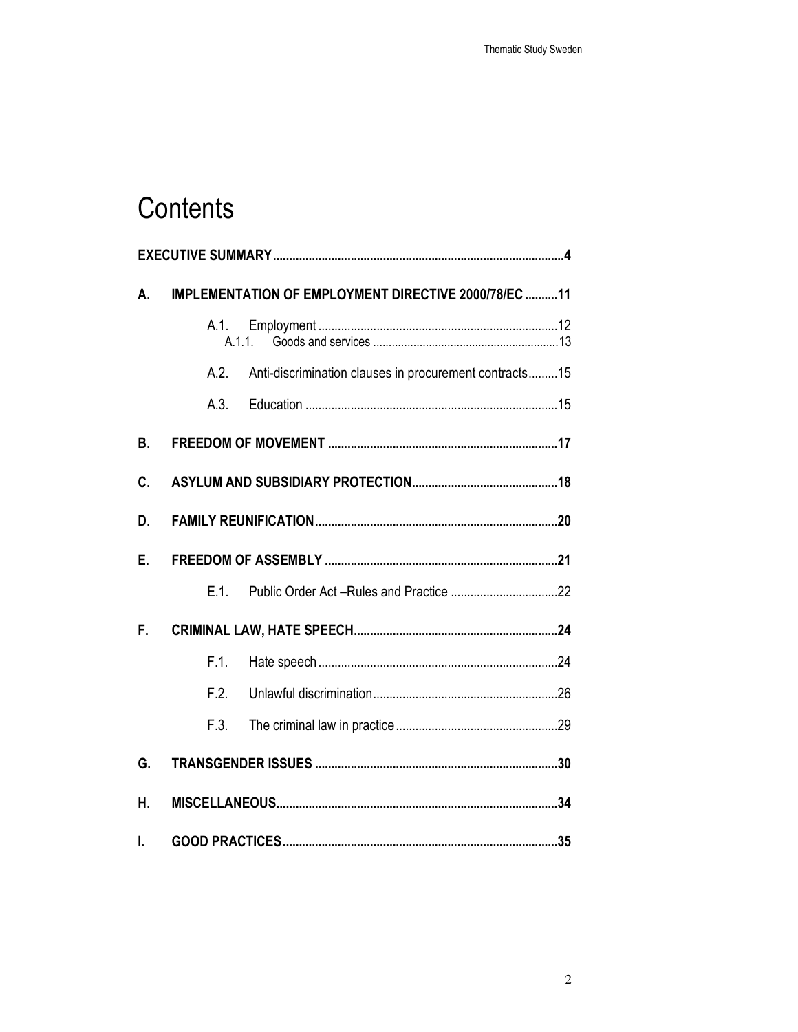# Contents

**EXECUTIVE SUMMARY** ..... **4**

**A. IMPLEMENTATION OF EMPLOYMENT DIRECTIVE 2000/78/EC** ..... **11**

- A.1. Employment ..... 12
  - A.1.1. Goods and services ..... 13
- A.2. Anti-discrimination clauses in procurement contracts ..... 15
- A.3. Education ..... 15

**B. FREEDOM OF MOVEMENT** ..... **17**

**C. ASYLUM AND SUBSIDIARY PROTECTION** ..... **18**

**D. FAMILY REUNIFICATION** ..... **20**

**E. FREEDOM OF ASSEMBLY** ..... **21**

- E.1. Public Order Act –Rules and Practice ..... 22

**F. CRIMINAL LAW, HATE SPEECH** ..... **24**

- F.1. Hate speech ..... 24
- F.2. Unlawful discrimination ..... 26
- F.3. The criminal law in practice ..... 29

**G. TRANSGENDER ISSUES** ..... **30**

**H. MISCELLANEOUS** ..... **34**

**I. GOOD PRACTICES** ..... **35**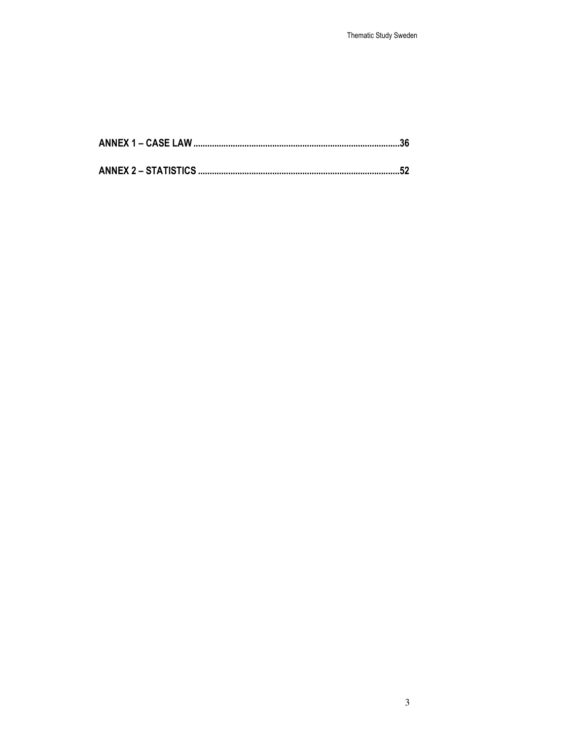**ANNEX 1 – CASE LAW .......................................................................................36**

**ANNEX 2 – STATISTICS .....................................................................................52**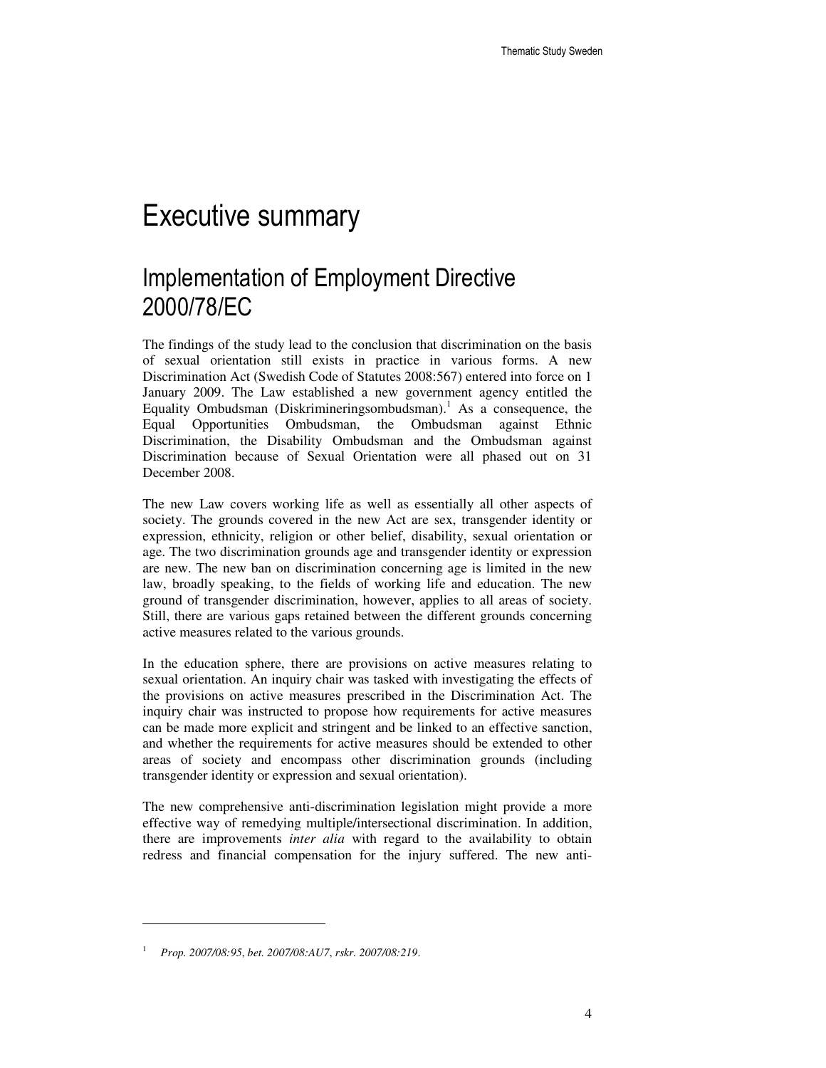# Executive summary

## Implementation of Employment Directive 2000/78/EC

The findings of the study lead to the conclusion that discrimination on the basis of sexual orientation still exists in practice in various forms. A new Discrimination Act (Swedish Code of Statutes 2008:567) entered into force on 1 January 2009. The Law established a new government agency entitled the Equality Ombudsman (Diskrimineringsombudsman).[1] As a consequence, the Equal Opportunities Ombudsman, the Ombudsman against Ethnic Discrimination, the Disability Ombudsman and the Ombudsman against Discrimination because of Sexual Orientation were all phased out on 31 December 2008.

The new Law covers working life as well as essentially all other aspects of society. The grounds covered in the new Act are sex, transgender identity or expression, ethnicity, religion or other belief, disability, sexual orientation or age. The two discrimination grounds age and transgender identity or expression are new. The new ban on discrimination concerning age is limited in the new law, broadly speaking, to the fields of working life and education. The new ground of transgender discrimination, however, applies to all areas of society. Still, there are various gaps retained between the different grounds concerning active measures related to the various grounds.

In the education sphere, there are provisions on active measures relating to sexual orientation. An inquiry chair was tasked with investigating the effects of the provisions on active measures prescribed in the Discrimination Act. The inquiry chair was instructed to propose how requirements for active measures can be made more explicit and stringent and be linked to an effective sanction, and whether the requirements for active measures should be extended to other areas of society and encompass other discrimination grounds (including transgender identity or expression and sexual orientation).

The new comprehensive anti-discrimination legislation might provide a more effective way of remedying multiple/intersectional discrimination. In addition, there are improvements *inter alia* with regard to the availability to obtain redress and financial compensation for the injury suffered. The new anti-

---

[1] *Prop. 2007/08:95*, *bet. 2007/08:AU7*, *rskr. 2007/08:219*.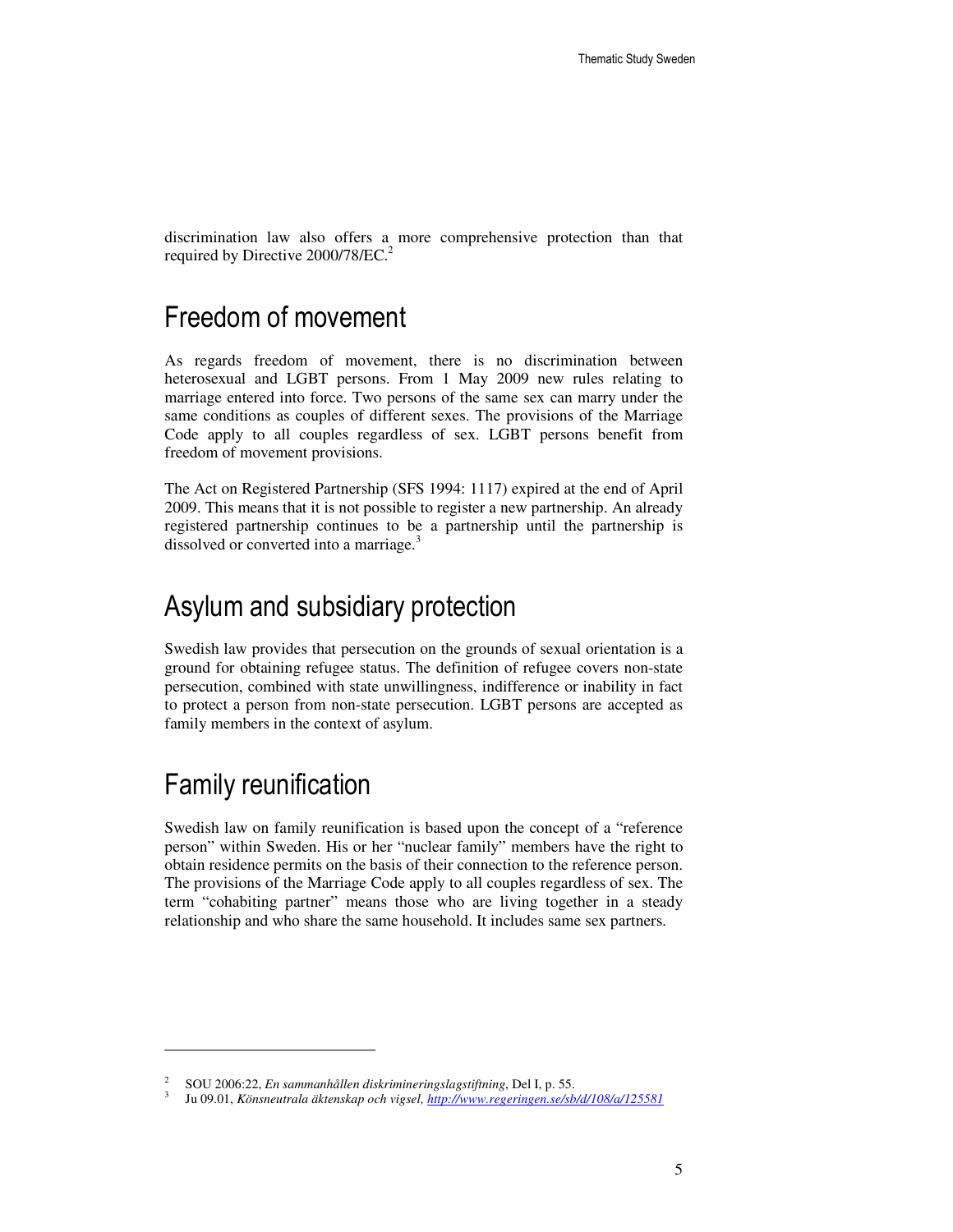discrimination law also offers a more comprehensive protection than that required by Directive 2000/78/EC.[2]

## Freedom of movement

As regards freedom of movement, there is no discrimination between heterosexual and LGBT persons. From 1 May 2009 new rules relating to marriage entered into force. Two persons of the same sex can marry under the same conditions as couples of different sexes. The provisions of the Marriage Code apply to all couples regardless of sex. LGBT persons benefit from freedom of movement provisions.

The Act on Registered Partnership (SFS 1994: 1117) expired at the end of April 2009. This means that it is not possible to register a new partnership. An already registered partnership continues to be a partnership until the partnership is dissolved or converted into a marriage.[3]

## Asylum and subsidiary protection

Swedish law provides that persecution on the grounds of sexual orientation is a ground for obtaining refugee status. The definition of refugee covers non-state persecution, combined with state unwillingness, indifference or inability in fact to protect a person from non-state persecution. LGBT persons are accepted as family members in the context of asylum.

## Family reunification

Swedish law on family reunification is based upon the concept of a "reference person" within Sweden. His or her "nuclear family" members have the right to obtain residence permits on the basis of their connection to the reference person. The provisions of the Marriage Code apply to all couples regardless of sex. The term "cohabiting partner" means those who are living together in a steady relationship and who share the same household. It includes same sex partners.

---

[2] SOU 2006:22, *En sammanhållen diskrimineringslagstiftning*, Del I, p. 55.

[3] Ju 09.01, *Könsneutrala äktenskap och vigsel*, http://www.regeringen.se/sb/d/108/a/125581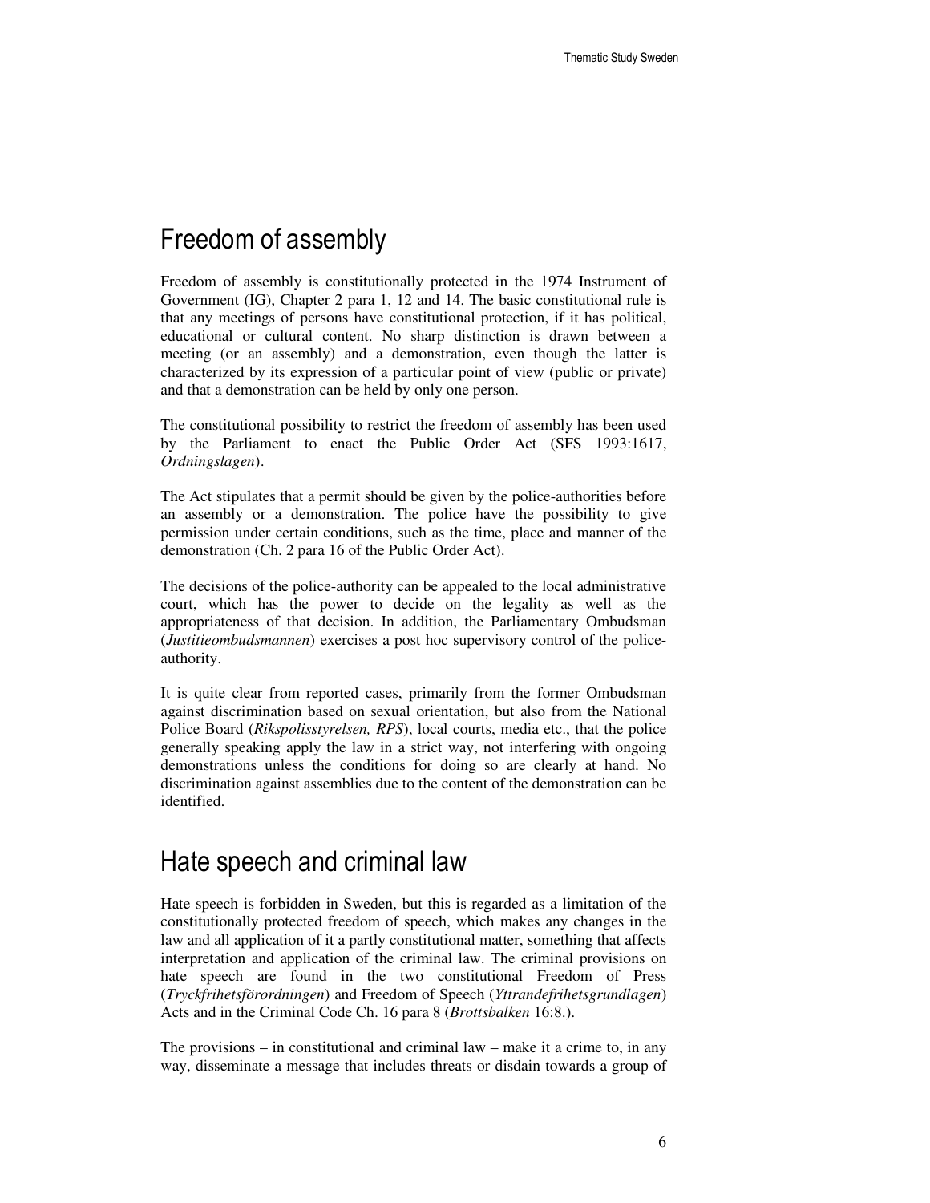## Freedom of assembly

Freedom of assembly is constitutionally protected in the 1974 Instrument of Government (IG), Chapter 2 para 1, 12 and 14. The basic constitutional rule is that any meetings of persons have constitutional protection, if it has political, educational or cultural content. No sharp distinction is drawn between a meeting (or an assembly) and a demonstration, even though the latter is characterized by its expression of a particular point of view (public or private) and that a demonstration can be held by only one person.

The constitutional possibility to restrict the freedom of assembly has been used by the Parliament to enact the Public Order Act (SFS 1993:1617, *Ordningslagen*).

The Act stipulates that a permit should be given by the police-authorities before an assembly or a demonstration. The police have the possibility to give permission under certain conditions, such as the time, place and manner of the demonstration (Ch. 2 para 16 of the Public Order Act).

The decisions of the police-authority can be appealed to the local administrative court, which has the power to decide on the legality as well as the appropriateness of that decision. In addition, the Parliamentary Ombudsman (*Justitieombudsmannen*) exercises a post hoc supervisory control of the police-authority.

It is quite clear from reported cases, primarily from the former Ombudsman against discrimination based on sexual orientation, but also from the National Police Board (*Rikspolisstyrelsen, RPS*), local courts, media etc., that the police generally speaking apply the law in a strict way, not interfering with ongoing demonstrations unless the conditions for doing so are clearly at hand. No discrimination against assemblies due to the content of the demonstration can be identified.

## Hate speech and criminal law

Hate speech is forbidden in Sweden, but this is regarded as a limitation of the constitutionally protected freedom of speech, which makes any changes in the law and all application of it a partly constitutional matter, something that affects interpretation and application of the criminal law. The criminal provisions on hate speech are found in the two constitutional Freedom of Press (*Tryckfrihetsförordningen*) and Freedom of Speech (*Yttrandefrihetsgrundlagen*) Acts and in the Criminal Code Ch. 16 para 8 (*Brottsbalken* 16:8.).

The provisions – in constitutional and criminal law – make it a crime to, in any way, disseminate a message that includes threats or disdain towards a group of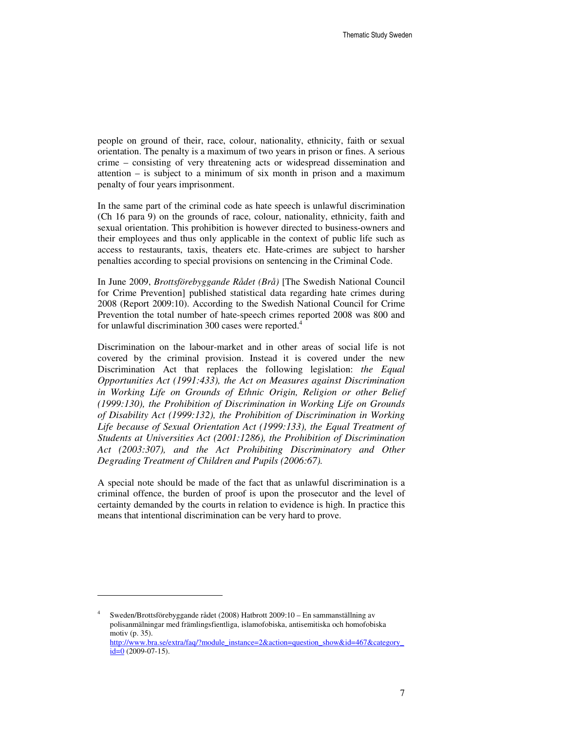people on ground of their, race, colour, nationality, ethnicity, faith or sexual orientation. The penalty is a maximum of two years in prison or fines. A serious crime – consisting of very threatening acts or widespread dissemination and attention – is subject to a minimum of six month in prison and a maximum penalty of four years imprisonment.

In the same part of the criminal code as hate speech is unlawful discrimination (Ch 16 para 9) on the grounds of race, colour, nationality, ethnicity, faith and sexual orientation. This prohibition is however directed to business-owners and their employees and thus only applicable in the context of public life such as access to restaurants, taxis, theaters etc. Hate-crimes are subject to harsher penalties according to special provisions on sentencing in the Criminal Code.

In June 2009, *Brottsförebyggande Rådet (Brå)* [The Swedish National Council for Crime Prevention] published statistical data regarding hate crimes during 2008 (Report 2009:10). According to the Swedish National Council for Crime Prevention the total number of hate-speech crimes reported 2008 was 800 and for unlawful discrimination 300 cases were reported.[4]

Discrimination on the labour-market and in other areas of social life is not covered by the criminal provision. Instead it is covered under the new Discrimination Act that replaces the following legislation: *the Equal Opportunities Act (1991:433), the Act on Measures against Discrimination in Working Life on Grounds of Ethnic Origin, Religion or other Belief (1999:130), the Prohibition of Discrimination in Working Life on Grounds of Disability Act (1999:132), the Prohibition of Discrimination in Working Life because of Sexual Orientation Act (1999:133), the Equal Treatment of Students at Universities Act (2001:1286), the Prohibition of Discrimination Act (2003:307), and the Act Prohibiting Discriminatory and Other Degrading Treatment of Children and Pupils (2006:67).*

A special note should be made of the fact that as unlawful discrimination is a criminal offence, the burden of proof is upon the prosecutor and the level of certainty demanded by the courts in relation to evidence is high. In practice this means that intentional discrimination can be very hard to prove.

---

[4] Sweden/Brottsförebyggande rådet (2008) Hatbrott 2009:10 – En sammanställning av polisanmälningar med främlingsfientliga, islamofobiska, antisemitiska och homofobiska motiv (p. 35). http://www.bra.se/extra/faq/?module_instance=2&action=question_show&id=467&category_id=0 (2009-07-15).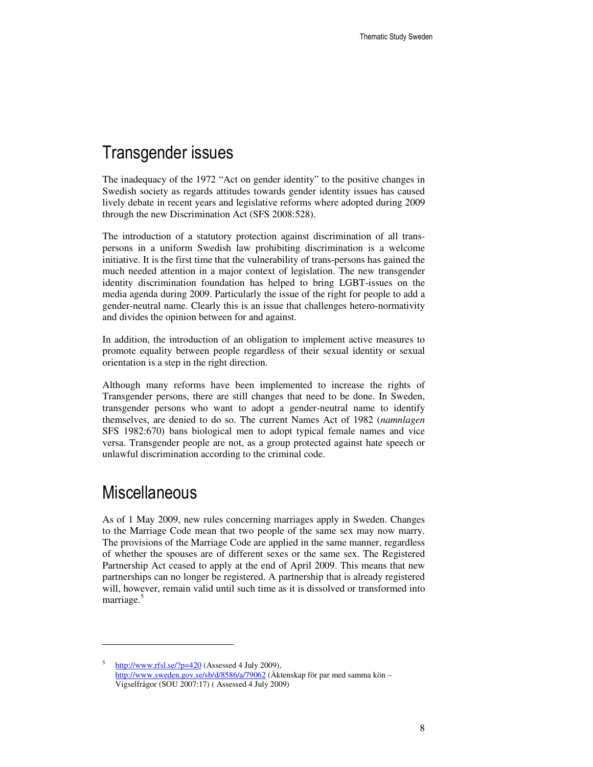# Transgender issues

The inadequacy of the 1972 "Act on gender identity" to the positive changes in Swedish society as regards attitudes towards gender identity issues has caused lively debate in recent years and legislative reforms where adopted during 2009 through the new Discrimination Act (SFS 2008:528).

The introduction of a statutory protection against discrimination of all trans-persons in a uniform Swedish law prohibiting discrimination is a welcome initiative. It is the first time that the vulnerability of trans-persons has gained the much needed attention in a major context of legislation. The new transgender identity discrimination foundation has helped to bring LGBT-issues on the media agenda during 2009. Particularly the issue of the right for people to add a gender-neutral name. Clearly this is an issue that challenges hetero-normativity and divides the opinion between for and against.

In addition, the introduction of an obligation to implement active measures to promote equality between people regardless of their sexual identity or sexual orientation is a step in the right direction.

Although many reforms have been implemented to increase the rights of Transgender persons, there are still changes that need to be done. In Sweden, transgender persons who want to adopt a gender-neutral name to identify themselves, are denied to do so. The current Names Act of 1982 (*namnlagen* SFS 1982:670) bans biological men to adopt typical female names and vice versa. Transgender people are not, as a group protected against hate speech or unlawful discrimination according to the criminal code.

# Miscellaneous

As of 1 May 2009, new rules concerning marriages apply in Sweden. Changes to the Marriage Code mean that two people of the same sex may now marry. The provisions of the Marriage Code are applied in the same manner, regardless of whether the spouses are of different sexes or the same sex. The Registered Partnership Act ceased to apply at the end of April 2009. This means that new partnerships can no longer be registered. A partnership that is already registered will, however, remain valid until such time as it is dissolved or transformed into marriage.[5]

---

[5] http://www.rfsl.se/?p=420 (Assessed 4 July 2009), http://www.sweden.gov.se/sb/d/8586/a/79062 (Äktenskap för par med samma kön – Vigselfrågor (SOU 2007:17) ( Assessed 4 July 2009)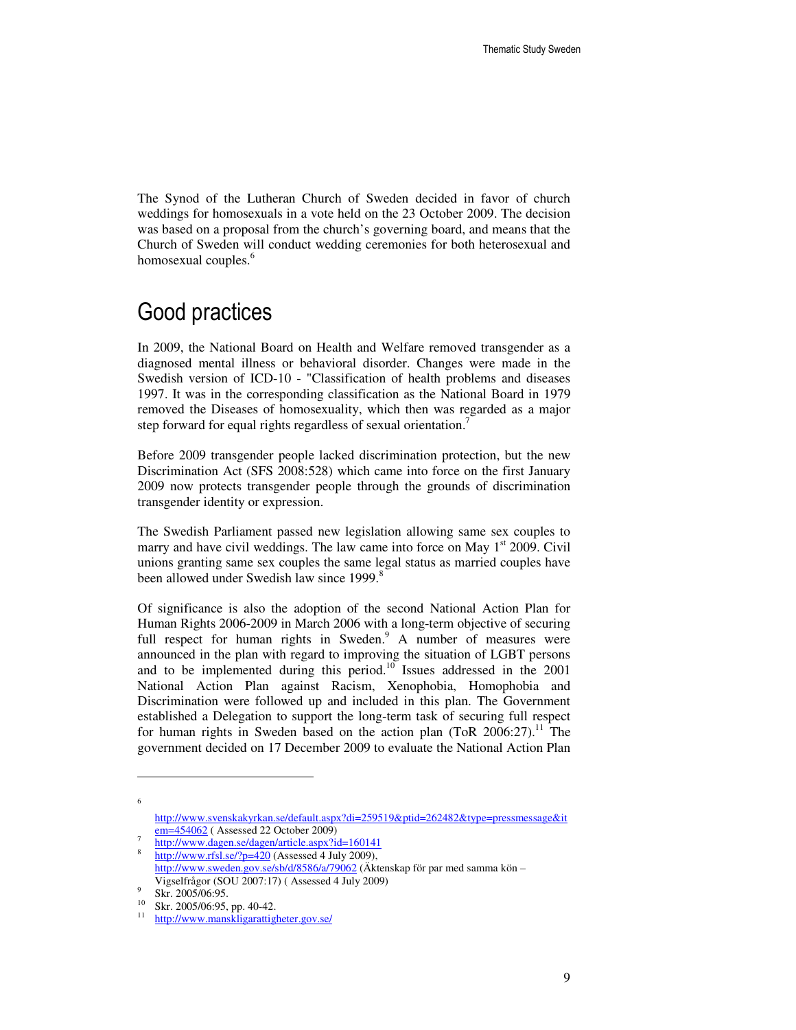The Synod of the Lutheran Church of Sweden decided in favor of church weddings for homosexuals in a vote held on the 23 October 2009. The decision was based on a proposal from the church's governing board, and means that the Church of Sweden will conduct wedding ceremonies for both heterosexual and homosexual couples.[6]

## Good practices

In 2009, the National Board on Health and Welfare removed transgender as a diagnosed mental illness or behavioral disorder. Changes were made in the Swedish version of ICD-10 - "Classification of health problems and diseases 1997. It was in the corresponding classification as the National Board in 1979 removed the Diseases of homosexuality, which then was regarded as a major step forward for equal rights regardless of sexual orientation.[7]

Before 2009 transgender people lacked discrimination protection, but the new Discrimination Act (SFS 2008:528) which came into force on the first January 2009 now protects transgender people through the grounds of discrimination transgender identity or expression.

The Swedish Parliament passed new legislation allowing same sex couples to marry and have civil weddings. The law came into force on May 1st 2009. Civil unions granting same sex couples the same legal status as married couples have been allowed under Swedish law since 1999.[8]

Of significance is also the adoption of the second National Action Plan for Human Rights 2006-2009 in March 2006 with a long-term objective of securing full respect for human rights in Sweden.[9] A number of measures were announced in the plan with regard to improving the situation of LGBT persons and to be implemented during this period.[10] Issues addressed in the 2001 National Action Plan against Racism, Xenophobia, Homophobia and Discrimination were followed up and included in this plan. The Government established a Delegation to support the long-term task of securing full respect for human rights in Sweden based on the action plan (ToR 2006:27).[11] The government decided on 17 December 2009 to evaluate the National Action Plan

---

[6] http://www.svenskakyrkan.se/default.aspx?di=259519&ptid=262482&type=pressmessage&item=454062 ( Assessed 22 October 2009)

[7] http://www.dagen.se/dagen/article.aspx?id=160141

[8] http://www.rfsl.se/?p=420 (Assessed 4 July 2009), http://www.sweden.gov.se/sb/d/8586/a/79062 (Äktenskap för par med samma kön – Vigselfrågor (SOU 2007:17) ( Assessed 4 July 2009)

[9] Skr. 2005/06:95.

[10] Skr. 2005/06:95, pp. 40-42.

[11] http://www.manskligarattigheter.gov.se/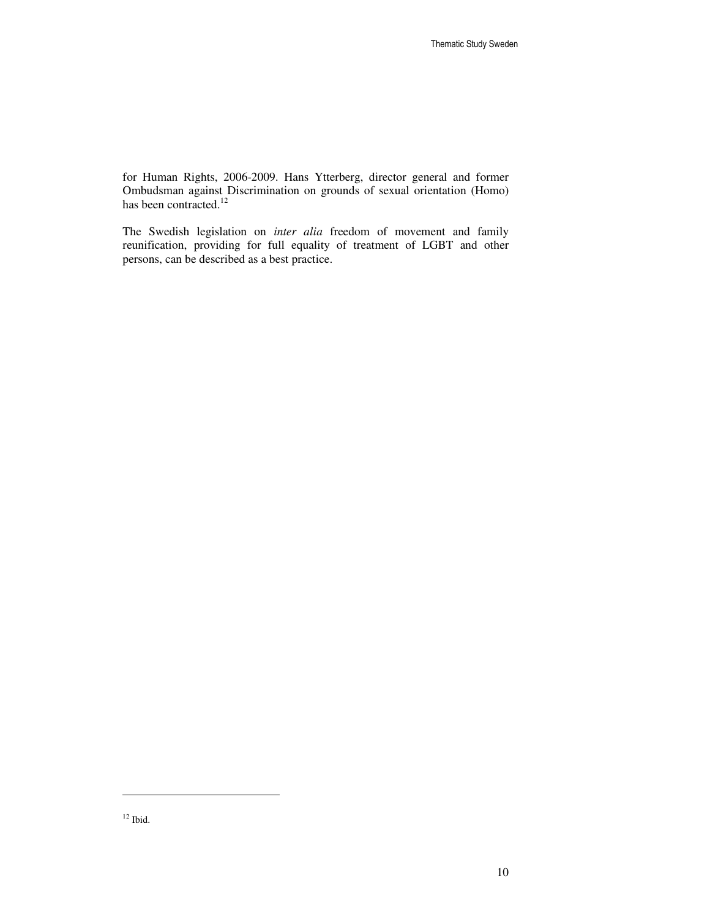for Human Rights, 2006-2009. Hans Ytterberg, director general and former Ombudsman against Discrimination on grounds of sexual orientation (Homo) has been contracted.[12]

The Swedish legislation on *inter alia* freedom of movement and family reunification, providing for full equality of treatment of LGBT and other persons, can be described as a best practice.

---

[12] Ibid.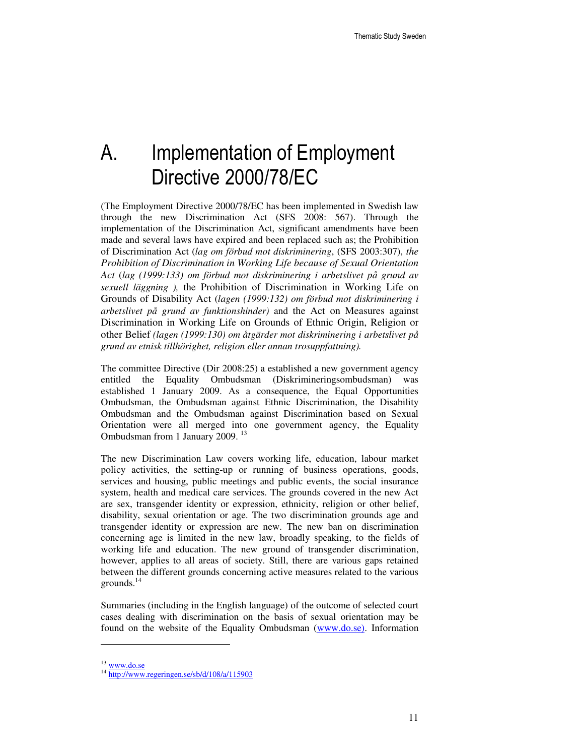# A. Implementation of Employment Directive 2000/78/EC

(The Employment Directive 2000/78/EC has been implemented in Swedish law through the new Discrimination Act (SFS 2008: 567). Through the implementation of the Discrimination Act, significant amendments have been made and several laws have expired and been replaced such as; the Prohibition of Discrimination Act (*lag om förbud mot diskriminering*, (SFS 2003:307), *the Prohibition of Discrimination in Working Life because of Sexual Orientation Act* (*lag (1999:133) om förbud mot diskriminering i arbetslivet på grund av sexuell läggning ),* the Prohibition of Discrimination in Working Life on Grounds of Disability Act (*lagen (1999:132) om förbud mot diskriminering i arbetslivet på grund av funktionshinder)* and the Act on Measures against Discrimination in Working Life on Grounds of Ethnic Origin, Religion or other Belief *(lagen (1999:130) om åtgärder mot diskriminering i arbetslivet på grund av etnisk tillhörighet, religion eller annan trosuppfattning).*

The committee Directive (Dir 2008:25) a established a new government agency entitled the Equality Ombudsman (Diskrimineringsombudsman) was established 1 January 2009. As a consequence, the Equal Opportunities Ombudsman, the Ombudsman against Ethnic Discrimination, the Disability Ombudsman and the Ombudsman against Discrimination based on Sexual Orientation were all merged into one government agency, the Equality Ombudsman from 1 January 2009. [13]

The new Discrimination Law covers working life, education, labour market policy activities, the setting-up or running of business operations, goods, services and housing, public meetings and public events, the social insurance system, health and medical care services. The grounds covered in the new Act are sex, transgender identity or expression, ethnicity, religion or other belief, disability, sexual orientation or age. The two discrimination grounds age and transgender identity or expression are new. The new ban on discrimination concerning age is limited in the new law, broadly speaking, to the fields of working life and education. The new ground of transgender discrimination, however, applies to all areas of society. Still, there are various gaps retained between the different grounds concerning active measures related to the various grounds.[14]

Summaries (including in the English language) of the outcome of selected court cases dealing with discrimination on the basis of sexual orientation may be found on the website of the Equality Ombudsman (www.do.se). Information

---

[13] www.do.se

[14] http://www.regeringen.se/sb/d/108/a/115903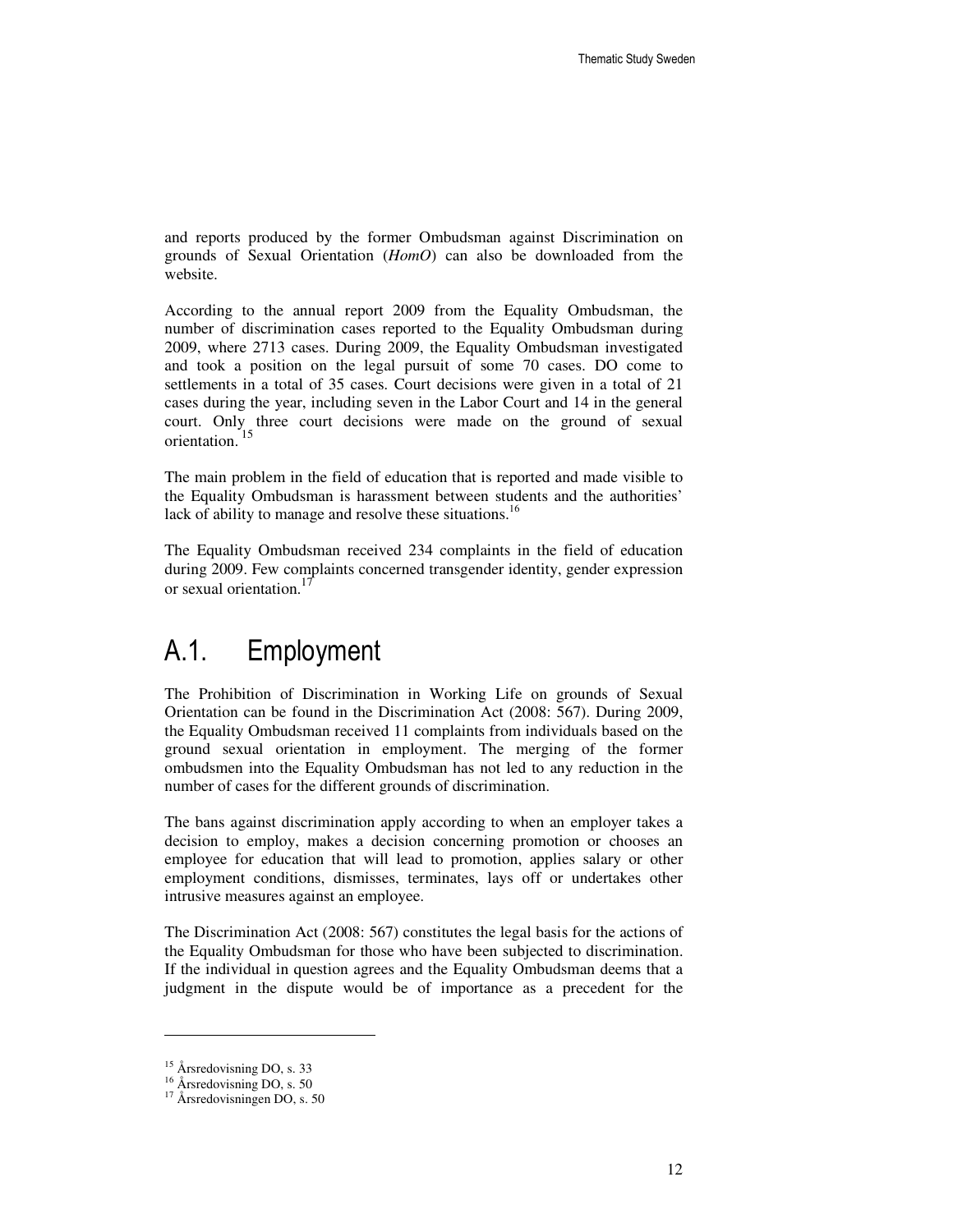and reports produced by the former Ombudsman against Discrimination on grounds of Sexual Orientation (*HomO*) can also be downloaded from the website.

According to the annual report 2009 from the Equality Ombudsman, the number of discrimination cases reported to the Equality Ombudsman during 2009, where 2713 cases. During 2009, the Equality Ombudsman investigated and took a position on the legal pursuit of some 70 cases. DO come to settlements in a total of 35 cases. Court decisions were given in a total of 21 cases during the year, including seven in the Labor Court and 14 in the general court. Only three court decisions were made on the ground of sexual orientation.[15]

The main problem in the field of education that is reported and made visible to the Equality Ombudsman is harassment between students and the authorities' lack of ability to manage and resolve these situations.[16]

The Equality Ombudsman received 234 complaints in the field of education during 2009. Few complaints concerned transgender identity, gender expression or sexual orientation.[17]

## A.1. Employment

The Prohibition of Discrimination in Working Life on grounds of Sexual Orientation can be found in the Discrimination Act (2008: 567). During 2009, the Equality Ombudsman received 11 complaints from individuals based on the ground sexual orientation in employment. The merging of the former ombudsmen into the Equality Ombudsman has not led to any reduction in the number of cases for the different grounds of discrimination.

The bans against discrimination apply according to when an employer takes a decision to employ, makes a decision concerning promotion or chooses an employee for education that will lead to promotion, applies salary or other employment conditions, dismisses, terminates, lays off or undertakes other intrusive measures against an employee.

The Discrimination Act (2008: 567) constitutes the legal basis for the actions of the Equality Ombudsman for those who have been subjected to discrimination. If the individual in question agrees and the Equality Ombudsman deems that a judgment in the dispute would be of importance as a precedent for the

---

[15] Årsredovisning DO, s. 33

[16] Årsredovisning DO, s. 50

[17] Årsredovisningen DO, s. 50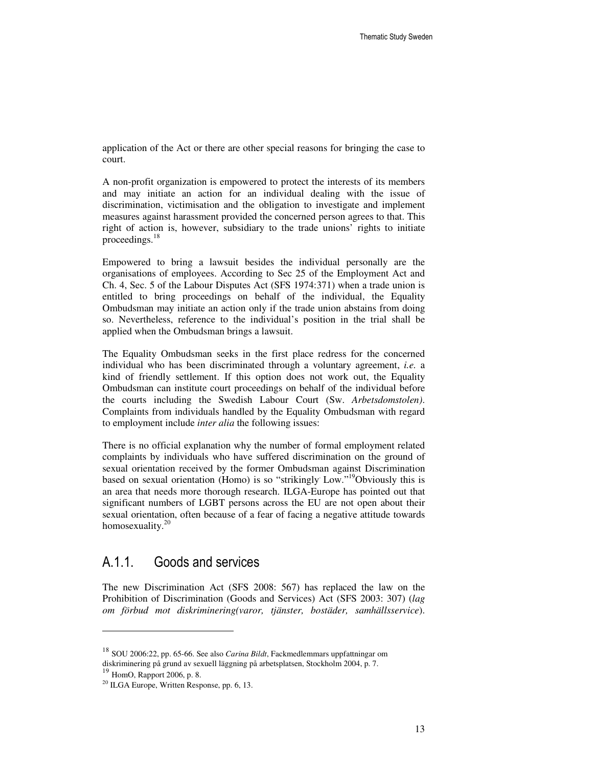application of the Act or there are other special reasons for bringing the case to court.

A non-profit organization is empowered to protect the interests of its members and may initiate an action for an individual dealing with the issue of discrimination, victimisation and the obligation to investigate and implement measures against harassment provided the concerned person agrees to that. This right of action is, however, subsidiary to the trade unions' rights to initiate proceedings.[18]

Empowered to bring a lawsuit besides the individual personally are the organisations of employees. According to Sec 25 of the Employment Act and Ch. 4, Sec. 5 of the Labour Disputes Act (SFS 1974:371) when a trade union is entitled to bring proceedings on behalf of the individual, the Equality Ombudsman may initiate an action only if the trade union abstains from doing so. Nevertheless, reference to the individual's position in the trial shall be applied when the Ombudsman brings a lawsuit.

The Equality Ombudsman seeks in the first place redress for the concerned individual who has been discriminated through a voluntary agreement, *i.e.* a kind of friendly settlement. If this option does not work out, the Equality Ombudsman can institute court proceedings on behalf of the individual before the courts including the Swedish Labour Court (Sw. *Arbetsdomstolen)*. Complaints from individuals handled by the Equality Ombudsman with regard to employment include *inter alia* the following issues:

There is no official explanation why the number of formal employment related complaints by individuals who have suffered discrimination on the ground of sexual orientation received by the former Ombudsman against Discrimination based on sexual orientation (Homo) is so "strikingly Low."[19] Obviously this is an area that needs more thorough research. ILGA-Europe has pointed out that significant numbers of LGBT persons across the EU are not open about their sexual orientation, often because of a fear of facing a negative attitude towards homosexuality.[20]

## A.1.1. Goods and services

The new Discrimination Act (SFS 2008: 567) has replaced the law on the Prohibition of Discrimination (Goods and Services) Act (SFS 2003: 307) (*lag om förbud mot diskriminering(varor, tjänster, bostäder, samhällsservice)*.

---

[18] SOU 2006:22, pp. 65-66. See also *Carina Bildt*, Fackmedlemmars uppfattningar om diskriminering på grund av sexuell läggning på arbetsplatsen, Stockholm 2004, p. 7.

[19] HomO, Rapport 2006, p. 8.

[20] ILGA Europe, Written Response, pp. 6, 13.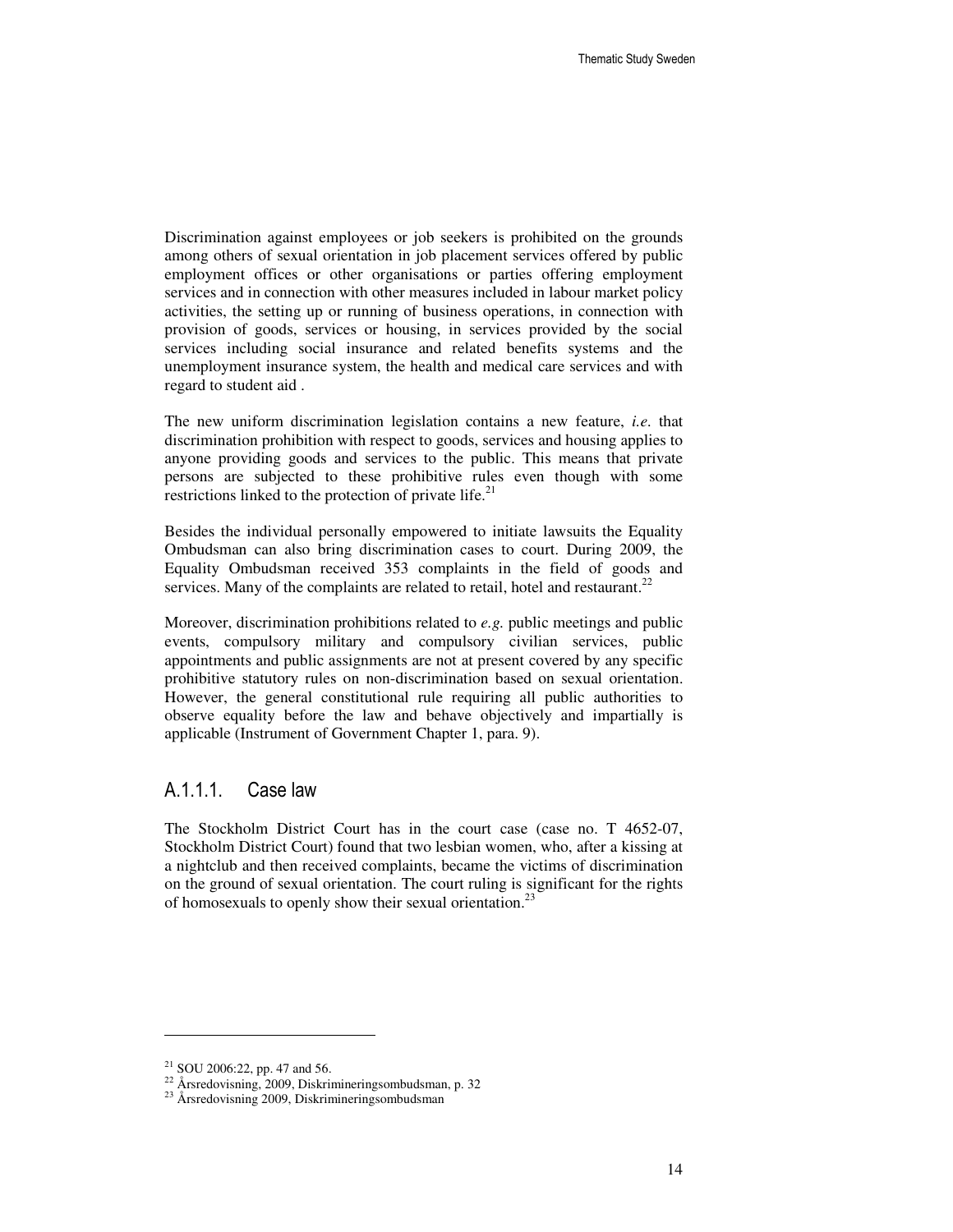Discrimination against employees or job seekers is prohibited on the grounds among others of sexual orientation in job placement services offered by public employment offices or other organisations or parties offering employment services and in connection with other measures included in labour market policy activities, the setting up or running of business operations, in connection with provision of goods, services or housing, in services provided by the social services including social insurance and related benefits systems and the unemployment insurance system, the health and medical care services and with regard to student aid .

The new uniform discrimination legislation contains a new feature, *i.e.* that discrimination prohibition with respect to goods, services and housing applies to anyone providing goods and services to the public. This means that private persons are subjected to these prohibitive rules even though with some restrictions linked to the protection of private life.[21]

Besides the individual personally empowered to initiate lawsuits the Equality Ombudsman can also bring discrimination cases to court. During 2009, the Equality Ombudsman received 353 complaints in the field of goods and services. Many of the complaints are related to retail, hotel and restaurant.[22]

Moreover, discrimination prohibitions related to *e.g.* public meetings and public events, compulsory military and compulsory civilian services, public appointments and public assignments are not at present covered by any specific prohibitive statutory rules on non-discrimination based on sexual orientation. However, the general constitutional rule requiring all public authorities to observe equality before the law and behave objectively and impartially is applicable (Instrument of Government Chapter 1, para. 9).

### A.1.1.1. Case law

The Stockholm District Court has in the court case (case no. T 4652-07, Stockholm District Court) found that two lesbian women, who, after a kissing at a nightclub and then received complaints, became the victims of discrimination on the ground of sexual orientation. The court ruling is significant for the rights of homosexuals to openly show their sexual orientation.[23]

---

[21] SOU 2006:22, pp. 47 and 56.

[22] Årsredovisning, 2009, Diskrimineringsombudsman, p. 32

[23] Årsredovisning 2009, Diskrimineringsombudsman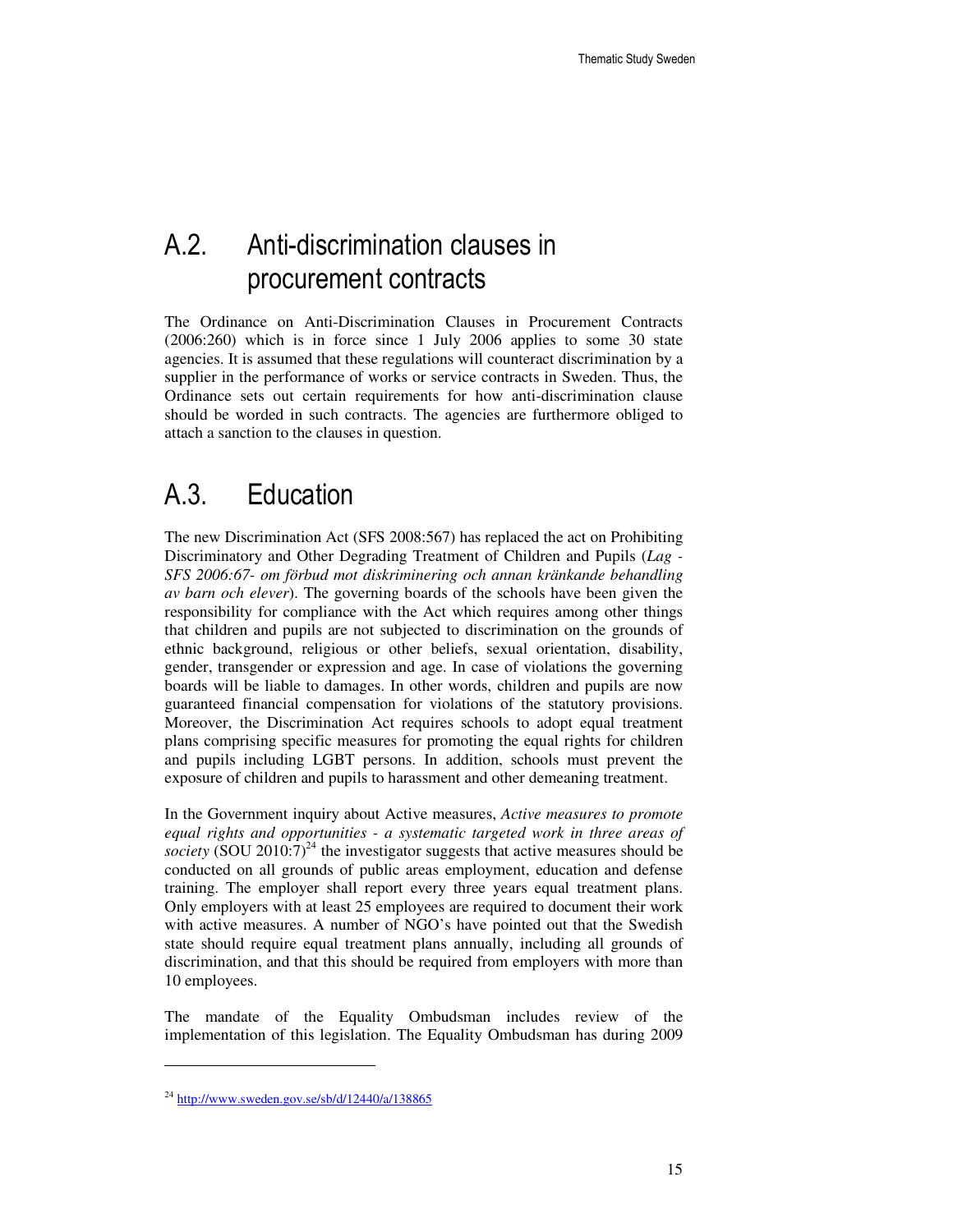## A.2. Anti-discrimination clauses in procurement contracts

The Ordinance on Anti-Discrimination Clauses in Procurement Contracts (2006:260) which is in force since 1 July 2006 applies to some 30 state agencies. It is assumed that these regulations will counteract discrimination by a supplier in the performance of works or service contracts in Sweden. Thus, the Ordinance sets out certain requirements for how anti-discrimination clause should be worded in such contracts. The agencies are furthermore obliged to attach a sanction to the clauses in question.

## A.3. Education

The new Discrimination Act (SFS 2008:567) has replaced the act on Prohibiting Discriminatory and Other Degrading Treatment of Children and Pupils (*Lag - SFS 2006:67- om förbud mot diskriminering och annan kränkande behandling av barn och elever*). The governing boards of the schools have been given the responsibility for compliance with the Act which requires among other things that children and pupils are not subjected to discrimination on the grounds of ethnic background, religious or other beliefs, sexual orientation, disability, gender, transgender or expression and age. In case of violations the governing boards will be liable to damages. In other words, children and pupils are now guaranteed financial compensation for violations of the statutory provisions. Moreover, the Discrimination Act requires schools to adopt equal treatment plans comprising specific measures for promoting the equal rights for children and pupils including LGBT persons. In addition, schools must prevent the exposure of children and pupils to harassment and other demeaning treatment.

In the Government inquiry about Active measures, *Active measures to promote equal rights and opportunities - a systematic targeted work in three areas of society* (SOU 2010:7)[24] the investigator suggests that active measures should be conducted on all grounds of public areas employment, education and defense training. The employer shall report every three years equal treatment plans. Only employers with at least 25 employees are required to document their work with active measures. A number of NGO's have pointed out that the Swedish state should require equal treatment plans annually, including all grounds of discrimination, and that this should be required from employers with more than 10 employees.

The mandate of the Equality Ombudsman includes review of the implementation of this legislation. The Equality Ombudsman has during 2009

---

[24] http://www.sweden.gov.se/sb/d/12440/a/138865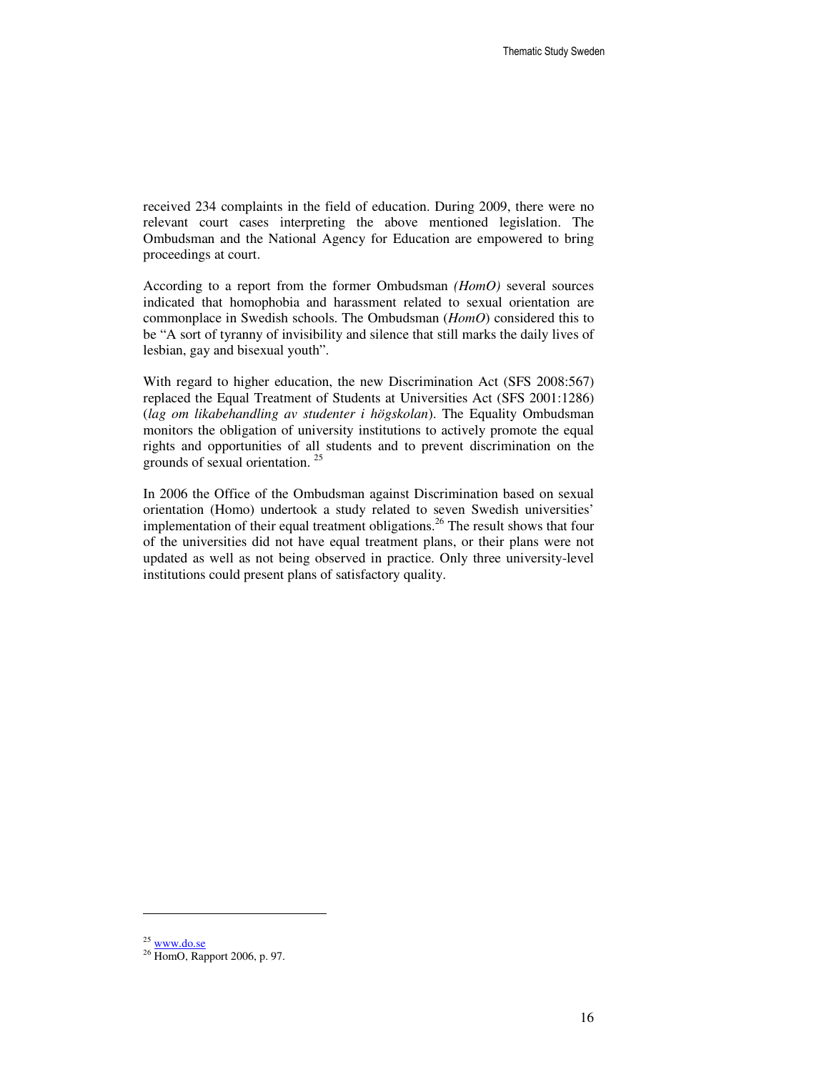received 234 complaints in the field of education. During 2009, there were no relevant court cases interpreting the above mentioned legislation. The Ombudsman and the National Agency for Education are empowered to bring proceedings at court.

According to a report from the former Ombudsman *(HomO)* several sources indicated that homophobia and harassment related to sexual orientation are commonplace in Swedish schools. The Ombudsman (*HomO*) considered this to be "A sort of tyranny of invisibility and silence that still marks the daily lives of lesbian, gay and bisexual youth".

With regard to higher education, the new Discrimination Act (SFS 2008:567) replaced the Equal Treatment of Students at Universities Act (SFS 2001:1286) (*lag om likabehandling av studenter i högskolan*). The Equality Ombudsman monitors the obligation of university institutions to actively promote the equal rights and opportunities of all students and to prevent discrimination on the grounds of sexual orientation. [25]

In 2006 the Office of the Ombudsman against Discrimination based on sexual orientation (Homo) undertook a study related to seven Swedish universities' implementation of their equal treatment obligations.[26] The result shows that four of the universities did not have equal treatment plans, or their plans were not updated as well as not being observed in practice. Only three university-level institutions could present plans of satisfactory quality.

---

[25] www.do.se

[26] HomO, Rapport 2006, p. 97.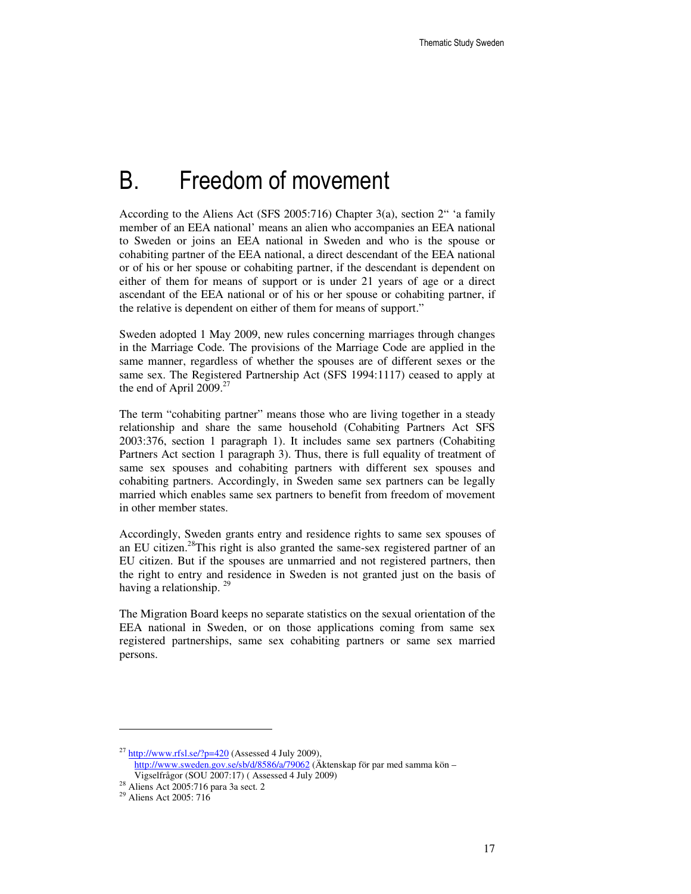# B. Freedom of movement

According to the Aliens Act (SFS 2005:716) Chapter 3(a), section 2" 'a family member of an EEA national' means an alien who accompanies an EEA national to Sweden or joins an EEA national in Sweden and who is the spouse or cohabiting partner of the EEA national, a direct descendant of the EEA national or of his or her spouse or cohabiting partner, if the descendant is dependent on either of them for means of support or is under 21 years of age or a direct ascendant of the EEA national or of his or her spouse or cohabiting partner, if the relative is dependent on either of them for means of support."

Sweden adopted 1 May 2009, new rules concerning marriages through changes in the Marriage Code. The provisions of the Marriage Code are applied in the same manner, regardless of whether the spouses are of different sexes or the same sex. The Registered Partnership Act (SFS 1994:1117) ceased to apply at the end of April 2009.[27]

The term "cohabiting partner" means those who are living together in a steady relationship and share the same household (Cohabiting Partners Act SFS 2003:376, section 1 paragraph 1). It includes same sex partners (Cohabiting Partners Act section 1 paragraph 3). Thus, there is full equality of treatment of same sex spouses and cohabiting partners with different sex spouses and cohabiting partners. Accordingly, in Sweden same sex partners can be legally married which enables same sex partners to benefit from freedom of movement in other member states.

Accordingly, Sweden grants entry and residence rights to same sex spouses of an EU citizen.[28]This right is also granted the same-sex registered partner of an EU citizen. But if the spouses are unmarried and not registered partners, then the right to entry and residence in Sweden is not granted just on the basis of having a relationship. [29]

The Migration Board keeps no separate statistics on the sexual orientation of the EEA national in Sweden, or on those applications coming from same sex registered partnerships, same sex cohabiting partners or same sex married persons.

---

[27] http://www.rfsl.se/?p=420 (Assessed 4 July 2009), http://www.sweden.gov.se/sb/d/8586/a/79062 (Äktenskap för par med samma kön – Vigselfrågor (SOU 2007:17) ( Assessed 4 July 2009)

[28] Aliens Act 2005:716 para 3a sect. 2

[29] Aliens Act 2005: 716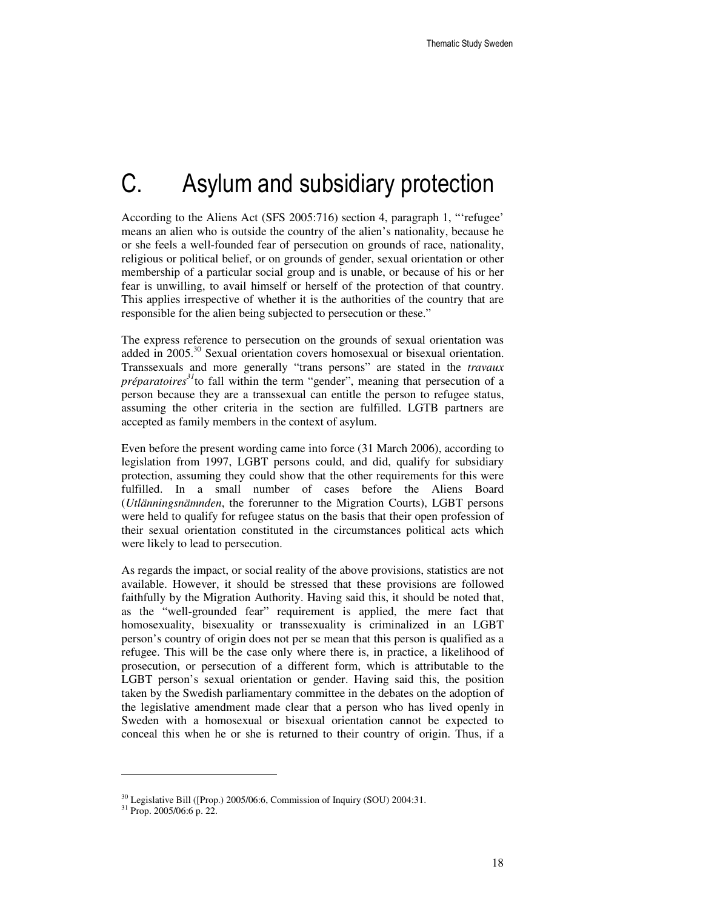# C. Asylum and subsidiary protection

According to the Aliens Act (SFS 2005:716) section 4, paragraph 1, "'refugee' means an alien who is outside the country of the alien's nationality, because he or she feels a well-founded fear of persecution on grounds of race, nationality, religious or political belief, or on grounds of gender, sexual orientation or other membership of a particular social group and is unable, or because of his or her fear is unwilling, to avail himself or herself of the protection of that country. This applies irrespective of whether it is the authorities of the country that are responsible for the alien being subjected to persecution or these."

The express reference to persecution on the grounds of sexual orientation was added in 2005.[30] Sexual orientation covers homosexual or bisexual orientation. Transsexuals and more generally "trans persons" are stated in the *travaux préparatoires*[31] to fall within the term "gender", meaning that persecution of a person because they are a transsexual can entitle the person to refugee status, assuming the other criteria in the section are fulfilled. LGTB partners are accepted as family members in the context of asylum.

Even before the present wording came into force (31 March 2006), according to legislation from 1997, LGBT persons could, and did, qualify for subsidiary protection, assuming they could show that the other requirements for this were fulfilled. In a small number of cases before the Aliens Board (*Utlänningsnämnden*, the forerunner to the Migration Courts), LGBT persons were held to qualify for refugee status on the basis that their open profession of their sexual orientation constituted in the circumstances political acts which were likely to lead to persecution.

As regards the impact, or social reality of the above provisions, statistics are not available. However, it should be stressed that these provisions are followed faithfully by the Migration Authority. Having said this, it should be noted that, as the "well-grounded fear" requirement is applied, the mere fact that homosexuality, bisexuality or transsexuality is criminalized in an LGBT person's country of origin does not per se mean that this person is qualified as a refugee. This will be the case only where there is, in practice, a likelihood of prosecution, or persecution of a different form, which is attributable to the LGBT person's sexual orientation or gender. Having said this, the position taken by the Swedish parliamentary committee in the debates on the adoption of the legislative amendment made clear that a person who has lived openly in Sweden with a homosexual or bisexual orientation cannot be expected to conceal this when he or she is returned to their country of origin. Thus, if a

---

[30] Legislative Bill ([Prop.) 2005/06:6, Commission of Inquiry (SOU) 2004:31.

[31] Prop. 2005/06:6 p. 22.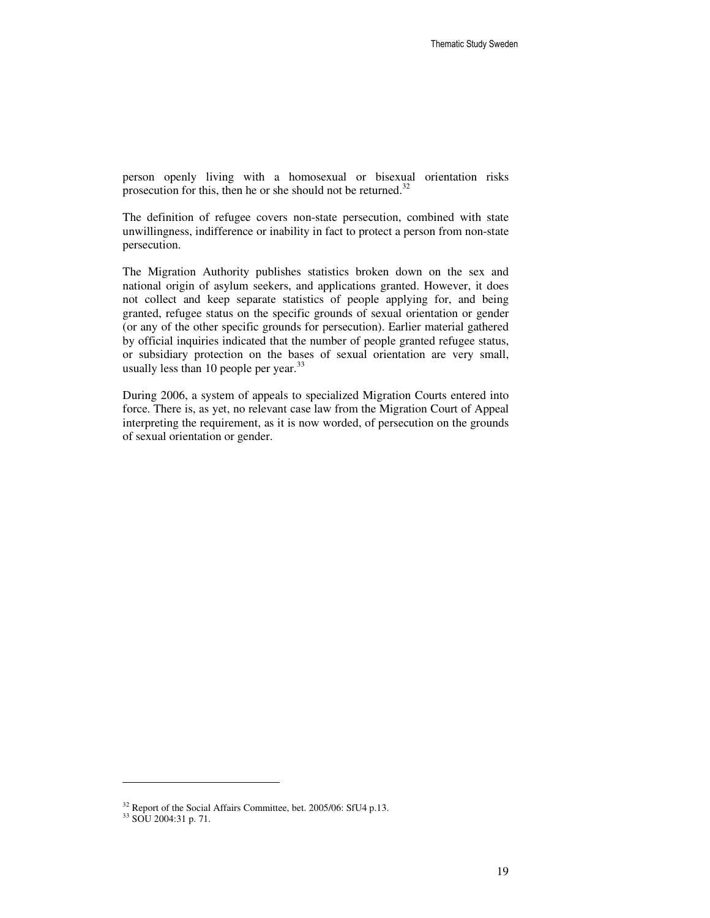person openly living with a homosexual or bisexual orientation risks prosecution for this, then he or she should not be returned.[32]

The definition of refugee covers non-state persecution, combined with state unwillingness, indifference or inability in fact to protect a person from non-state persecution.

The Migration Authority publishes statistics broken down on the sex and national origin of asylum seekers, and applications granted. However, it does not collect and keep separate statistics of people applying for, and being granted, refugee status on the specific grounds of sexual orientation or gender (or any of the other specific grounds for persecution). Earlier material gathered by official inquiries indicated that the number of people granted refugee status, or subsidiary protection on the bases of sexual orientation are very small, usually less than 10 people per year.[33]

During 2006, a system of appeals to specialized Migration Courts entered into force. There is, as yet, no relevant case law from the Migration Court of Appeal interpreting the requirement, as it is now worded, of persecution on the grounds of sexual orientation or gender.

---

[32] Report of the Social Affairs Committee, bet. 2005/06: SfU4 p.13.

[33] SOU 2004:31 p. 71.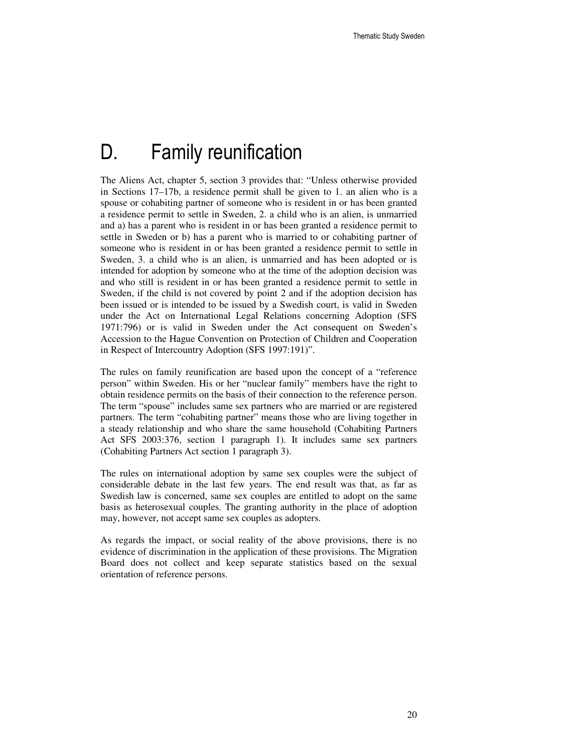# D. Family reunification

The Aliens Act, chapter 5, section 3 provides that: "Unless otherwise provided in Sections 17–17b, a residence permit shall be given to 1. an alien who is a spouse or cohabiting partner of someone who is resident in or has been granted a residence permit to settle in Sweden, 2. a child who is an alien, is unmarried and a) has a parent who is resident in or has been granted a residence permit to settle in Sweden or b) has a parent who is married to or cohabiting partner of someone who is resident in or has been granted a residence permit to settle in Sweden, 3. a child who is an alien, is unmarried and has been adopted or is intended for adoption by someone who at the time of the adoption decision was and who still is resident in or has been granted a residence permit to settle in Sweden, if the child is not covered by point 2 and if the adoption decision has been issued or is intended to be issued by a Swedish court, is valid in Sweden under the Act on International Legal Relations concerning Adoption (SFS 1971:796) or is valid in Sweden under the Act consequent on Sweden's Accession to the Hague Convention on Protection of Children and Cooperation in Respect of Intercountry Adoption (SFS 1997:191)".

The rules on family reunification are based upon the concept of a "reference person" within Sweden. His or her "nuclear family" members have the right to obtain residence permits on the basis of their connection to the reference person. The term "spouse" includes same sex partners who are married or are registered partners. The term "cohabiting partner" means those who are living together in a steady relationship and who share the same household (Cohabiting Partners Act SFS 2003:376, section 1 paragraph 1). It includes same sex partners (Cohabiting Partners Act section 1 paragraph 3).

The rules on international adoption by same sex couples were the subject of considerable debate in the last few years. The end result was that, as far as Swedish law is concerned, same sex couples are entitled to adopt on the same basis as heterosexual couples. The granting authority in the place of adoption may, however, not accept same sex couples as adopters.

As regards the impact, or social reality of the above provisions, there is no evidence of discrimination in the application of these provisions. The Migration Board does not collect and keep separate statistics based on the sexual orientation of reference persons.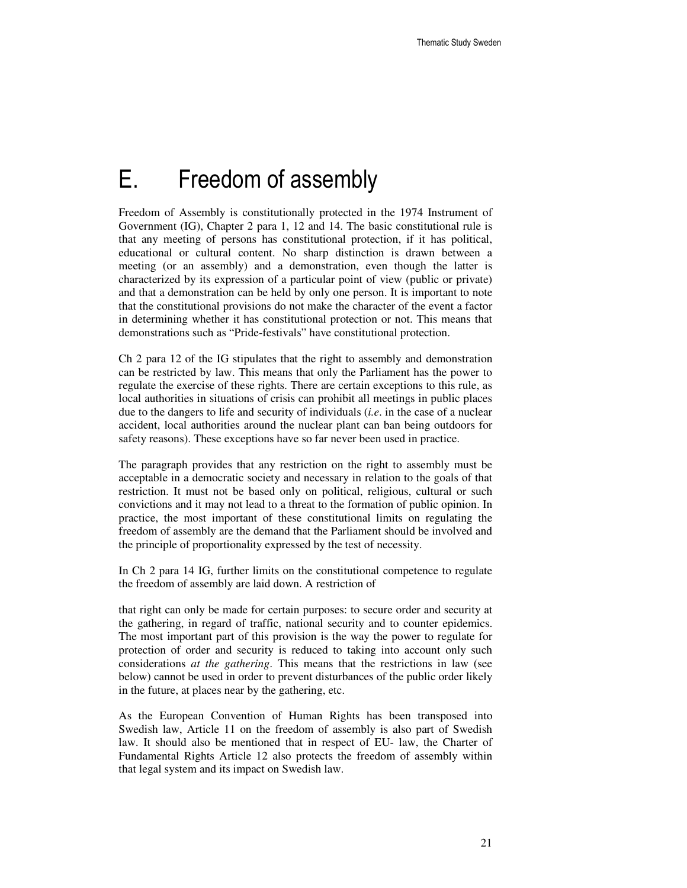# E. Freedom of assembly

Freedom of Assembly is constitutionally protected in the 1974 Instrument of Government (IG), Chapter 2 para 1, 12 and 14. The basic constitutional rule is that any meeting of persons has constitutional protection, if it has political, educational or cultural content. No sharp distinction is drawn between a meeting (or an assembly) and a demonstration, even though the latter is characterized by its expression of a particular point of view (public or private) and that a demonstration can be held by only one person. It is important to note that the constitutional provisions do not make the character of the event a factor in determining whether it has constitutional protection or not. This means that demonstrations such as "Pride-festivals" have constitutional protection.

Ch 2 para 12 of the IG stipulates that the right to assembly and demonstration can be restricted by law. This means that only the Parliament has the power to regulate the exercise of these rights. There are certain exceptions to this rule, as local authorities in situations of crisis can prohibit all meetings in public places due to the dangers to life and security of individuals (*i.e*. in the case of a nuclear accident, local authorities around the nuclear plant can ban being outdoors for safety reasons). These exceptions have so far never been used in practice.

The paragraph provides that any restriction on the right to assembly must be acceptable in a democratic society and necessary in relation to the goals of that restriction. It must not be based only on political, religious, cultural or such convictions and it may not lead to a threat to the formation of public opinion. In practice, the most important of these constitutional limits on regulating the freedom of assembly are the demand that the Parliament should be involved and the principle of proportionality expressed by the test of necessity.

In Ch 2 para 14 IG, further limits on the constitutional competence to regulate the freedom of assembly are laid down. A restriction of that right can only be made for certain purposes: to secure order and security at the gathering, in regard of traffic, national security and to counter epidemics. The most important part of this provision is the way the power to regulate for protection of order and security is reduced to taking into account only such considerations *at the gathering*. This means that the restrictions in law (see below) cannot be used in order to prevent disturbances of the public order likely in the future, at places near by the gathering, etc.

As the European Convention of Human Rights has been transposed into Swedish law, Article 11 on the freedom of assembly is also part of Swedish law. It should also be mentioned that in respect of EU- law, the Charter of Fundamental Rights Article 12 also protects the freedom of assembly within that legal system and its impact on Swedish law.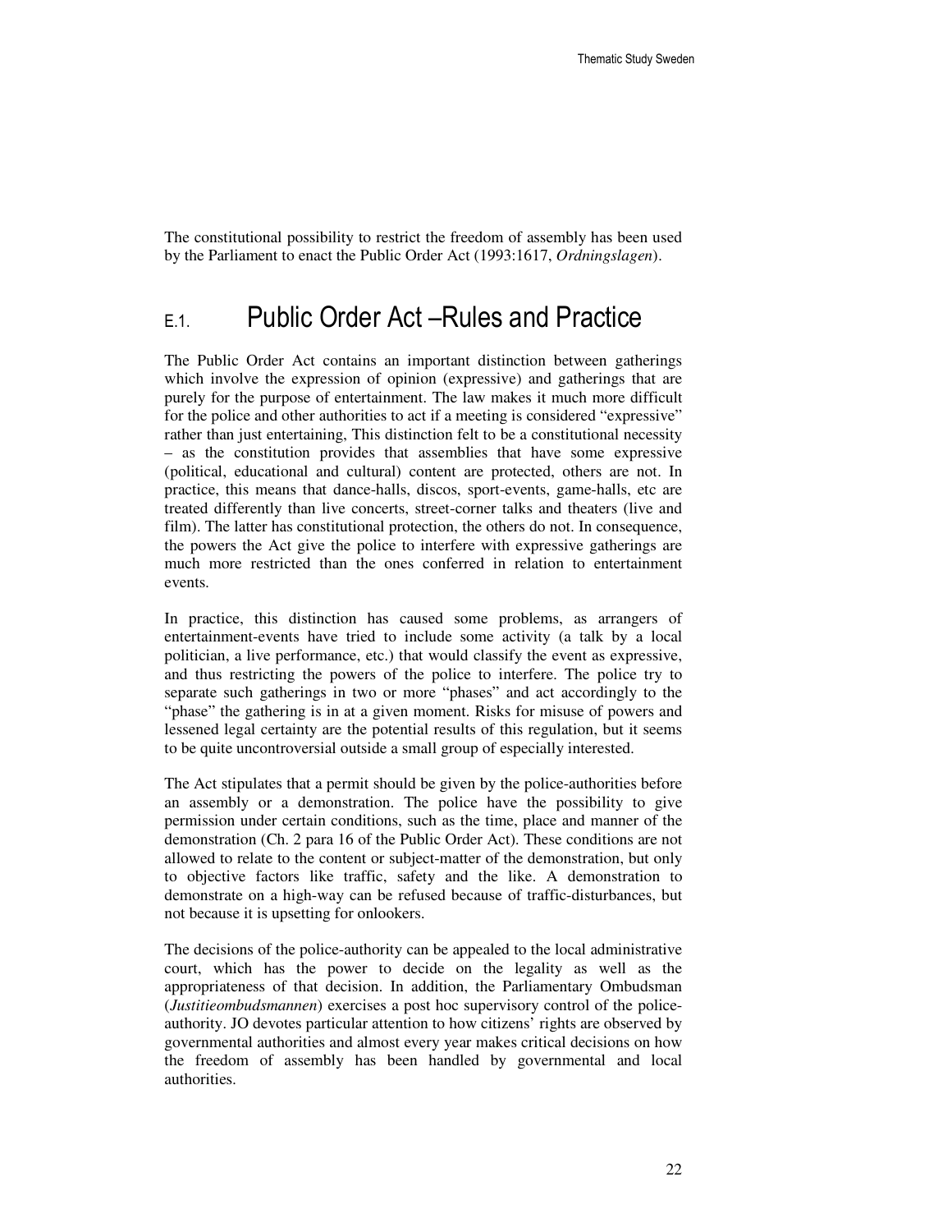The constitutional possibility to restrict the freedom of assembly has been used by the Parliament to enact the Public Order Act (1993:1617, *Ordningslagen*).

## E.1. Public Order Act –Rules and Practice

The Public Order Act contains an important distinction between gatherings which involve the expression of opinion (expressive) and gatherings that are purely for the purpose of entertainment. The law makes it much more difficult for the police and other authorities to act if a meeting is considered "expressive" rather than just entertaining, This distinction felt to be a constitutional necessity – as the constitution provides that assemblies that have some expressive (political, educational and cultural) content are protected, others are not. In practice, this means that dance-halls, discos, sport-events, game-halls, etc are treated differently than live concerts, street-corner talks and theaters (live and film). The latter has constitutional protection, the others do not. In consequence, the powers the Act give the police to interfere with expressive gatherings are much more restricted than the ones conferred in relation to entertainment events.

In practice, this distinction has caused some problems, as arrangers of entertainment-events have tried to include some activity (a talk by a local politician, a live performance, etc.) that would classify the event as expressive, and thus restricting the powers of the police to interfere. The police try to separate such gatherings in two or more "phases" and act accordingly to the "phase" the gathering is in at a given moment. Risks for misuse of powers and lessened legal certainty are the potential results of this regulation, but it seems to be quite uncontroversial outside a small group of especially interested.

The Act stipulates that a permit should be given by the police-authorities before an assembly or a demonstration. The police have the possibility to give permission under certain conditions, such as the time, place and manner of the demonstration (Ch. 2 para 16 of the Public Order Act). These conditions are not allowed to relate to the content or subject-matter of the demonstration, but only to objective factors like traffic, safety and the like. A demonstration to demonstrate on a high-way can be refused because of traffic-disturbances, but not because it is upsetting for onlookers.

The decisions of the police-authority can be appealed to the local administrative court, which has the power to decide on the legality as well as the appropriateness of that decision. In addition, the Parliamentary Ombudsman (*Justitieombudsmannen*) exercises a post hoc supervisory control of the police-authority. JO devotes particular attention to how citizens' rights are observed by governmental authorities and almost every year makes critical decisions on how the freedom of assembly has been handled by governmental and local authorities.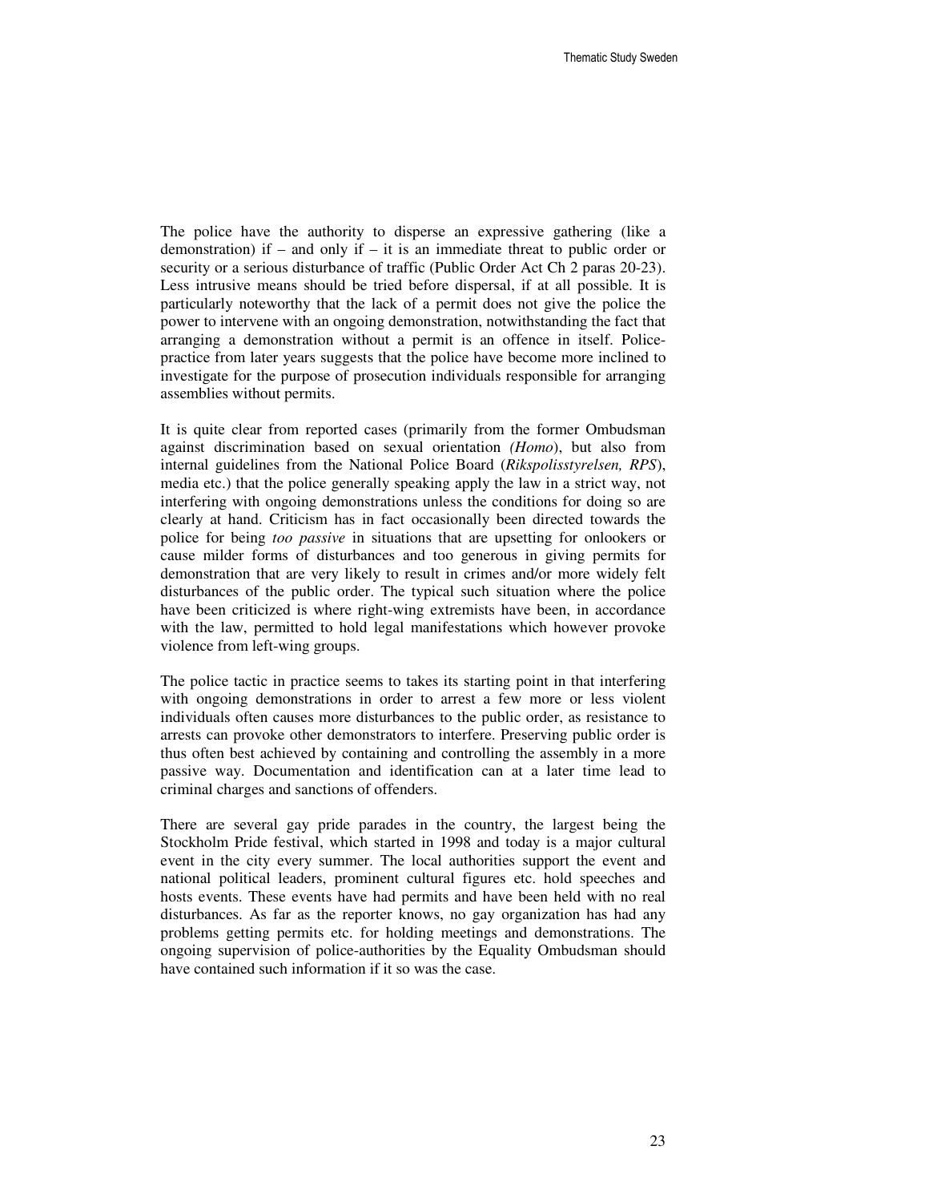The police have the authority to disperse an expressive gathering (like a demonstration) if – and only if – it is an immediate threat to public order or security or a serious disturbance of traffic (Public Order Act Ch 2 paras 20-23). Less intrusive means should be tried before dispersal, if at all possible. It is particularly noteworthy that the lack of a permit does not give the police the power to intervene with an ongoing demonstration, notwithstanding the fact that arranging a demonstration without a permit is an offence in itself. Police-practice from later years suggests that the police have become more inclined to investigate for the purpose of prosecution individuals responsible for arranging assemblies without permits.

It is quite clear from reported cases (primarily from the former Ombudsman against discrimination based on sexual orientation *(Homo*), but also from internal guidelines from the National Police Board (*Rikspolisstyrelsen, RPS*), media etc.) that the police generally speaking apply the law in a strict way, not interfering with ongoing demonstrations unless the conditions for doing so are clearly at hand. Criticism has in fact occasionally been directed towards the police for being *too passive* in situations that are upsetting for onlookers or cause milder forms of disturbances and too generous in giving permits for demonstration that are very likely to result in crimes and/or more widely felt disturbances of the public order. The typical such situation where the police have been criticized is where right-wing extremists have been, in accordance with the law, permitted to hold legal manifestations which however provoke violence from left-wing groups.

The police tactic in practice seems to takes its starting point in that interfering with ongoing demonstrations in order to arrest a few more or less violent individuals often causes more disturbances to the public order, as resistance to arrests can provoke other demonstrators to interfere. Preserving public order is thus often best achieved by containing and controlling the assembly in a more passive way. Documentation and identification can at a later time lead to criminal charges and sanctions of offenders.

There are several gay pride parades in the country, the largest being the Stockholm Pride festival, which started in 1998 and today is a major cultural event in the city every summer. The local authorities support the event and national political leaders, prominent cultural figures etc. hold speeches and hosts events. These events have had permits and have been held with no real disturbances. As far as the reporter knows, no gay organization has had any problems getting permits etc. for holding meetings and demonstrations. The ongoing supervision of police-authorities by the Equality Ombudsman should have contained such information if it so was the case.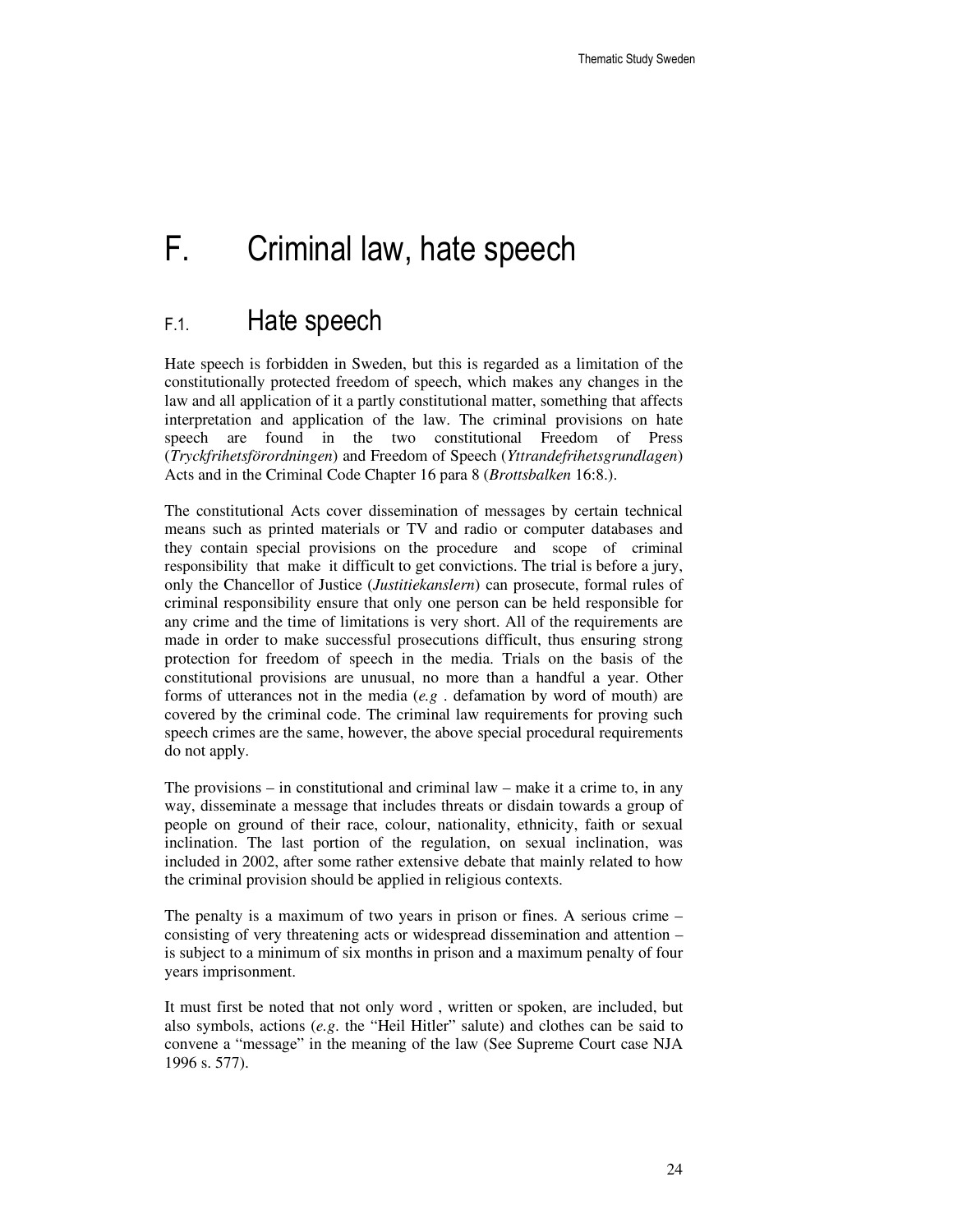# F. Criminal law, hate speech

## F.1. Hate speech

Hate speech is forbidden in Sweden, but this is regarded as a limitation of the constitutionally protected freedom of speech, which makes any changes in the law and all application of it a partly constitutional matter, something that affects interpretation and application of the law. The criminal provisions on hate speech are found in the two constitutional Freedom of Press (*Tryckfrihetsförordningen*) and Freedom of Speech (*Yttrandefrihetsgrundlagen*) Acts and in the Criminal Code Chapter 16 para 8 (*Brottsbalken* 16:8.).

The constitutional Acts cover dissemination of messages by certain technical means such as printed materials or TV and radio or computer databases and they contain special provisions on the procedure and scope of criminal responsibility that make it difficult to get convictions. The trial is before a jury, only the Chancellor of Justice (*Justitiekanslern*) can prosecute, formal rules of criminal responsibility ensure that only one person can be held responsible for any crime and the time of limitations is very short. All of the requirements are made in order to make successful prosecutions difficult, thus ensuring strong protection for freedom of speech in the media. Trials on the basis of the constitutional provisions are unusual, no more than a handful a year. Other forms of utterances not in the media (*e.g* . defamation by word of mouth) are covered by the criminal code. The criminal law requirements for proving such speech crimes are the same, however, the above special procedural requirements do not apply.

The provisions – in constitutional and criminal law – make it a crime to, in any way, disseminate a message that includes threats or disdain towards a group of people on ground of their race, colour, nationality, ethnicity, faith or sexual inclination. The last portion of the regulation, on sexual inclination, was included in 2002, after some rather extensive debate that mainly related to how the criminal provision should be applied in religious contexts.

The penalty is a maximum of two years in prison or fines. A serious crime – consisting of very threatening acts or widespread dissemination and attention – is subject to a minimum of six months in prison and a maximum penalty of four years imprisonment.

It must first be noted that not only word , written or spoken, are included, but also symbols, actions (*e.g*. the "Heil Hitler" salute) and clothes can be said to convene a "message" in the meaning of the law (See Supreme Court case NJA 1996 s. 577).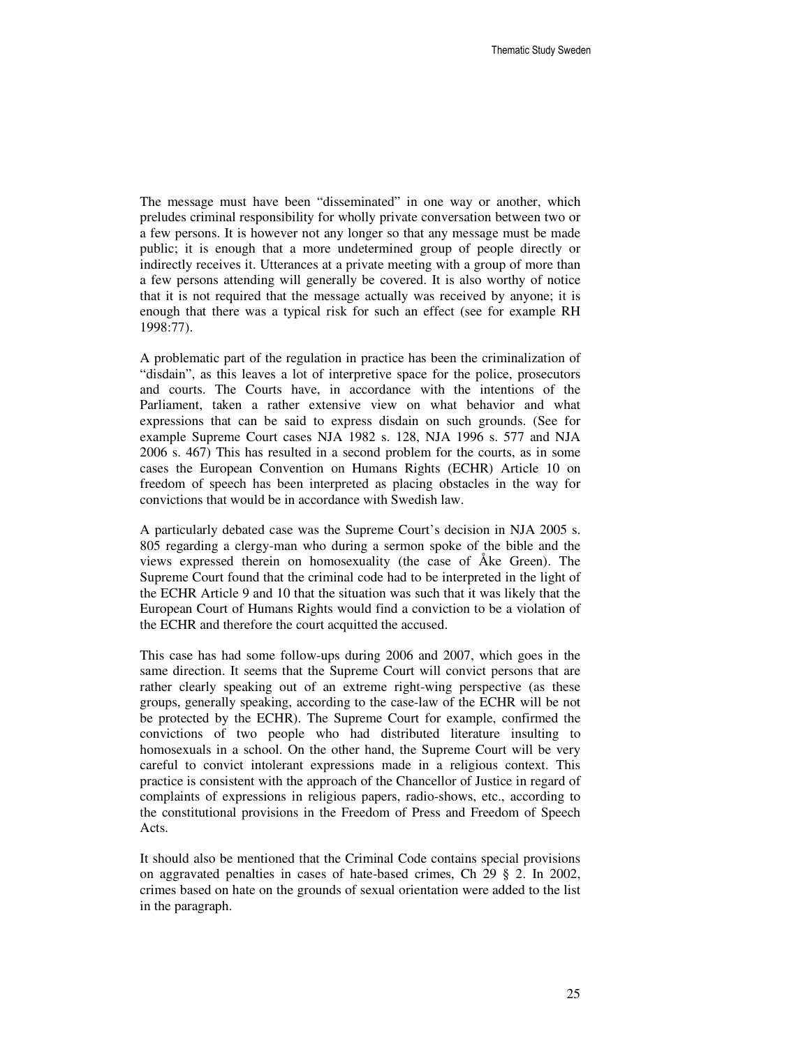The message must have been "disseminated" in one way or another, which preludes criminal responsibility for wholly private conversation between two or a few persons. It is however not any longer so that any message must be made public; it is enough that a more undetermined group of people directly or indirectly receives it. Utterances at a private meeting with a group of more than a few persons attending will generally be covered. It is also worthy of notice that it is not required that the message actually was received by anyone; it is enough that there was a typical risk for such an effect (see for example RH 1998:77).

A problematic part of the regulation in practice has been the criminalization of "disdain", as this leaves a lot of interpretive space for the police, prosecutors and courts. The Courts have, in accordance with the intentions of the Parliament, taken a rather extensive view on what behavior and what expressions that can be said to express disdain on such grounds. (See for example Supreme Court cases NJA 1982 s. 128, NJA 1996 s. 577 and NJA 2006 s. 467) This has resulted in a second problem for the courts, as in some cases the European Convention on Humans Rights (ECHR) Article 10 on freedom of speech has been interpreted as placing obstacles in the way for convictions that would be in accordance with Swedish law.

A particularly debated case was the Supreme Court's decision in NJA 2005 s. 805 regarding a clergy-man who during a sermon spoke of the bible and the views expressed therein on homosexuality (the case of Åke Green). The Supreme Court found that the criminal code had to be interpreted in the light of the ECHR Article 9 and 10 that the situation was such that it was likely that the European Court of Humans Rights would find a conviction to be a violation of the ECHR and therefore the court acquitted the accused.

This case has had some follow-ups during 2006 and 2007, which goes in the same direction. It seems that the Supreme Court will convict persons that are rather clearly speaking out of an extreme right-wing perspective (as these groups, generally speaking, according to the case-law of the ECHR will be not be protected by the ECHR). The Supreme Court for example, confirmed the convictions of two people who had distributed literature insulting to homosexuals in a school. On the other hand, the Supreme Court will be very careful to convict intolerant expressions made in a religious context. This practice is consistent with the approach of the Chancellor of Justice in regard of complaints of expressions in religious papers, radio-shows, etc., according to the constitutional provisions in the Freedom of Press and Freedom of Speech Acts.

It should also be mentioned that the Criminal Code contains special provisions on aggravated penalties in cases of hate-based crimes, Ch 29 § 2. In 2002, crimes based on hate on the grounds of sexual orientation were added to the list in the paragraph.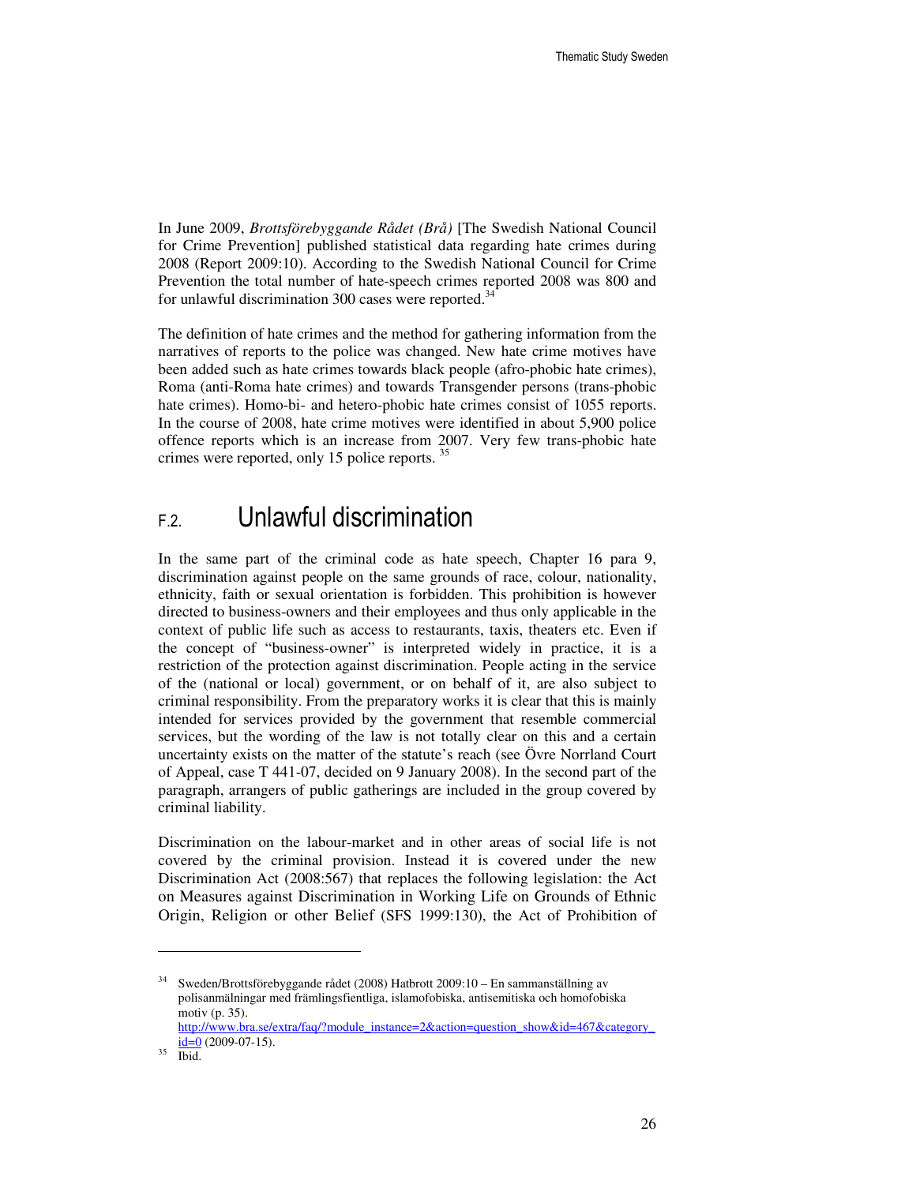In June 2009, *Brottsförebyggande Rådet (Brå)* [The Swedish National Council for Crime Prevention] published statistical data regarding hate crimes during 2008 (Report 2009:10). According to the Swedish National Council for Crime Prevention the total number of hate-speech crimes reported 2008 was 800 and for unlawful discrimination 300 cases were reported.[34]

The definition of hate crimes and the method for gathering information from the narratives of reports to the police was changed. New hate crime motives have been added such as hate crimes towards black people (afro-phobic hate crimes), Roma (anti-Roma hate crimes) and towards Transgender persons (trans-phobic hate crimes). Homo-bi- and hetero-phobic hate crimes consist of 1055 reports. In the course of 2008, hate crime motives were identified in about 5,900 police offence reports which is an increase from 2007. Very few trans-phobic hate crimes were reported, only 15 police reports.[35]

## F.2. Unlawful discrimination

In the same part of the criminal code as hate speech, Chapter 16 para 9, discrimination against people on the same grounds of race, colour, nationality, ethnicity, faith or sexual orientation is forbidden. This prohibition is however directed to business-owners and their employees and thus only applicable in the context of public life such as access to restaurants, taxis, theaters etc. Even if the concept of "business-owner" is interpreted widely in practice, it is a restriction of the protection against discrimination. People acting in the service of the (national or local) government, or on behalf of it, are also subject to criminal responsibility. From the preparatory works it is clear that this is mainly intended for services provided by the government that resemble commercial services, but the wording of the law is not totally clear on this and a certain uncertainty exists on the matter of the statute's reach (see Övre Norrland Court of Appeal, case T 441-07, decided on 9 January 2008). In the second part of the paragraph, arrangers of public gatherings are included in the group covered by criminal liability.

Discrimination on the labour-market and in other areas of social life is not covered by the criminal provision. Instead it is covered under the new Discrimination Act (2008:567) that replaces the following legislation: the Act on Measures against Discrimination in Working Life on Grounds of Ethnic Origin, Religion or other Belief (SFS 1999:130), the Act of Prohibition of

---

[34] Sweden/Brottsförebyggande rådet (2008) Hatbrott 2009:10 – En sammanställning av polisanmälningar med främlingsfientliga, islamofobiska, antisemitiska och homofobiska motiv (p. 35). http://www.bra.se/extra/faq/?module_instance=2&action=question_show&id=467&category_id=0 (2009-07-15).

[35] Ibid.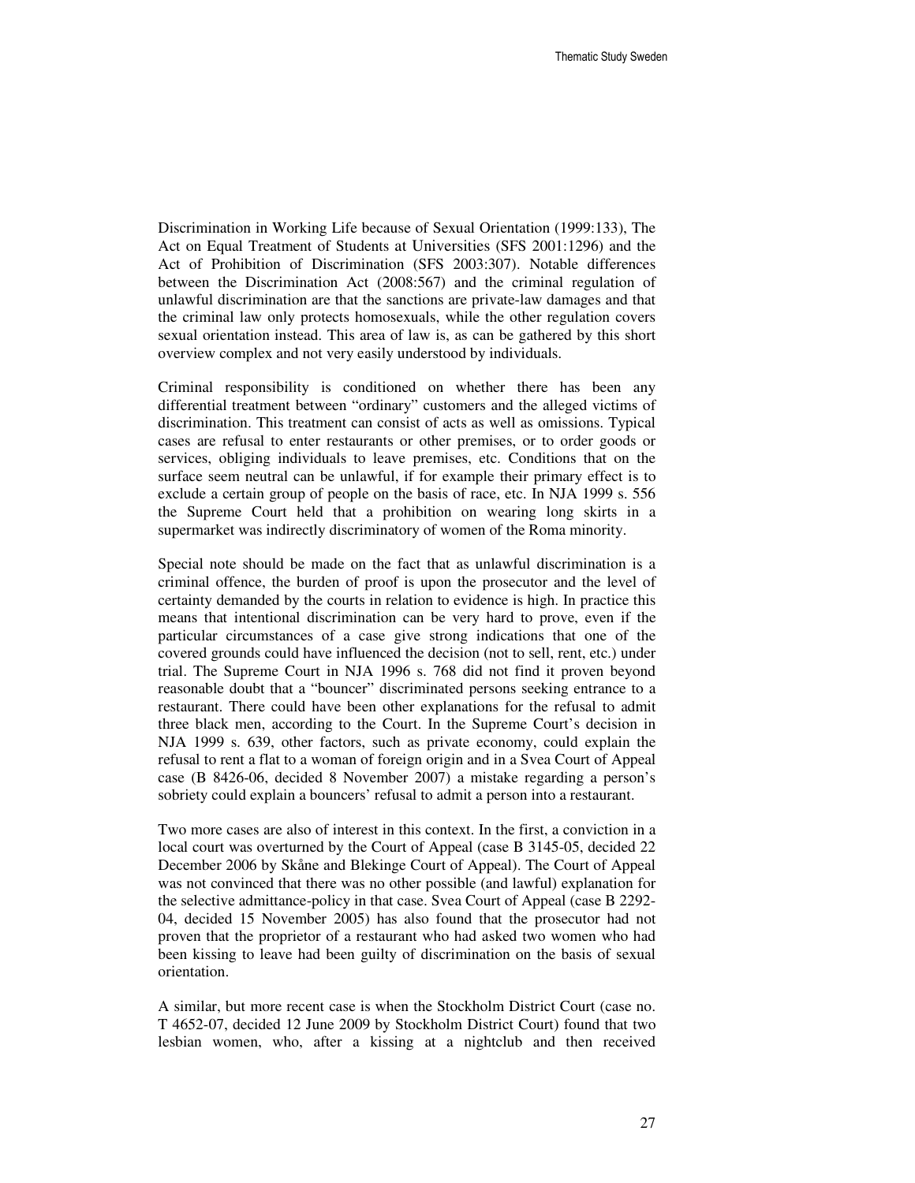Discrimination in Working Life because of Sexual Orientation (1999:133), The Act on Equal Treatment of Students at Universities (SFS 2001:1296) and the Act of Prohibition of Discrimination (SFS 2003:307). Notable differences between the Discrimination Act (2008:567) and the criminal regulation of unlawful discrimination are that the sanctions are private-law damages and that the criminal law only protects homosexuals, while the other regulation covers sexual orientation instead. This area of law is, as can be gathered by this short overview complex and not very easily understood by individuals.

Criminal responsibility is conditioned on whether there has been any differential treatment between "ordinary" customers and the alleged victims of discrimination. This treatment can consist of acts as well as omissions. Typical cases are refusal to enter restaurants or other premises, or to order goods or services, obliging individuals to leave premises, etc. Conditions that on the surface seem neutral can be unlawful, if for example their primary effect is to exclude a certain group of people on the basis of race, etc. In NJA 1999 s. 556 the Supreme Court held that a prohibition on wearing long skirts in a supermarket was indirectly discriminatory of women of the Roma minority.

Special note should be made on the fact that as unlawful discrimination is a criminal offence, the burden of proof is upon the prosecutor and the level of certainty demanded by the courts in relation to evidence is high. In practice this means that intentional discrimination can be very hard to prove, even if the particular circumstances of a case give strong indications that one of the covered grounds could have influenced the decision (not to sell, rent, etc.) under trial. The Supreme Court in NJA 1996 s. 768 did not find it proven beyond reasonable doubt that a "bouncer" discriminated persons seeking entrance to a restaurant. There could have been other explanations for the refusal to admit three black men, according to the Court. In the Supreme Court's decision in NJA 1999 s. 639, other factors, such as private economy, could explain the refusal to rent a flat to a woman of foreign origin and in a Svea Court of Appeal case (B 8426-06, decided 8 November 2007) a mistake regarding a person's sobriety could explain a bouncers' refusal to admit a person into a restaurant.

Two more cases are also of interest in this context. In the first, a conviction in a local court was overturned by the Court of Appeal (case B 3145-05, decided 22 December 2006 by Skåne and Blekinge Court of Appeal). The Court of Appeal was not convinced that there was no other possible (and lawful) explanation for the selective admittance-policy in that case. Svea Court of Appeal (case B 2292-04, decided 15 November 2005) has also found that the prosecutor had not proven that the proprietor of a restaurant who had asked two women who had been kissing to leave had been guilty of discrimination on the basis of sexual orientation.

A similar, but more recent case is when the Stockholm District Court (case no. T 4652-07, decided 12 June 2009 by Stockholm District Court) found that two lesbian women, who, after a kissing at a nightclub and then received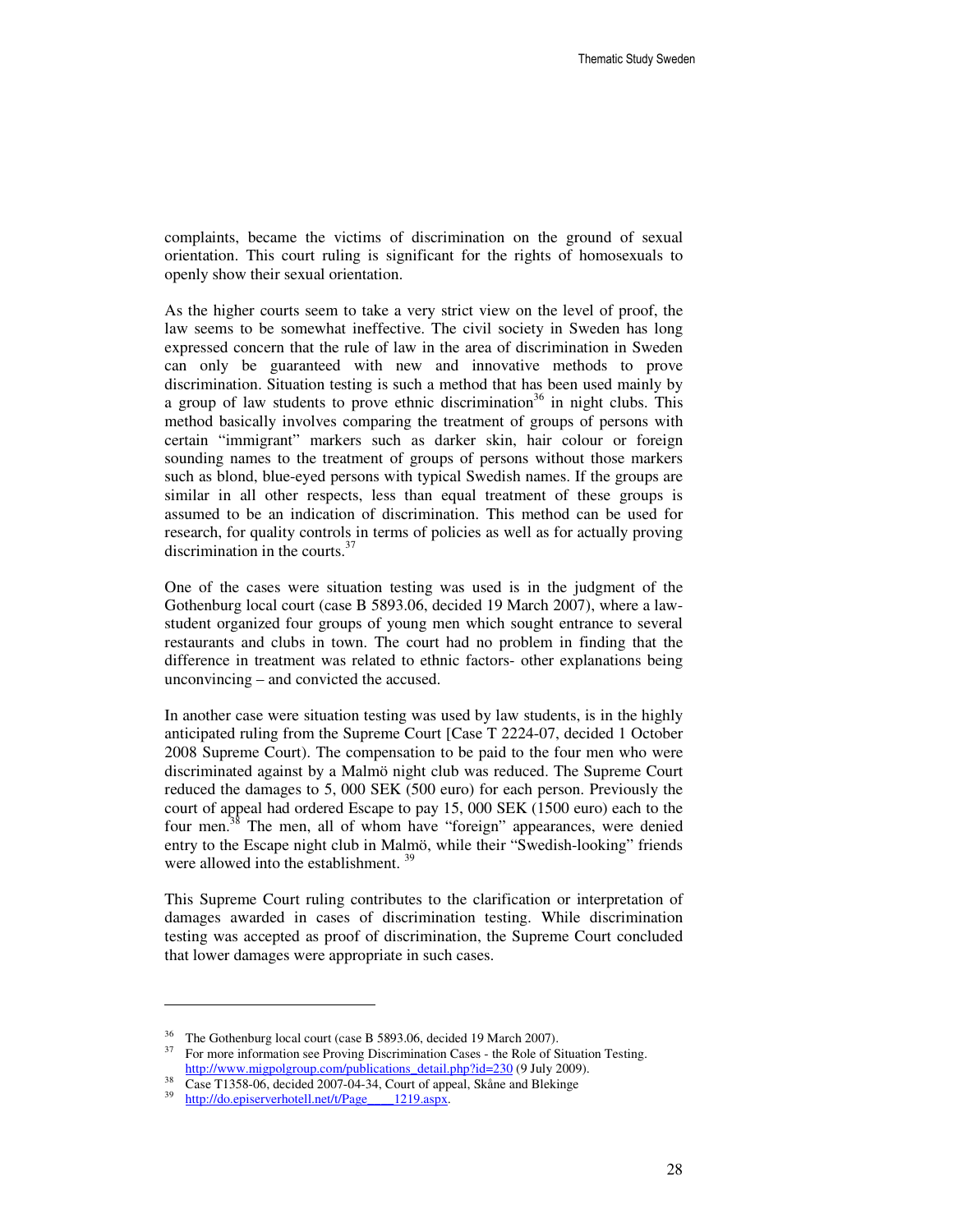complaints, became the victims of discrimination on the ground of sexual orientation. This court ruling is significant for the rights of homosexuals to openly show their sexual orientation.

As the higher courts seem to take a very strict view on the level of proof, the law seems to be somewhat ineffective. The civil society in Sweden has long expressed concern that the rule of law in the area of discrimination in Sweden can only be guaranteed with new and innovative methods to prove discrimination. Situation testing is such a method that has been used mainly by a group of law students to prove ethnic discrimination[36] in night clubs. This method basically involves comparing the treatment of groups of persons with certain "immigrant" markers such as darker skin, hair colour or foreign sounding names to the treatment of groups of persons without those markers such as blond, blue-eyed persons with typical Swedish names. If the groups are similar in all other respects, less than equal treatment of these groups is assumed to be an indication of discrimination. This method can be used for research, for quality controls in terms of policies as well as for actually proving discrimination in the courts.[37]

One of the cases were situation testing was used is in the judgment of the Gothenburg local court (case B 5893.06, decided 19 March 2007), where a law-student organized four groups of young men which sought entrance to several restaurants and clubs in town. The court had no problem in finding that the difference in treatment was related to ethnic factors- other explanations being unconvincing – and convicted the accused.

In another case were situation testing was used by law students, is in the highly anticipated ruling from the Supreme Court [Case T 2224-07, decided 1 October 2008 Supreme Court). The compensation to be paid to the four men who were discriminated against by a Malmö night club was reduced. The Supreme Court reduced the damages to 5, 000 SEK (500 euro) for each person. Previously the court of appeal had ordered Escape to pay 15, 000 SEK (1500 euro) each to the four men.[38] The men, all of whom have "foreign" appearances, were denied entry to the Escape night club in Malmö, while their "Swedish-looking" friends were allowed into the establishment. [39]

This Supreme Court ruling contributes to the clarification or interpretation of damages awarded in cases of discrimination testing. While discrimination testing was accepted as proof of discrimination, the Supreme Court concluded that lower damages were appropriate in such cases.

---

[36] The Gothenburg local court (case B 5893.06, decided 19 March 2007).

[37] For more information see Proving Discrimination Cases - the Role of Situation Testing. http://www.migpolgroup.com/publications_detail.php?id=230 (9 July 2009).

[38] Case T1358-06, decided 2007-04-34, Court of appeal, Skåne and Blekinge

[39] http://do.episerverhotell.net/t/Page____1219.aspx.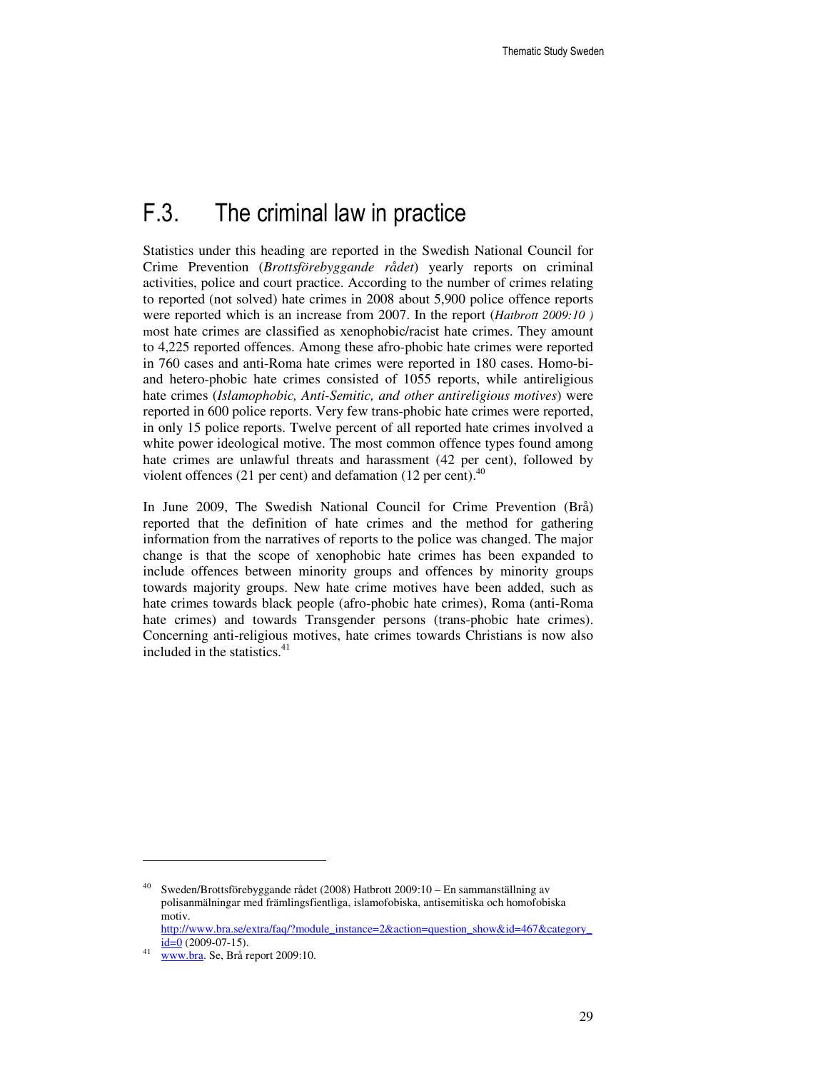## F.3. The criminal law in practice

Statistics under this heading are reported in the Swedish National Council for Crime Prevention (*Brottsförebyggande rådet*) yearly reports on criminal activities, police and court practice. According to the number of crimes relating to reported (not solved) hate crimes in 2008 about 5,900 police offence reports were reported which is an increase from 2007. In the report (*Hatbrott 2009:10* ) most hate crimes are classified as xenophobic/racist hate crimes. They amount to 4,225 reported offences. Among these afro-phobic hate crimes were reported in 760 cases and anti-Roma hate crimes were reported in 180 cases. Homo-bi- and hetero-phobic hate crimes consisted of 1055 reports, while antireligious hate crimes (*Islamophobic, Anti-Semitic, and other antireligious motives*) were reported in 600 police reports. Very few trans-phobic hate crimes were reported, in only 15 police reports. Twelve percent of all reported hate crimes involved a white power ideological motive. The most common offence types found among hate crimes are unlawful threats and harassment (42 per cent), followed by violent offences (21 per cent) and defamation (12 per cent).[40]

In June 2009, The Swedish National Council for Crime Prevention (Brå) reported that the definition of hate crimes and the method for gathering information from the narratives of reports to the police was changed. The major change is that the scope of xenophobic hate crimes has been expanded to include offences between minority groups and offences by minority groups towards majority groups. New hate crime motives have been added, such as hate crimes towards black people (afro-phobic hate crimes), Roma (anti-Roma hate crimes) and towards Transgender persons (trans-phobic hate crimes). Concerning anti-religious motives, hate crimes towards Christians is now also included in the statistics.[41]

---

[40] Sweden/Brottsförebyggande rådet (2008) Hatbrott 2009:10 – En sammanställning av polisanmälningar med främlingsfientliga, islamofobiska, antisemitiska och homofobiska motiv. http://www.bra.se/extra/faq/?module_instance=2&action=question_show&id=467&category_id=0 (2009-07-15).

[41] www.bra. Se, Brå report 2009:10.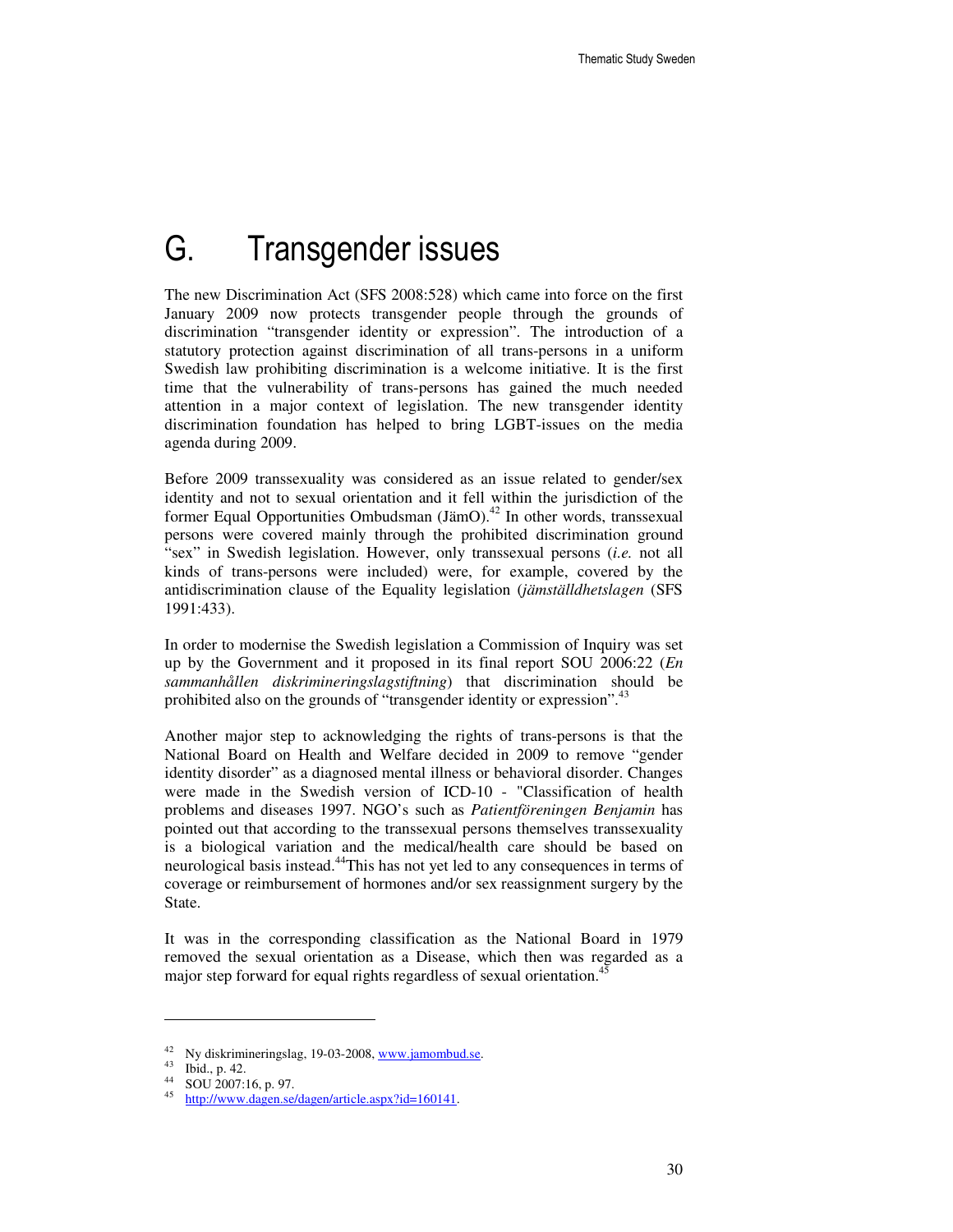# G. Transgender issues

The new Discrimination Act (SFS 2008:528) which came into force on the first January 2009 now protects transgender people through the grounds of discrimination "transgender identity or expression". The introduction of a statutory protection against discrimination of all trans-persons in a uniform Swedish law prohibiting discrimination is a welcome initiative. It is the first time that the vulnerability of trans-persons has gained the much needed attention in a major context of legislation. The new transgender identity discrimination foundation has helped to bring LGBT-issues on the media agenda during 2009.

Before 2009 transsexuality was considered as an issue related to gender/sex identity and not to sexual orientation and it fell within the jurisdiction of the former Equal Opportunities Ombudsman (JämO).[42] In other words, transsexual persons were covered mainly through the prohibited discrimination ground "sex" in Swedish legislation. However, only transsexual persons (*i.e.* not all kinds of trans-persons were included) were, for example, covered by the antidiscrimination clause of the Equality legislation (*jämställdhetslagen* (SFS 1991:433).

In order to modernise the Swedish legislation a Commission of Inquiry was set up by the Government and it proposed in its final report SOU 2006:22 (*En sammanhållen diskrimineringslagstiftning*) that discrimination should be prohibited also on the grounds of "transgender identity or expression".[43]

Another major step to acknowledging the rights of trans-persons is that the National Board on Health and Welfare decided in 2009 to remove "gender identity disorder" as a diagnosed mental illness or behavioral disorder. Changes were made in the Swedish version of ICD-10 - "Classification of health problems and diseases 1997. NGO's such as *Patientföreningen Benjamin* has pointed out that according to the transsexual persons themselves transsexuality is a biological variation and the medical/health care should be based on neurological basis instead.[44]This has not yet led to any consequences in terms of coverage or reimbursement of hormones and/or sex reassignment surgery by the State.

It was in the corresponding classification as the National Board in 1979 removed the sexual orientation as a Disease, which then was regarded as a major step forward for equal rights regardless of sexual orientation.[45]

---

[42] Ny diskrimineringslag, 19-03-2008, www.jamombud.se.

[43] Ibid., p. 42.

[44] SOU 2007:16, p. 97.

[45] http://www.dagen.se/dagen/article.aspx?id=160141.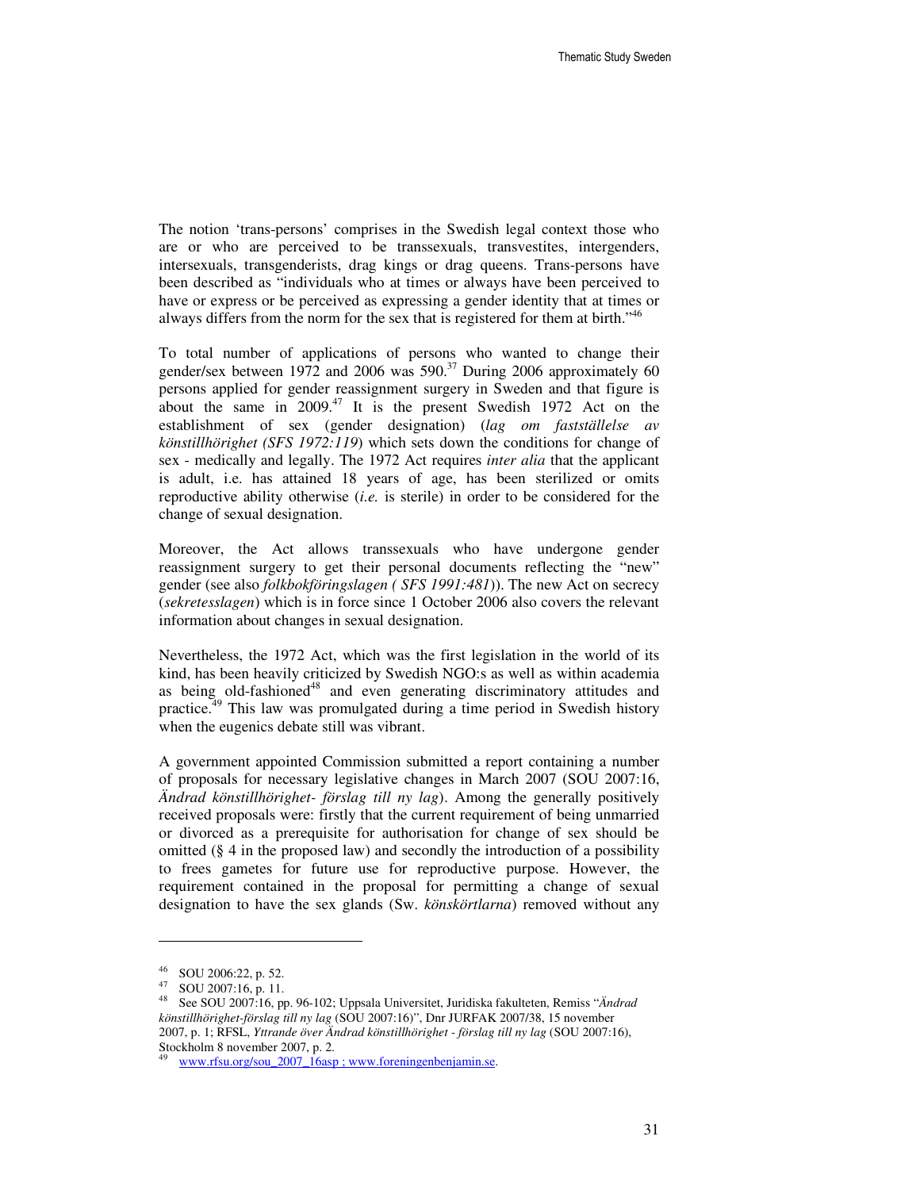The notion 'trans-persons' comprises in the Swedish legal context those who are or who are perceived to be transsexuals, transvestites, intergenders, intersexuals, transgenderists, drag kings or drag queens. Trans-persons have been described as "individuals who at times or always have been perceived to have or express or be perceived as expressing a gender identity that at times or always differs from the norm for the sex that is registered for them at birth."[46]

To total number of applications of persons who wanted to change their gender/sex between 1972 and 2006 was 590.[37] During 2006 approximately 60 persons applied for gender reassignment surgery in Sweden and that figure is about the same in 2009.[47] It is the present Swedish 1972 Act on the establishment of sex (gender designation) (*lag om fastställelse av könstillhörighet (SFS 1972:119*) which sets down the conditions for change of sex - medically and legally. The 1972 Act requires *inter alia* that the applicant is adult, i.e. has attained 18 years of age, has been sterilized or omits reproductive ability otherwise (*i.e.* is sterile) in order to be considered for the change of sexual designation.

Moreover, the Act allows transsexuals who have undergone gender reassignment surgery to get their personal documents reflecting the "new" gender (see also *folkbokföringslagen ( SFS 1991:481)*). The new Act on secrecy (*sekretesslagen*) which is in force since 1 October 2006 also covers the relevant information about changes in sexual designation.

Nevertheless, the 1972 Act, which was the first legislation in the world of its kind, has been heavily criticized by Swedish NGO:s as well as within academia as being old-fashioned[48] and even generating discriminatory attitudes and practice.[49] This law was promulgated during a time period in Swedish history when the eugenics debate still was vibrant.

A government appointed Commission submitted a report containing a number of proposals for necessary legislative changes in March 2007 (SOU 2007:16, *Ändrad könstillhörighet- förslag till ny lag*). Among the generally positively received proposals were: firstly that the current requirement of being unmarried or divorced as a prerequisite for authorisation for change of sex should be omitted (§ 4 in the proposed law) and secondly the introduction of a possibility to frees gametes for future use for reproductive purpose. However, the requirement contained in the proposal for permitting a change of sexual designation to have the sex glands (Sw. *könskörtlarna*) removed without any

---

[46] SOU 2006:22, p. 52.

[47] SOU 2007:16, p. 11.

[48] See SOU 2007:16, pp. 96-102; Uppsala Universitet, Juridiska fakulteten, Remiss "*Ändrad könstillhörighet-förslag till ny lag* (SOU 2007:16)", Dnr JURFAK 2007/38, 15 november 2007, p. 1; RFSL, *Yttrande över Ändrad könstillhörighet - förslag till ny lag* (SOU 2007:16), Stockholm 8 november 2007, p. 2.

[49] www.rfsu.org/sou_2007_16asp ; www.foreningenbenjamin.se.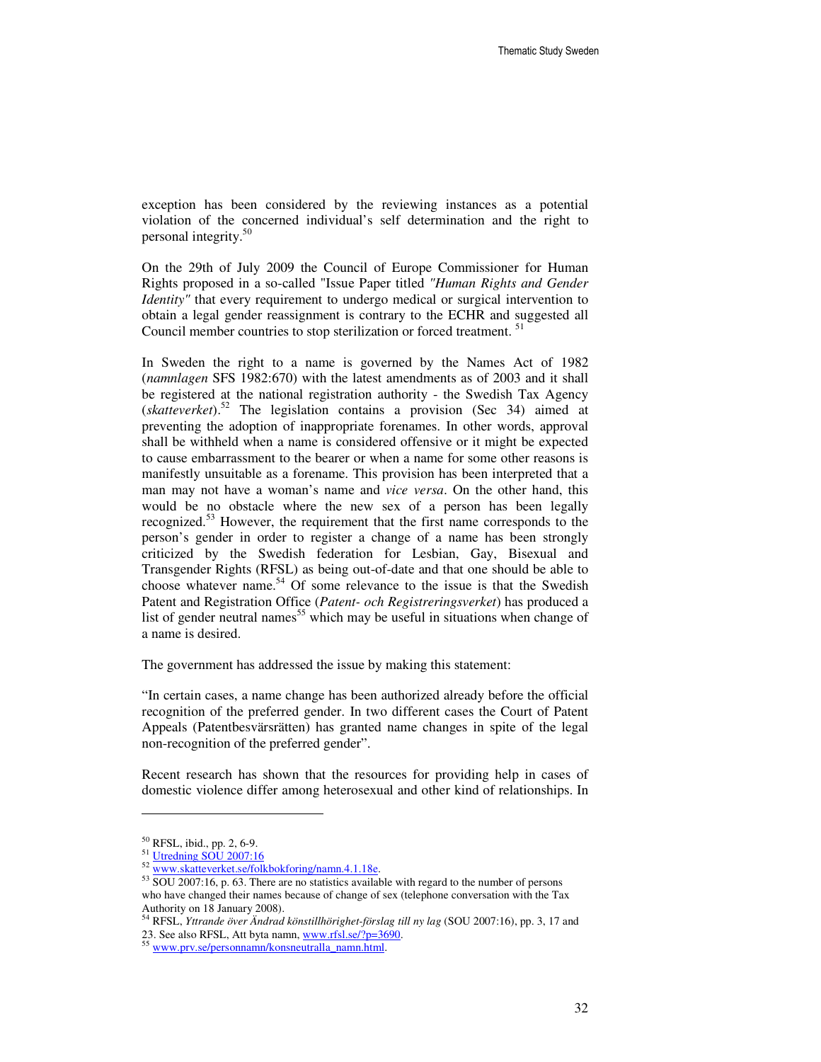exception has been considered by the reviewing instances as a potential violation of the concerned individual's self determination and the right to personal integrity.[50]

On the 29th of July 2009 the Council of Europe Commissioner for Human Rights proposed in a so-called "Issue Paper titled *"Human Rights and Gender Identity"* that every requirement to undergo medical or surgical intervention to obtain a legal gender reassignment is contrary to the ECHR and suggested all Council member countries to stop sterilization or forced treatment. [51]

In Sweden the right to a name is governed by the Names Act of 1982 (*namnlagen* SFS 1982:670) with the latest amendments as of 2003 and it shall be registered at the national registration authority - the Swedish Tax Agency (*skatteverket*).[52] The legislation contains a provision (Sec 34) aimed at preventing the adoption of inappropriate forenames. In other words, approval shall be withheld when a name is considered offensive or it might be expected to cause embarrassment to the bearer or when a name for some other reasons is manifestly unsuitable as a forename. This provision has been interpreted that a man may not have a woman's name and *vice versa*. On the other hand, this would be no obstacle where the new sex of a person has been legally recognized.[53] However, the requirement that the first name corresponds to the person's gender in order to register a change of a name has been strongly criticized by the Swedish federation for Lesbian, Gay, Bisexual and Transgender Rights (RFSL) as being out-of-date and that one should be able to choose whatever name.[54] Of some relevance to the issue is that the Swedish Patent and Registration Office (*Patent- och Registreringsverket*) has produced a list of gender neutral names[55] which may be useful in situations when change of a name is desired.

The government has addressed the issue by making this statement:

"In certain cases, a name change has been authorized already before the official recognition of the preferred gender. In two different cases the Court of Patent Appeals (Patentbesvärsrätten) has granted name changes in spite of the legal non-recognition of the preferred gender".

Recent research has shown that the resources for providing help in cases of domestic violence differ among heterosexual and other kind of relationships. In

---

[50] RFSL, ibid., pp. 2, 6-9.

[51] Utredning SOU 2007:16

[52] www.skatteverket.se/folkbokforing/namn.4.1.18e.

[53] SOU 2007:16, p. 63. There are no statistics available with regard to the number of persons who have changed their names because of change of sex (telephone conversation with the Tax Authority on 18 January 2008).

[54] RFSL, *Yttrande över Ändrad könstillhörighet-förslag till ny lag* (SOU 2007:16), pp. 3, 17 and 23. See also RFSL, Att byta namn, www.rfsl.se/?p=3690.

[55] www.prv.se/personnamn/konsneutralla_namn.html.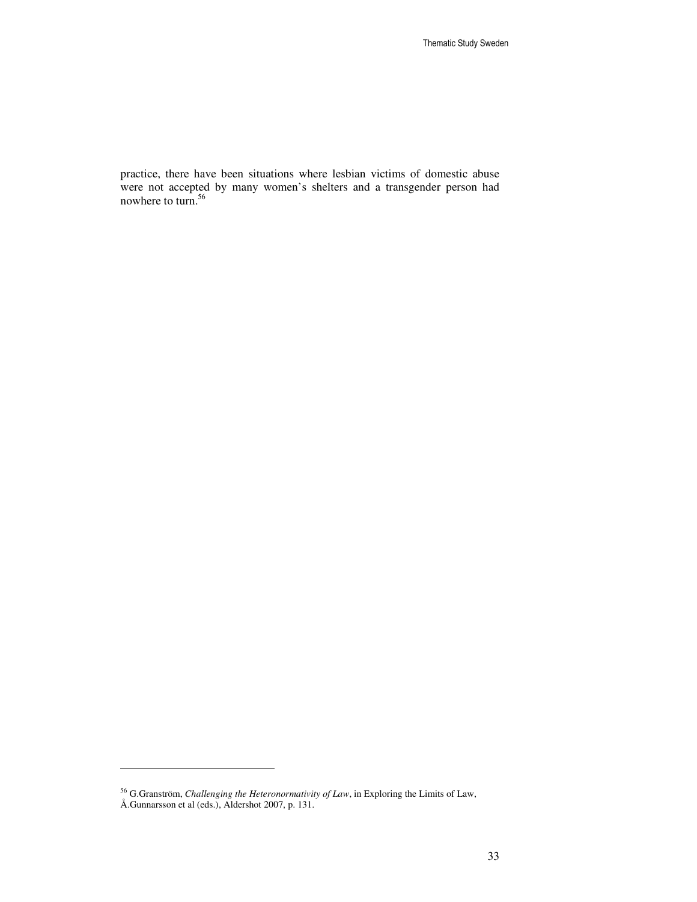practice, there have been situations where lesbian victims of domestic abuse were not accepted by many women's shelters and a transgender person had nowhere to turn.[56]

---

[56] G.Granström, *Challenging the Heteronormativity of Law*, in Exploring the Limits of Law, Å.Gunnarsson et al (eds.), Aldershot 2007, p. 131.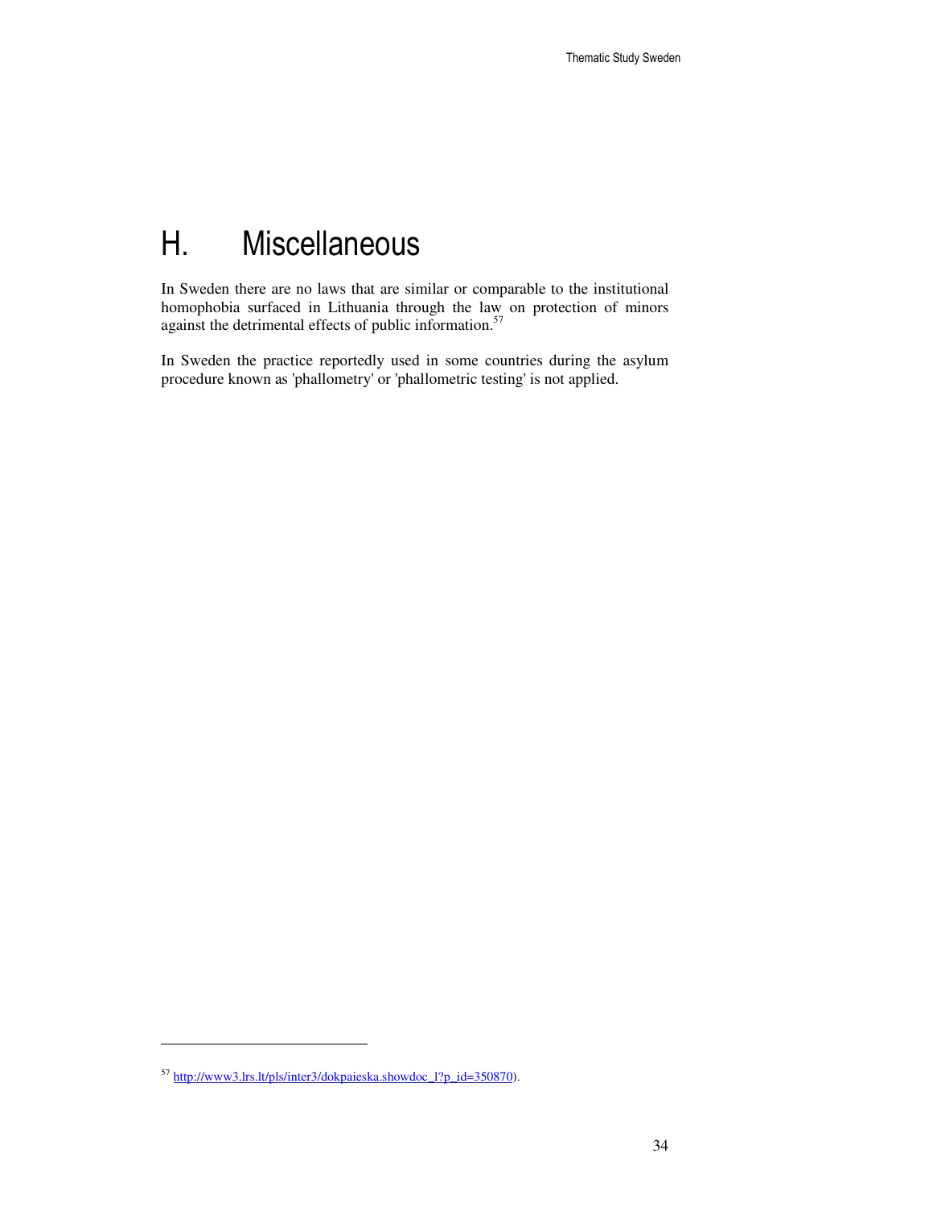# H. Miscellaneous

In Sweden there are no laws that are similar or comparable to the institutional homophobia surfaced in Lithuania through the law on protection of minors against the detrimental effects of public information.[57]

In Sweden the practice reportedly used in some countries during the asylum procedure known as 'phallometry' or 'phallometric testing' is not applied.

---

[57] http://www3.lrs.lt/pls/inter3/dokpaieska.showdoc_l?p_id=350870).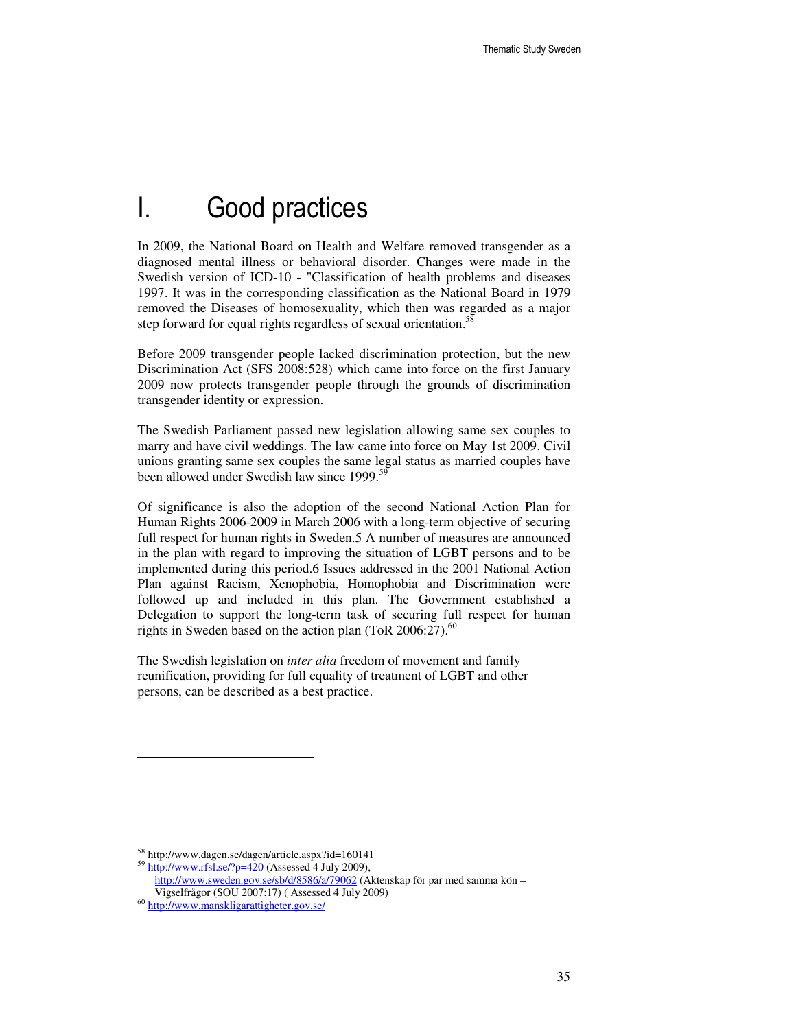# I. Good practices

In 2009, the National Board on Health and Welfare removed transgender as a diagnosed mental illness or behavioral disorder. Changes were made in the Swedish version of ICD-10 - "Classification of health problems and diseases 1997. It was in the corresponding classification as the National Board in 1979 removed the Diseases of homosexuality, which then was regarded as a major step forward for equal rights regardless of sexual orientation.[58]

Before 2009 transgender people lacked discrimination protection, but the new Discrimination Act (SFS 2008:528) which came into force on the first January 2009 now protects transgender people through the grounds of discrimination transgender identity or expression.

The Swedish Parliament passed new legislation allowing same sex couples to marry and have civil weddings. The law came into force on May 1st 2009. Civil unions granting same sex couples the same legal status as married couples have been allowed under Swedish law since 1999.[59]

Of significance is also the adoption of the second National Action Plan for Human Rights 2006-2009 in March 2006 with a long-term objective of securing full respect for human rights in Sweden.5 A number of measures are announced in the plan with regard to improving the situation of LGBT persons and to be implemented during this period.6 Issues addressed in the 2001 National Action Plan against Racism, Xenophobia, Homophobia and Discrimination were followed up and included in this plan. The Government established a Delegation to support the long-term task of securing full respect for human rights in Sweden based on the action plan (ToR 2006:27).[60]

The Swedish legislation on *inter alia* freedom of movement and family reunification, providing for full equality of treatment of LGBT and other persons, can be described as a best practice.

---

[58] http://www.dagen.se/dagen/article.aspx?id=160141

[59] http://www.rfsl.se/?p=420 (Assessed 4 July 2009), http://www.sweden.gov.se/sb/d/8586/a/79062 (Äktenskap för par med samma kön – Vigselfrågor (SOU 2007:17) ( Assessed 4 July 2009)

[60] http://www.manskligarattigheter.gov.se/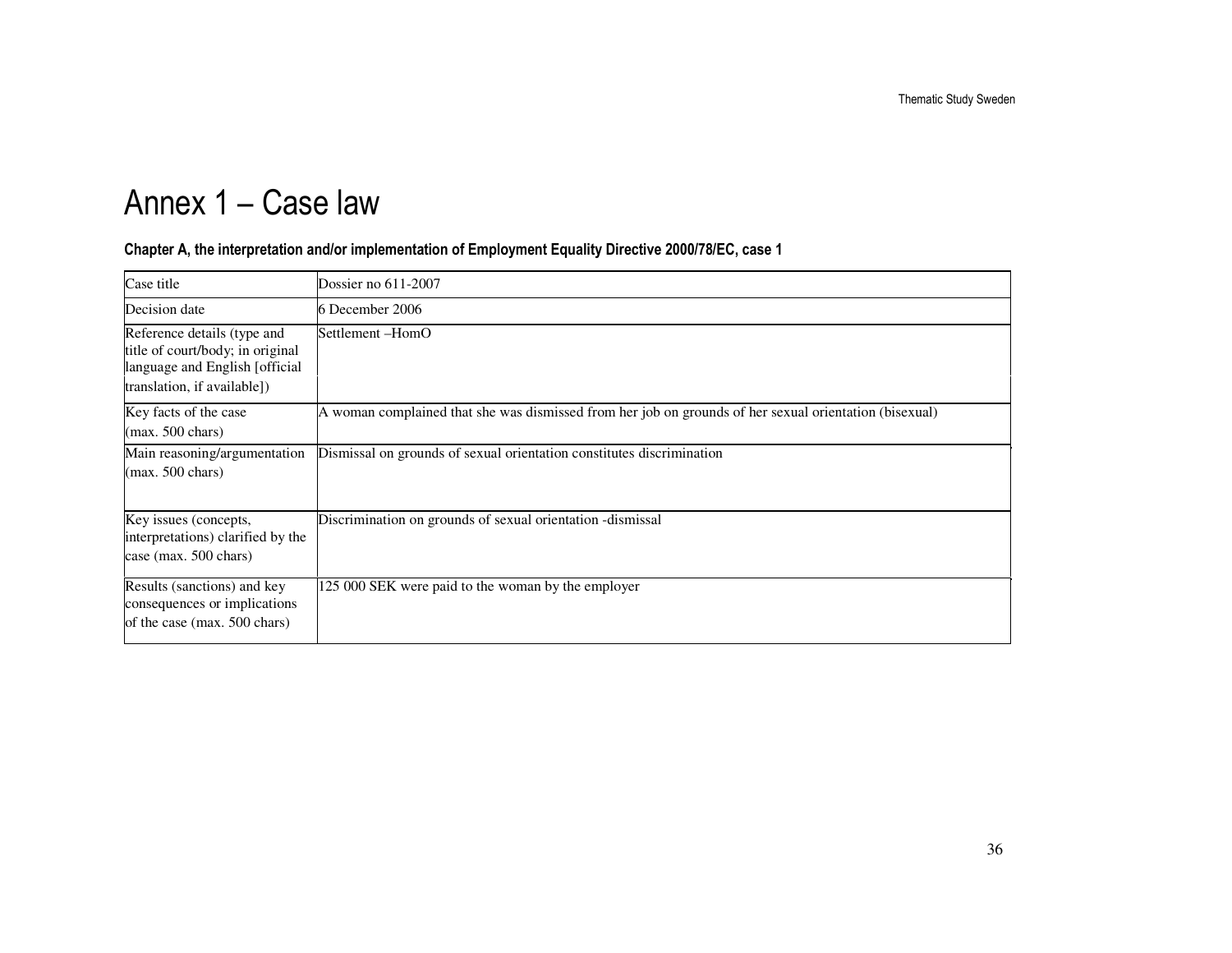# Annex 1 – Case law

**Chapter A, the interpretation and/or implementation of Employment Equality Directive 2000/78/EC, case 1**

| Case title | Dossier no 611-2007 |
|---|---|
| Decision date | 6 December 2006 |
| Reference details (type and title of court/body; in original language and English [official translation, if available]) | Settlement –HomO |
| Key facts of the case (max. 500 chars) | A woman complained that she was dismissed from her job on grounds of her sexual orientation (bisexual) |
| Main reasoning/argumentation (max. 500 chars) | Dismissal on grounds of sexual orientation constitutes discrimination |
| Key issues (concepts, interpretations) clarified by the case (max. 500 chars) | Discrimination on grounds of sexual orientation -dismissal |
| Results (sanctions) and key consequences or implications of the case (max. 500 chars) | 125 000 SEK were paid to the woman by the employer |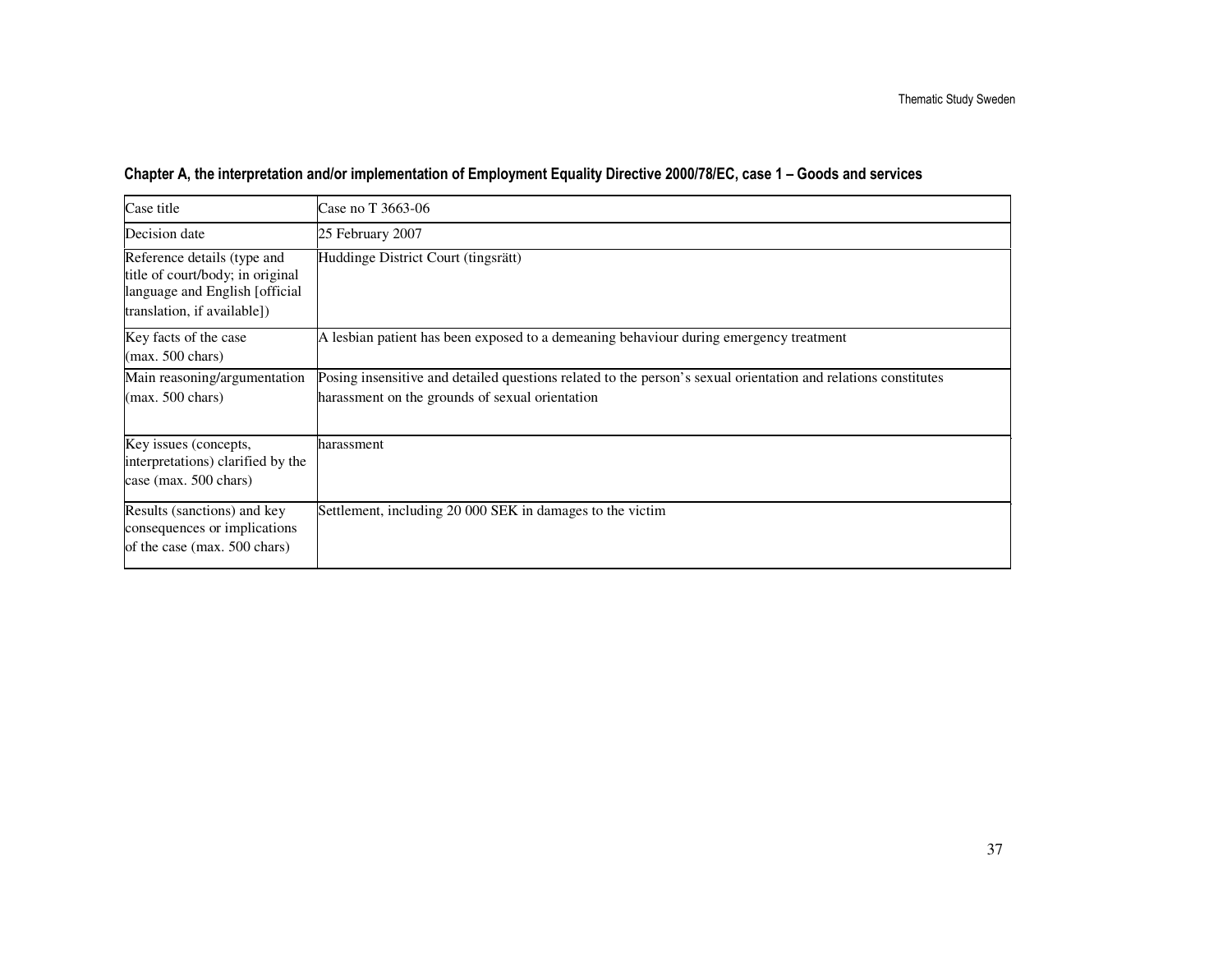**Chapter A, the interpretation and/or implementation of Employment Equality Directive 2000/78/EC, case 1 – Goods and services**

| Case title | Case no T 3663-06 |
|---|---|
| Decision date | 25 February 2007 |
| Reference details (type and title of court/body; in original language and English [official translation, if available]) | Huddinge District Court (tingsrätt) |
| Key facts of the case (max. 500 chars) | A lesbian patient has been exposed to a demeaning behaviour during emergency treatment |
| Main reasoning/argumentation (max. 500 chars) | Posing insensitive and detailed questions related to the person's sexual orientation and relations constitutes harassment on the grounds of sexual orientation |
| Key issues (concepts, interpretations) clarified by the case (max. 500 chars) | harassment |
| Results (sanctions) and key consequences or implications of the case (max. 500 chars) | Settlement, including 20 000 SEK in damages to the victim |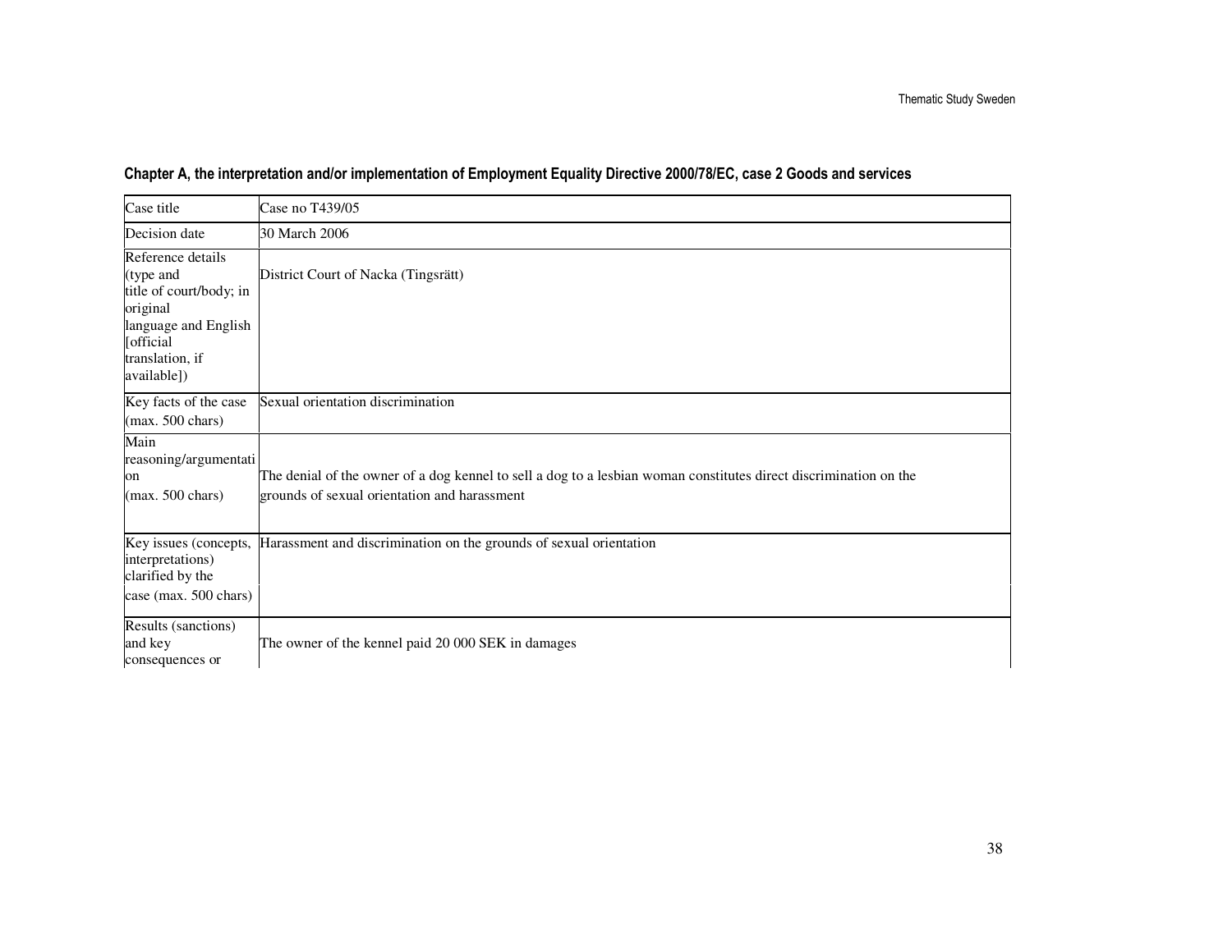**Chapter A, the interpretation and/or implementation of Employment Equality Directive 2000/78/EC, case 2 Goods and services**

| Case title | Case no T439/05 |
| --- | --- |
| Decision date | 30 March 2006 |
| Reference details (type and title of court/body; in original language and English [official translation, if available]) | District Court of Nacka (Tingsrätt) |
| Key facts of the case (max. 500 chars) | Sexual orientation discrimination |
| Main reasoning/argumentation (max. 500 chars) | The denial of the owner of a dog kennel to sell a dog to a lesbian woman constitutes direct discrimination on the grounds of sexual orientation and harassment |
| Key issues (concepts, interpretations) clarified by the case (max. 500 chars) | Harassment and discrimination on the grounds of sexual orientation |
| Results (sanctions) and key consequences or | The owner of the kennel paid 20 000 SEK in damages |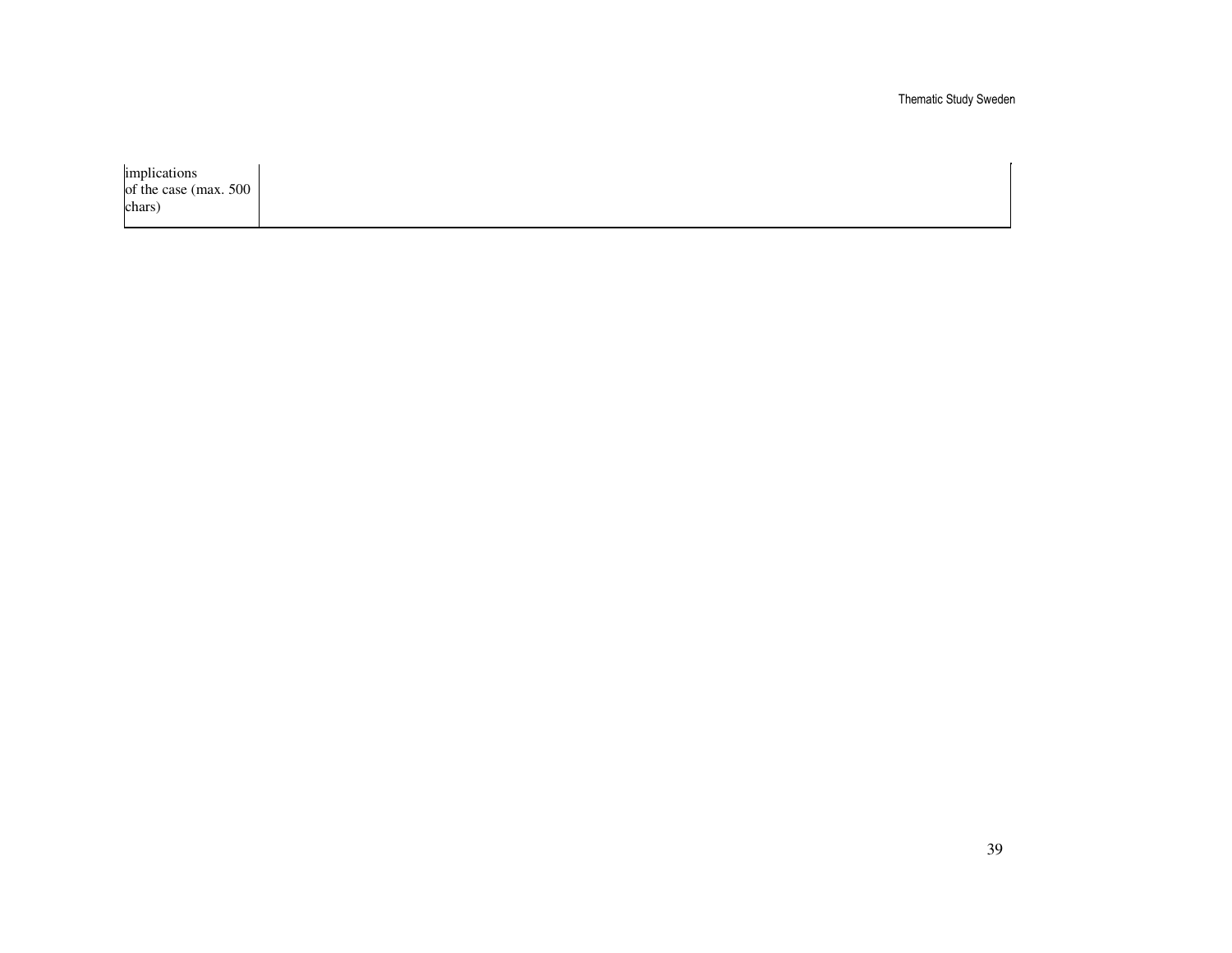| implications of the case (max. 500 chars) | |
|---|---|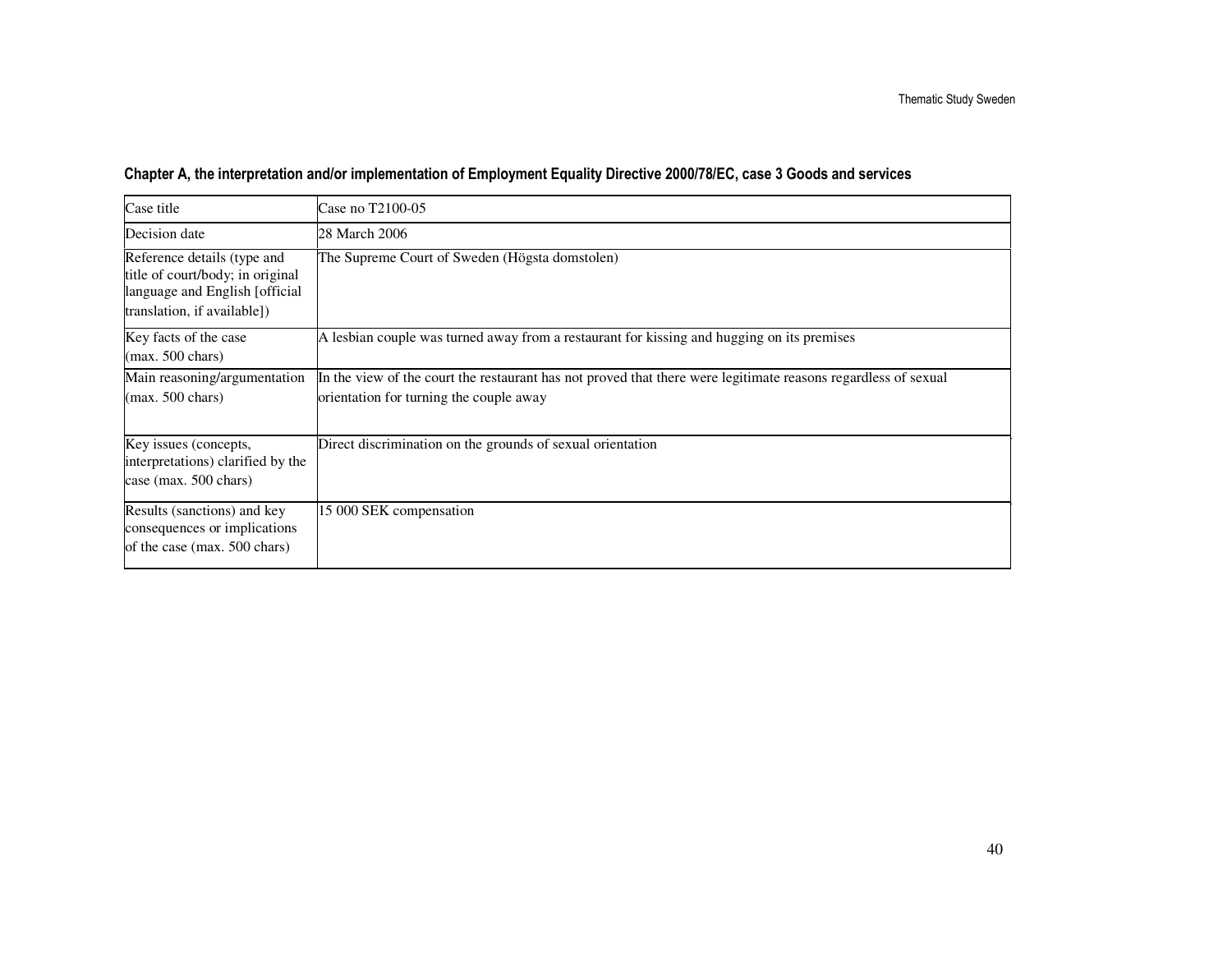**Chapter A, the interpretation and/or implementation of Employment Equality Directive 2000/78/EC, case 3 Goods and services**

| Case title | Case no T2100-05 |
|---|---|
| Decision date | 28 March 2006 |
| Reference details (type and title of court/body; in original language and English [official translation, if available]) | The Supreme Court of Sweden (Högsta domstolen) |
| Key facts of the case (max. 500 chars) | A lesbian couple was turned away from a restaurant for kissing and hugging on its premises |
| Main reasoning/argumentation (max. 500 chars) | In the view of the court the restaurant has not proved that there were legitimate reasons regardless of sexual orientation for turning the couple away |
| Key issues (concepts, interpretations) clarified by the case (max. 500 chars) | Direct discrimination on the grounds of sexual orientation |
| Results (sanctions) and key consequences or implications of the case (max. 500 chars) | 15 000 SEK compensation |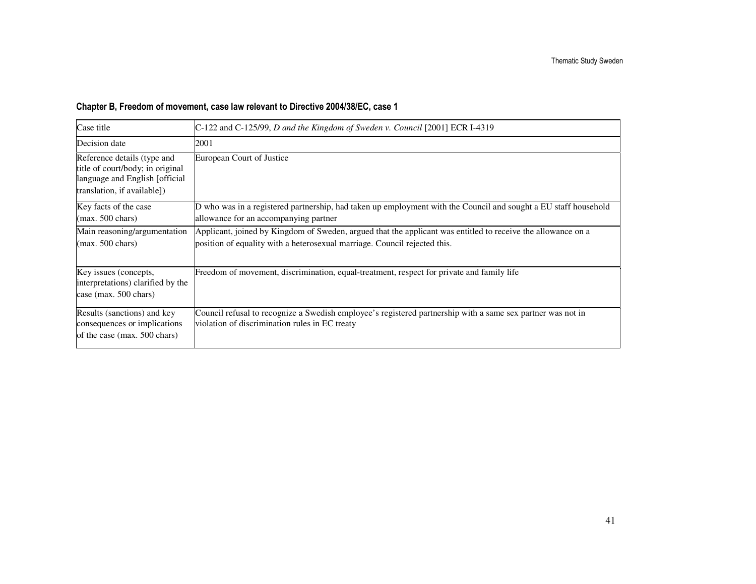**Chapter B, Freedom of movement, case law relevant to Directive 2004/38/EC, case 1**

| Case title | C-122 and C-125/99, *D and the Kingdom of Sweden v. Council* [2001] ECR I-4319 |
|---|---|
| Decision date | 2001 |
| Reference details (type and title of court/body; in original language and English [official translation, if available]) | European Court of Justice |
| Key facts of the case (max. 500 chars) | D who was in a registered partnership, had taken up employment with the Council and sought a EU staff household allowance for an accompanying partner |
| Main reasoning/argumentation (max. 500 chars) | Applicant, joined by Kingdom of Sweden, argued that the applicant was entitled to receive the allowance on a position of equality with a heterosexual marriage. Council rejected this. |
| Key issues (concepts, interpretations) clarified by the case (max. 500 chars) | Freedom of movement, discrimination, equal-treatment, respect for private and family life |
| Results (sanctions) and key consequences or implications of the case (max. 500 chars) | Council refusal to recognize a Swedish employee's registered partnership with a same sex partner was not in violation of discrimination rules in EC treaty |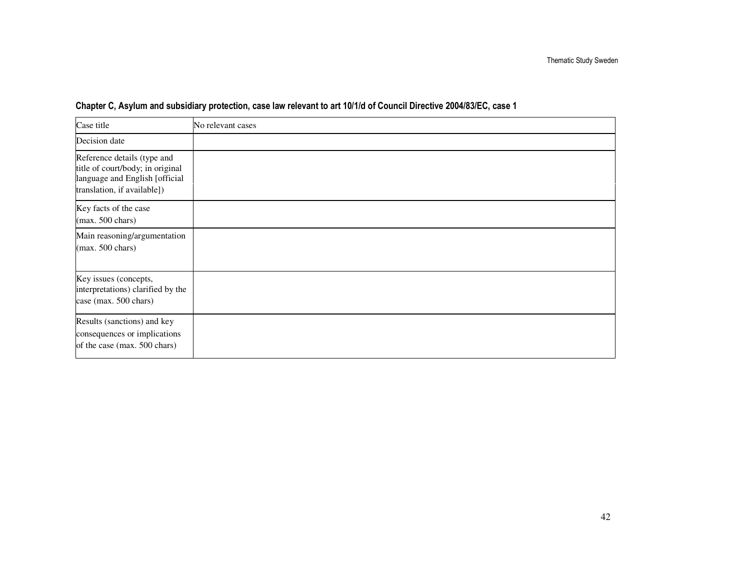**Chapter C, Asylum and subsidiary protection, case law relevant to art 10/1/d of Council Directive 2004/83/EC, case 1**

| Case title | No relevant cases |
|---|---|
| Decision date | |
| Reference details (type and title of court/body; in original language and English [official translation, if available]) | |
| Key facts of the case (max. 500 chars) | |
| Main reasoning/argumentation (max. 500 chars) | |
| Key issues (concepts, interpretations) clarified by the case (max. 500 chars) | |
| Results (sanctions) and key consequences or implications of the case (max. 500 chars) | |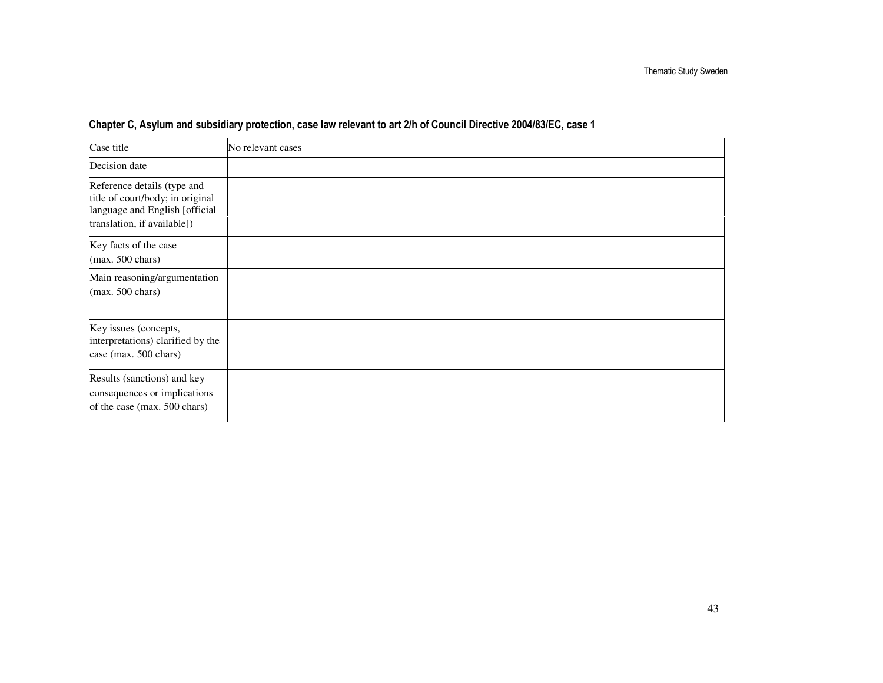**Chapter C, Asylum and subsidiary protection, case law relevant to art 2/h of Council Directive 2004/83/EC, case 1**

| Case title | No relevant cases |
|---|---|
| Decision date | |
| Reference details (type and title of court/body; in original language and English [official translation, if available]) | |
| Key facts of the case (max. 500 chars) | |
| Main reasoning/argumentation (max. 500 chars) | |
| Key issues (concepts, interpretations) clarified by the case (max. 500 chars) | |
| Results (sanctions) and key consequences or implications of the case (max. 500 chars) | |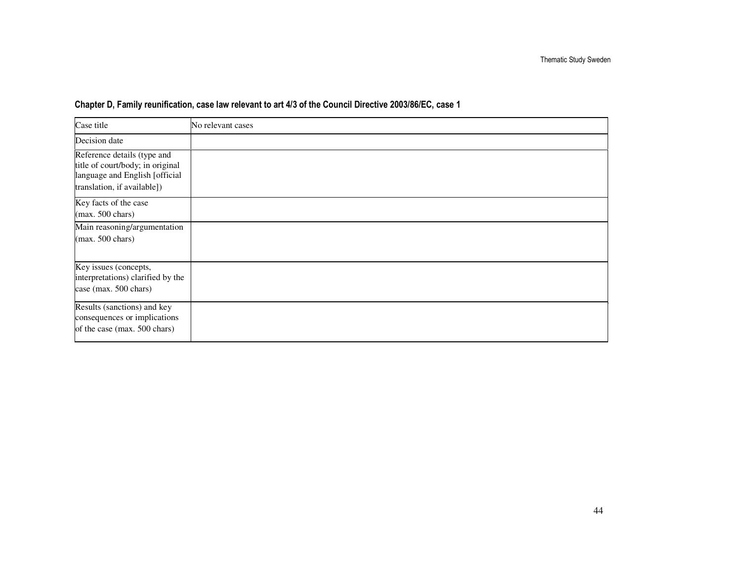### Chapter D, Family reunification, case law relevant to art 4/3 of the Council Directive 2003/86/EC, case 1

| Case title | No relevant cases |
|---|---|
| Decision date | |
| Reference details (type and title of court/body; in original language and English [official translation, if available]) | |
| Key facts of the case (max. 500 chars) | |
| Main reasoning/argumentation (max. 500 chars) | |
| Key issues (concepts, interpretations) clarified by the case (max. 500 chars) | |
| Results (sanctions) and key consequences or implications of the case (max. 500 chars) | |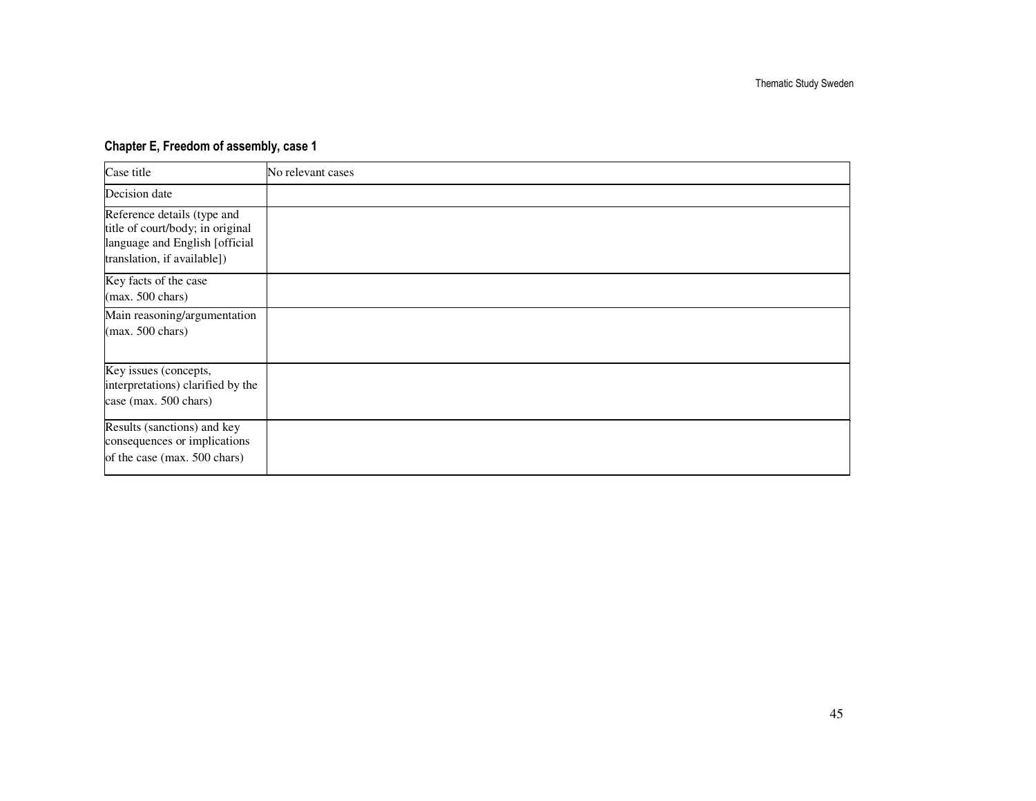#### Chapter E, Freedom of assembly, case 1

| Case title | No relevant cases |
|---|---|
| Decision date | |
| Reference details (type and title of court/body; in original language and English [official translation, if available]) | |
| Key facts of the case (max. 500 chars) | |
| Main reasoning/argumentation (max. 500 chars) | |
| Key issues (concepts, interpretations) clarified by the case (max. 500 chars) | |
| Results (sanctions) and key consequences or implications of the case (max. 500 chars) | |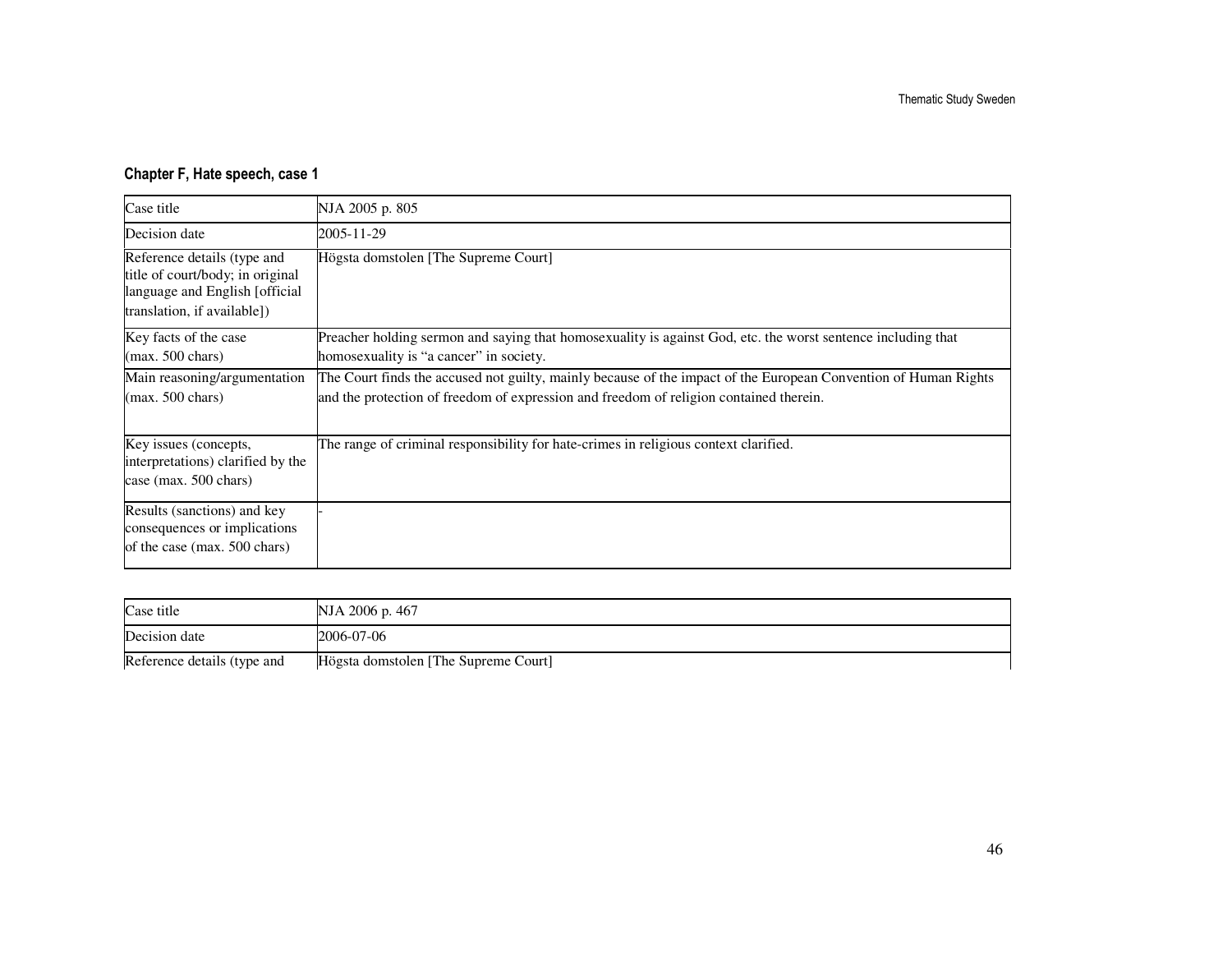### Chapter F, Hate speech, case 1

| Case title | NJA 2005 p. 805 |
|---|---|
| Decision date | 2005-11-29 |
| Reference details (type and title of court/body; in original language and English [official translation, if available]) | Högsta domstolen [The Supreme Court] |
| Key facts of the case (max. 500 chars) | Preacher holding sermon and saying that homosexuality is against God, etc. the worst sentence including that homosexuality is "a cancer" in society. |
| Main reasoning/argumentation (max. 500 chars) | The Court finds the accused not guilty, mainly because of the impact of the European Convention of Human Rights and the protection of freedom of expression and freedom of religion contained therein. |
| Key issues (concepts, interpretations) clarified by the case (max. 500 chars) | The range of criminal responsibility for hate-crimes in religious context clarified. |
| Results (sanctions) and key consequences or implications of the case (max. 500 chars) | - |

| Case title | NJA 2006 p. 467 |
|---|---|
| Decision date | 2006-07-06 |
| Reference details (type and | Högsta domstolen [The Supreme Court] |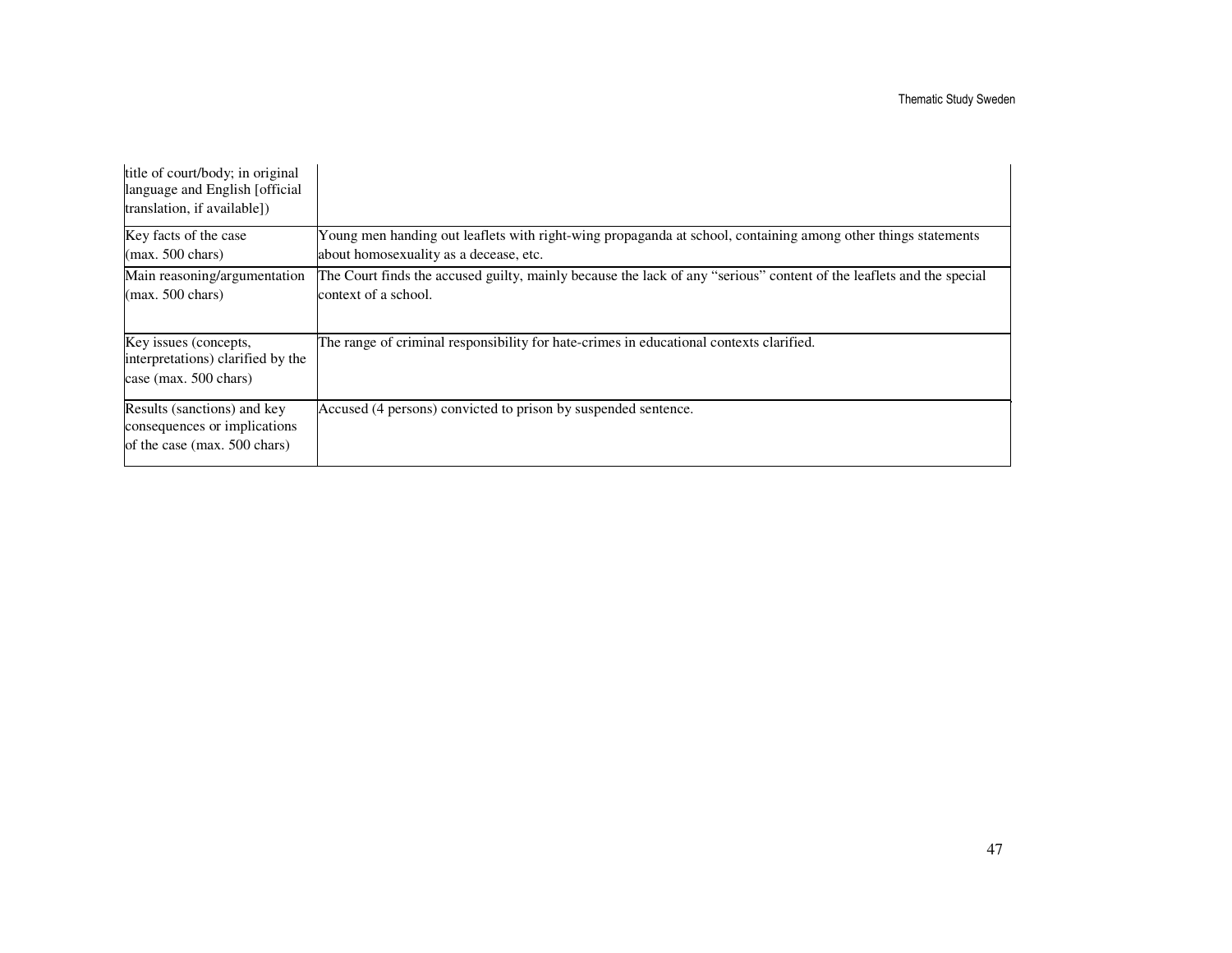| | |
|---|---|
| title of court/body; in original language and English [official translation, if available]) | |
| Key facts of the case (max. 500 chars) | Young men handing out leaflets with right-wing propaganda at school, containing among other things statements about homosexuality as a decease, etc. |
| Main reasoning/argumentation (max. 500 chars) | The Court finds the accused guilty, mainly because the lack of any "serious" content of the leaflets and the special context of a school. |
| Key issues (concepts, interpretations) clarified by the case (max. 500 chars) | The range of criminal responsibility for hate-crimes in educational contexts clarified. |
| Results (sanctions) and key consequences or implications of the case (max. 500 chars) | Accused (4 persons) convicted to prison by suspended sentence. |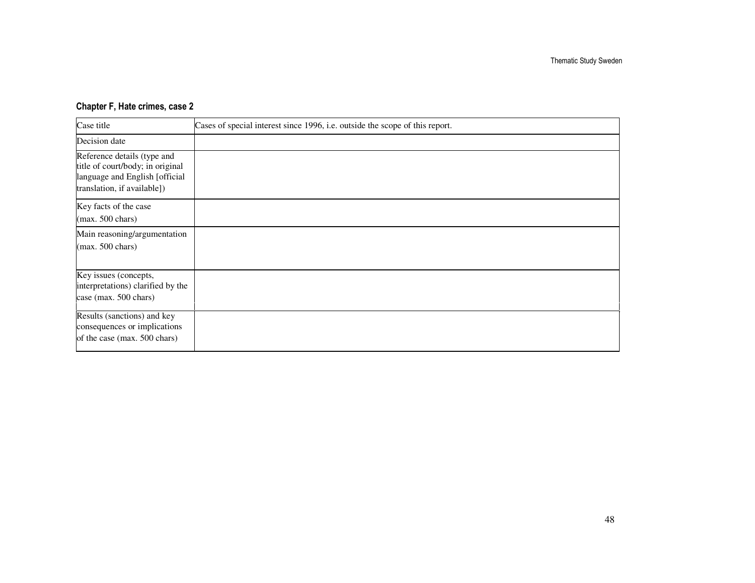### Chapter F, Hate crimes, case 2

| Case title | Cases of special interest since 1996, i.e. outside the scope of this report. |
|---|---|
| Decision date | |
| Reference details (type and title of court/body; in original language and English [official translation, if available]) | |
| Key facts of the case (max. 500 chars) | |
| Main reasoning/argumentation (max. 500 chars) | |
| Key issues (concepts, interpretations) clarified by the case (max. 500 chars) | |
| Results (sanctions) and key consequences or implications of the case (max. 500 chars) | |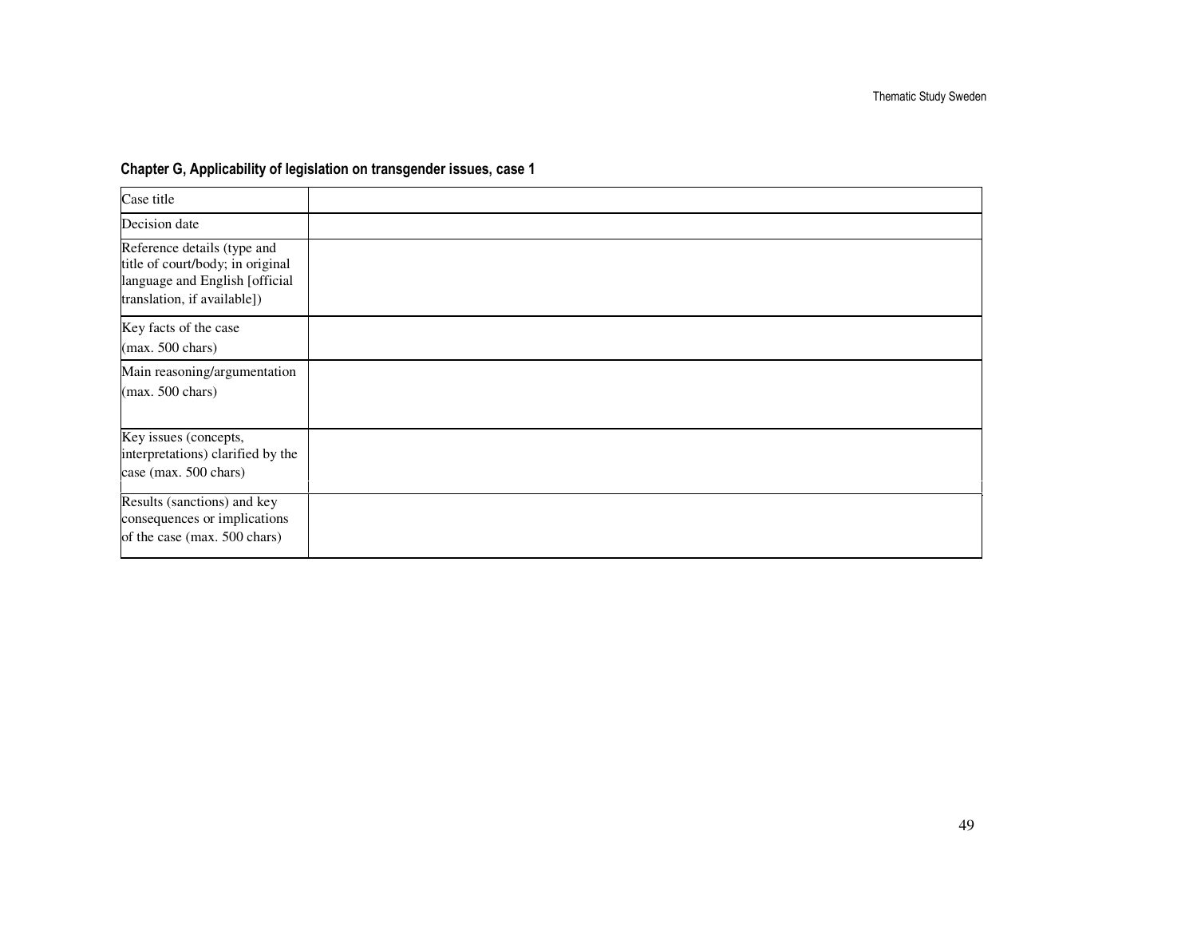**Chapter G, Applicability of legislation on transgender issues, case 1**

| Case title | |
|---|---|
| Decision date | |
| Reference details (type and title of court/body; in original language and English [official translation, if available]) | |
| Key facts of the case (max. 500 chars) | |
| Main reasoning/argumentation (max. 500 chars) | |
| Key issues (concepts, interpretations) clarified by the case (max. 500 chars) | |
| Results (sanctions) and key consequences or implications of the case (max. 500 chars) | |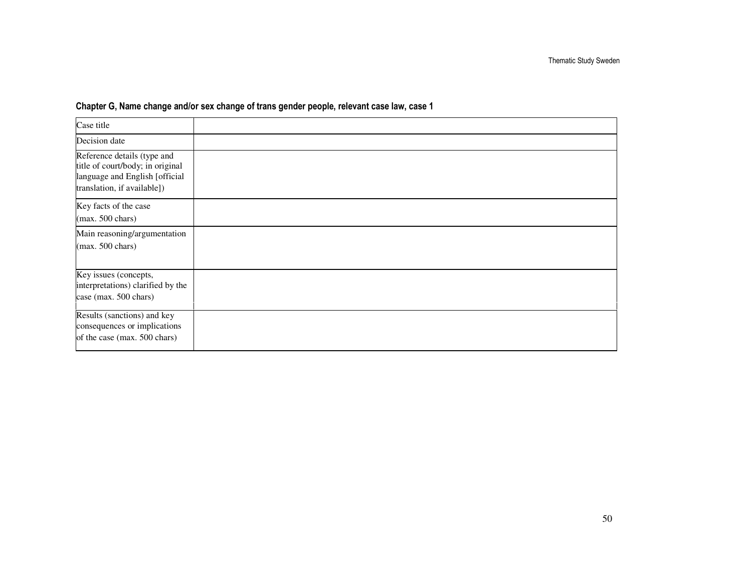**Chapter G, Name change and/or sex change of trans gender people, relevant case law, case 1**

| Case title | |
|---|---|
| Decision date | |
| Reference details (type and title of court/body; in original language and English [official translation, if available]) | |
| Key facts of the case (max. 500 chars) | |
| Main reasoning/argumentation (max. 500 chars) | |
| Key issues (concepts, interpretations) clarified by the case (max. 500 chars) | |
| Results (sanctions) and key consequences or implications of the case (max. 500 chars) | |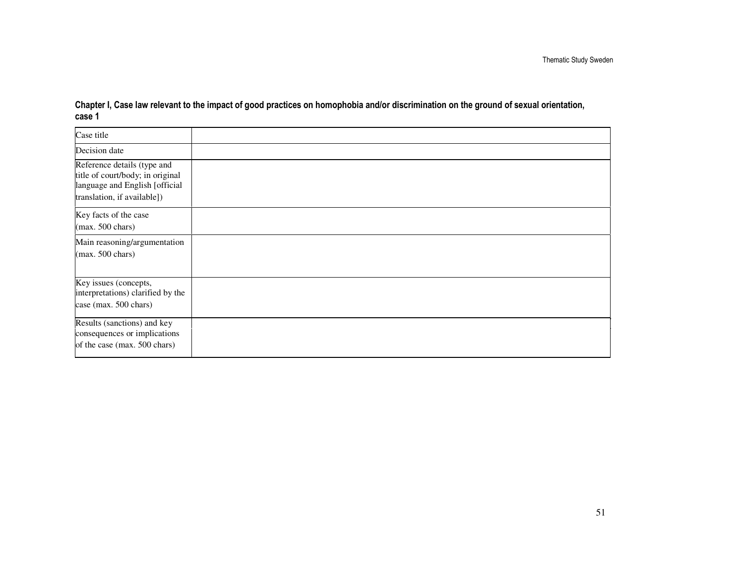**Chapter I, Case law relevant to the impact of good practices on homophobia and/or discrimination on the ground of sexual orientation, case 1**

| Case title | |
|---|---|
| Decision date | |
| Reference details (type and title of court/body; in original language and English [official translation, if available]) | |
| Key facts of the case (max. 500 chars) | |
| Main reasoning/argumentation (max. 500 chars) | |
| Key issues (concepts, interpretations) clarified by the case (max. 500 chars) | |
| Results (sanctions) and key consequences or implications of the case (max. 500 chars) | |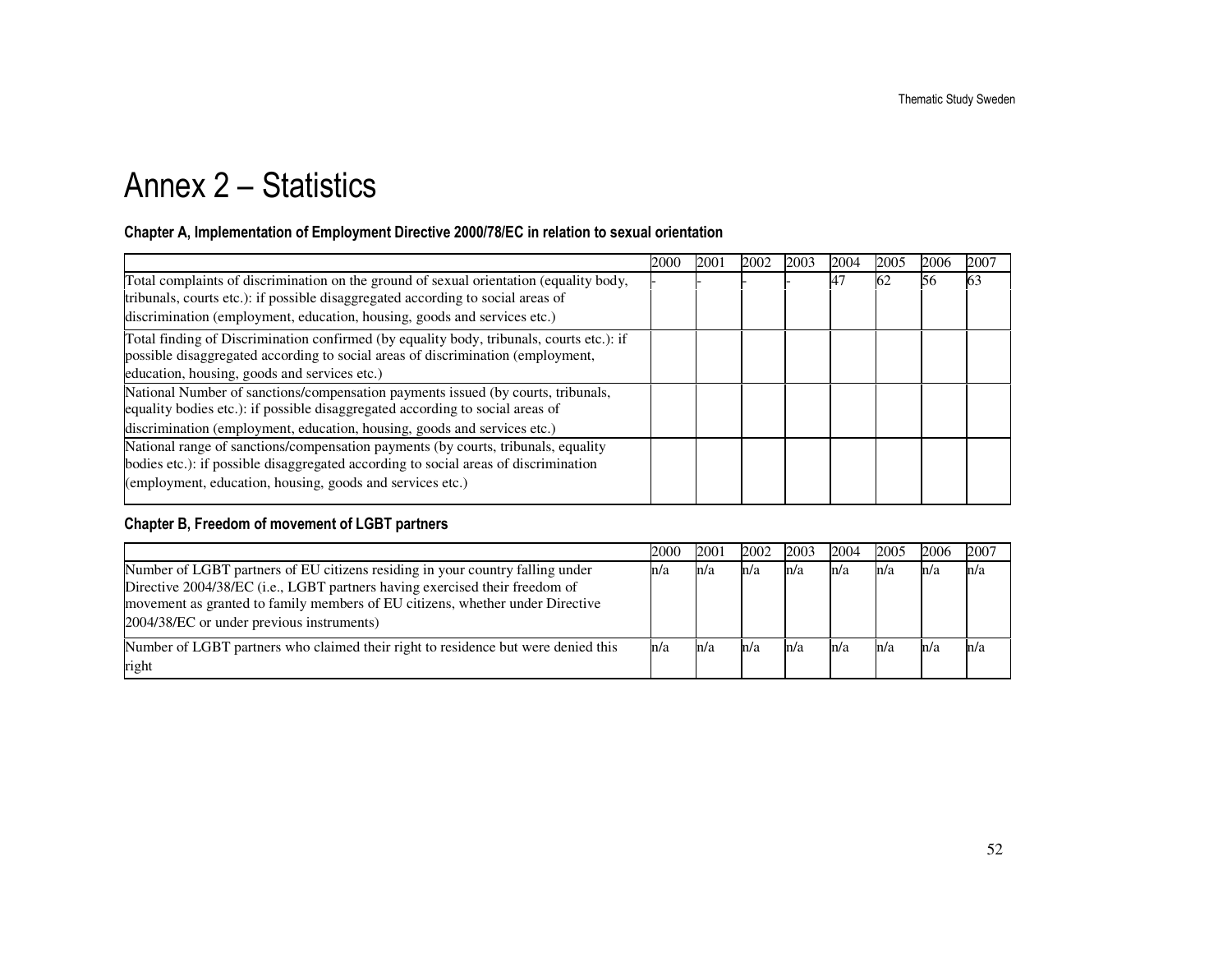# Annex 2 – Statistics

### Chapter A, Implementation of Employment Directive 2000/78/EC in relation to sexual orientation

| | 2000 | 2001 | 2002 | 2003 | 2004 | 2005 | 2006 | 2007 |
|---|---|---|---|---|---|---|---|---|
| Total complaints of discrimination on the ground of sexual orientation (equality body, tribunals, courts etc.): if possible disaggregated according to social areas of discrimination (employment, education, housing, goods and services etc.) | - | - | - | - | 47 | 62 | 56 | 63 |
| Total finding of Discrimination confirmed (by equality body, tribunals, courts etc.): if possible disaggregated according to social areas of discrimination (employment, education, housing, goods and services etc.) | | | | | | | | |
| National Number of sanctions/compensation payments issued (by courts, tribunals, equality bodies etc.): if possible disaggregated according to social areas of discrimination (employment, education, housing, goods and services etc.) | | | | | | | | |
| National range of sanctions/compensation payments (by courts, tribunals, equality bodies etc.): if possible disaggregated according to social areas of discrimination (employment, education, housing, goods and services etc.) | | | | | | | | |

### Chapter B, Freedom of movement of LGBT partners

| | 2000 | 2001 | 2002 | 2003 | 2004 | 2005 | 2006 | 2007 |
|---|---|---|---|---|---|---|---|---|
| Number of LGBT partners of EU citizens residing in your country falling under Directive 2004/38/EC (i.e., LGBT partners having exercised their freedom of movement as granted to family members of EU citizens, whether under Directive 2004/38/EC or under previous instruments) | n/a | n/a | n/a | n/a | n/a | n/a | n/a | n/a |
| Number of LGBT partners who claimed their right to residence but were denied this right | n/a | n/a | n/a | n/a | n/a | n/a | n/a | n/a |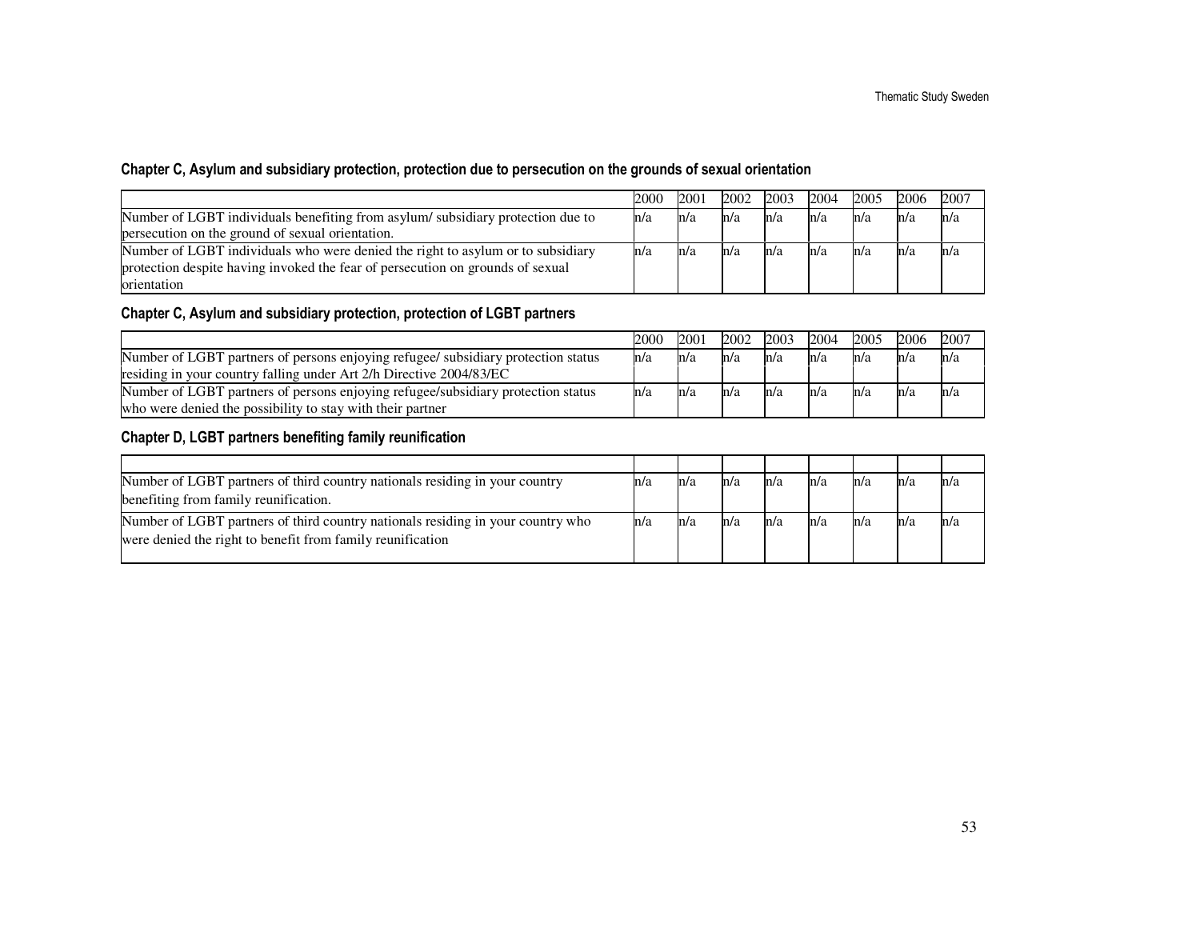### Chapter C, Asylum and subsidiary protection, protection due to persecution on the grounds of sexual orientation

| | 2000 | 2001 | 2002 | 2003 | 2004 | 2005 | 2006 | 2007 |
|---|---|---|---|---|---|---|---|---|
| Number of LGBT individuals benefiting from asylum/ subsidiary protection due to persecution on the ground of sexual orientation. | n/a | n/a | n/a | n/a | n/a | n/a | n/a | n/a |
| Number of LGBT individuals who were denied the right to asylum or to subsidiary protection despite having invoked the fear of persecution on grounds of sexual orientation | n/a | n/a | n/a | n/a | n/a | n/a | n/a | n/a |

### Chapter C, Asylum and subsidiary protection, protection of LGBT partners

| | 2000 | 2001 | 2002 | 2003 | 2004 | 2005 | 2006 | 2007 |
|---|---|---|---|---|---|---|---|---|
| Number of LGBT partners of persons enjoying refugee/ subsidiary protection status residing in your country falling under Art 2/h Directive 2004/83/EC | n/a | n/a | n/a | n/a | n/a | n/a | n/a | n/a |
| Number of LGBT partners of persons enjoying refugee/subsidiary protection status who were denied the possibility to stay with their partner | n/a | n/a | n/a | n/a | n/a | n/a | n/a | n/a |

### Chapter D, LGBT partners benefiting family reunification

| | | | | | | | | |
|---|---|---|---|---|---|---|---|---|
| Number of LGBT partners of third country nationals residing in your country benefiting from family reunification. | n/a | n/a | n/a | n/a | n/a | n/a | n/a | n/a |
| Number of LGBT partners of third country nationals residing in your country who were denied the right to benefit from family reunification | n/a | n/a | n/a | n/a | n/a | n/a | n/a | n/a |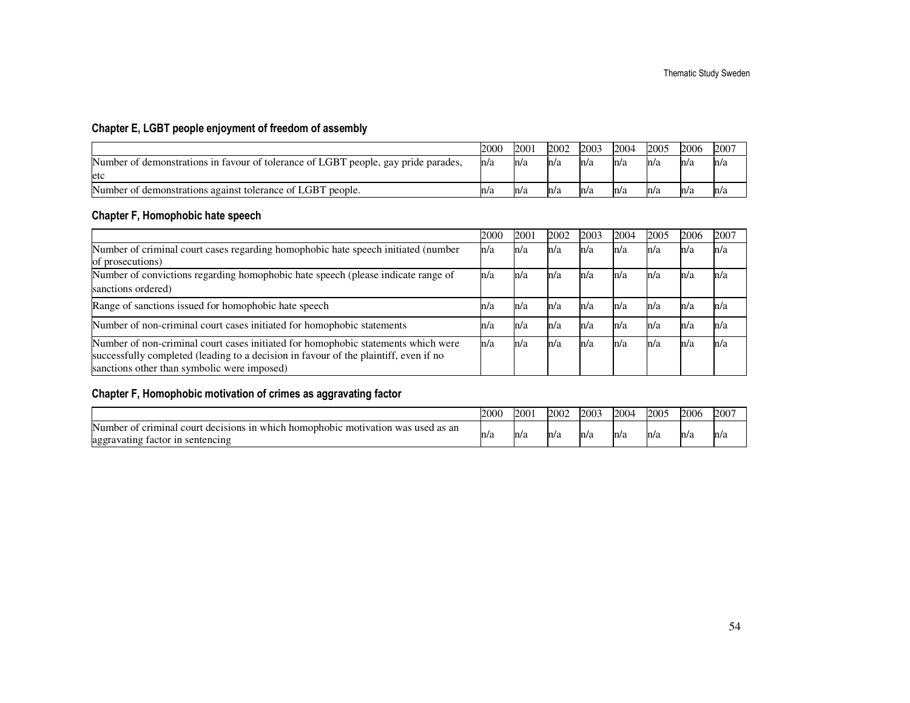### Chapter E, LGBT people enjoyment of freedom of assembly

| | 2000 | 2001 | 2002 | 2003 | 2004 | 2005 | 2006 | 2007 |
|---|---|---|---|---|---|---|---|---|
| Number of demonstrations in favour of tolerance of LGBT people, gay pride parades, etc | n/a | n/a | n/a | n/a | n/a | n/a | n/a | n/a |
| Number of demonstrations against tolerance of LGBT people. | n/a | n/a | n/a | n/a | n/a | n/a | n/a | n/a |

### Chapter F, Homophobic hate speech

| | 2000 | 2001 | 2002 | 2003 | 2004 | 2005 | 2006 | 2007 |
|---|---|---|---|---|---|---|---|---|
| Number of criminal court cases regarding homophobic hate speech initiated (number of prosecutions) | n/a | n/a | n/a | n/a | n/a | n/a | n/a | n/a |
| Number of convictions regarding homophobic hate speech (please indicate range of sanctions ordered) | n/a | n/a | n/a | n/a | n/a | n/a | n/a | n/a |
| Range of sanctions issued for homophobic hate speech | n/a | n/a | n/a | n/a | n/a | n/a | n/a | n/a |
| Number of non-criminal court cases initiated for homophobic statements | n/a | n/a | n/a | n/a | n/a | n/a | n/a | n/a |
| Number of non-criminal court cases initiated for homophobic statements which were successfully completed (leading to a decision in favour of the plaintiff, even if no sanctions other than symbolic were imposed) | n/a | n/a | n/a | n/a | n/a | n/a | n/a | n/a |

### Chapter F, Homophobic motivation of crimes as aggravating factor

| | 2000 | 2001 | 2002 | 2003 | 2004 | 2005 | 2006 | 2007 |
|---|---|---|---|---|---|---|---|---|
| Number of criminal court decisions in which homophobic motivation was used as an aggravating factor in sentencing | n/a | n/a | n/a | n/a | n/a | n/a | n/a | n/a |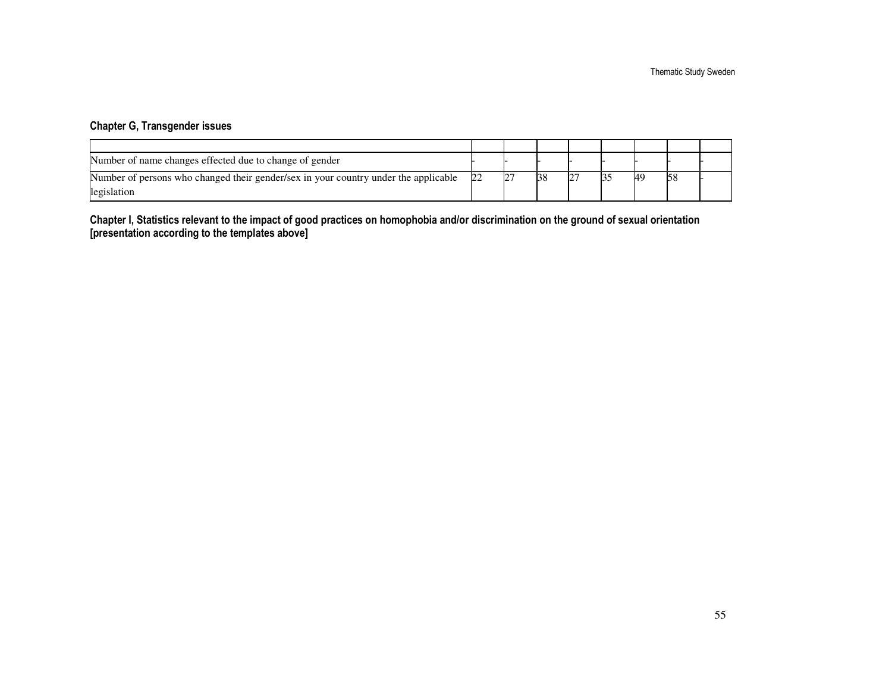### Chapter G, Transgender issues

| | | | | | | | | |
|---|---|---|---|---|---|---|---|---|
| Number of name changes effected due to change of gender | - | - | - | - | - | - | - | - |
| Number of persons who changed their gender/sex in your country under the applicable legislation | 22 | 27 | 38 | 27 | 35 | 49 | 58 | - |

### Chapter I, Statistics relevant to the impact of good practices on homophobia and/or discrimination on the ground of sexual orientation [presentation according to the templates above]